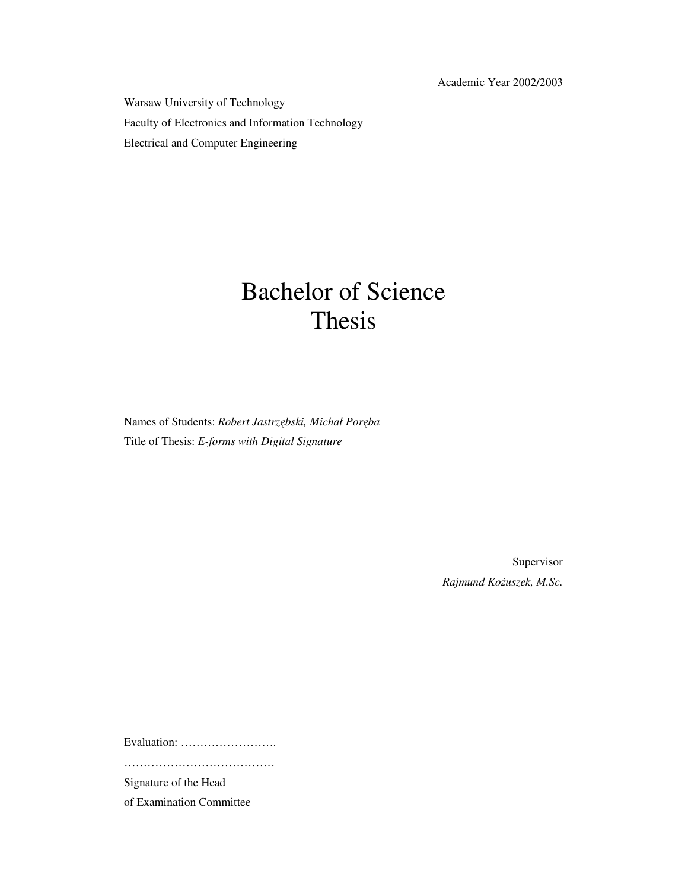Academic Year 2002/2003

Warsaw University of Technology

Faculty of Electronics and Information Technology

Electrical and Computer Engineering

# Bachelor of Science Thesis

Names of Students: *Robert Jastrzębski, Michał Poręba*

Title of Thesis: *E-forms with Digital Signature*

Supervisor

*Rajmund Kożuszek, M.Sc.*

Evaluation: …………………….

…………………………………

Signature of the Head

of Examination Committee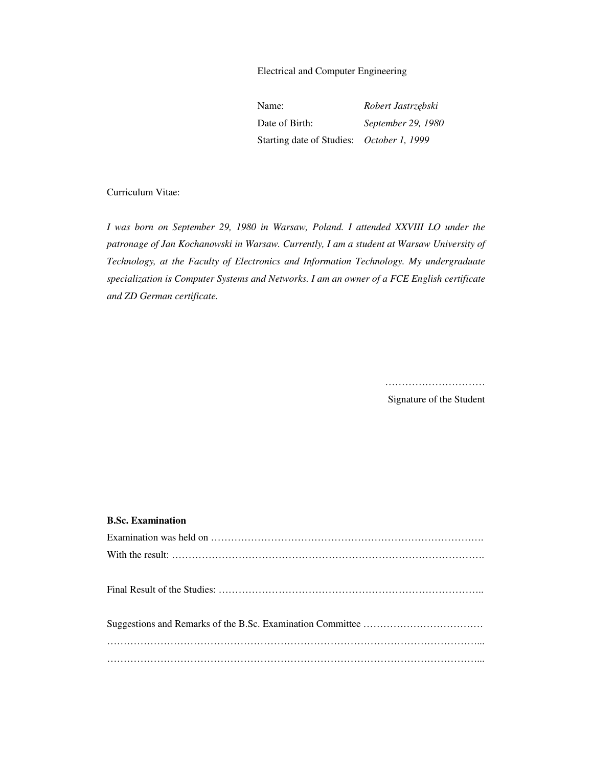Electrical and Computer Engineering

| | |
|---|---|
| Name: | *Robert Jastrzębski* |
| Date of Birth: | *September 29, 1980* |
| Starting date of Studies: | *October 1, 1999* |

Curriculum Vitae:

*I was born on September 29, 1980 in Warsaw, Poland. I attended XXVIII LO under the patronage of Jan Kochanowski in Warsaw. Currently, I am a student at Warsaw University of Technology, at the Faculty of Electronics and Information Technology. My undergraduate specialization is Computer Systems and Networks. I am an owner of a FCE English certificate and ZD German certificate.*

…………………………

Signature of the Student

**B.Sc. Examination**

Examination was held on ……………………………………………………………………….

With the result: ………………………………………………………………………………….

Final Result of the Studies: ……………………………………………………………………..

Suggestions and Remarks of the B.Sc. Examination Committee ………………………………

…………………………………………………………………………………………………...

…………………………………………………………………………………………………...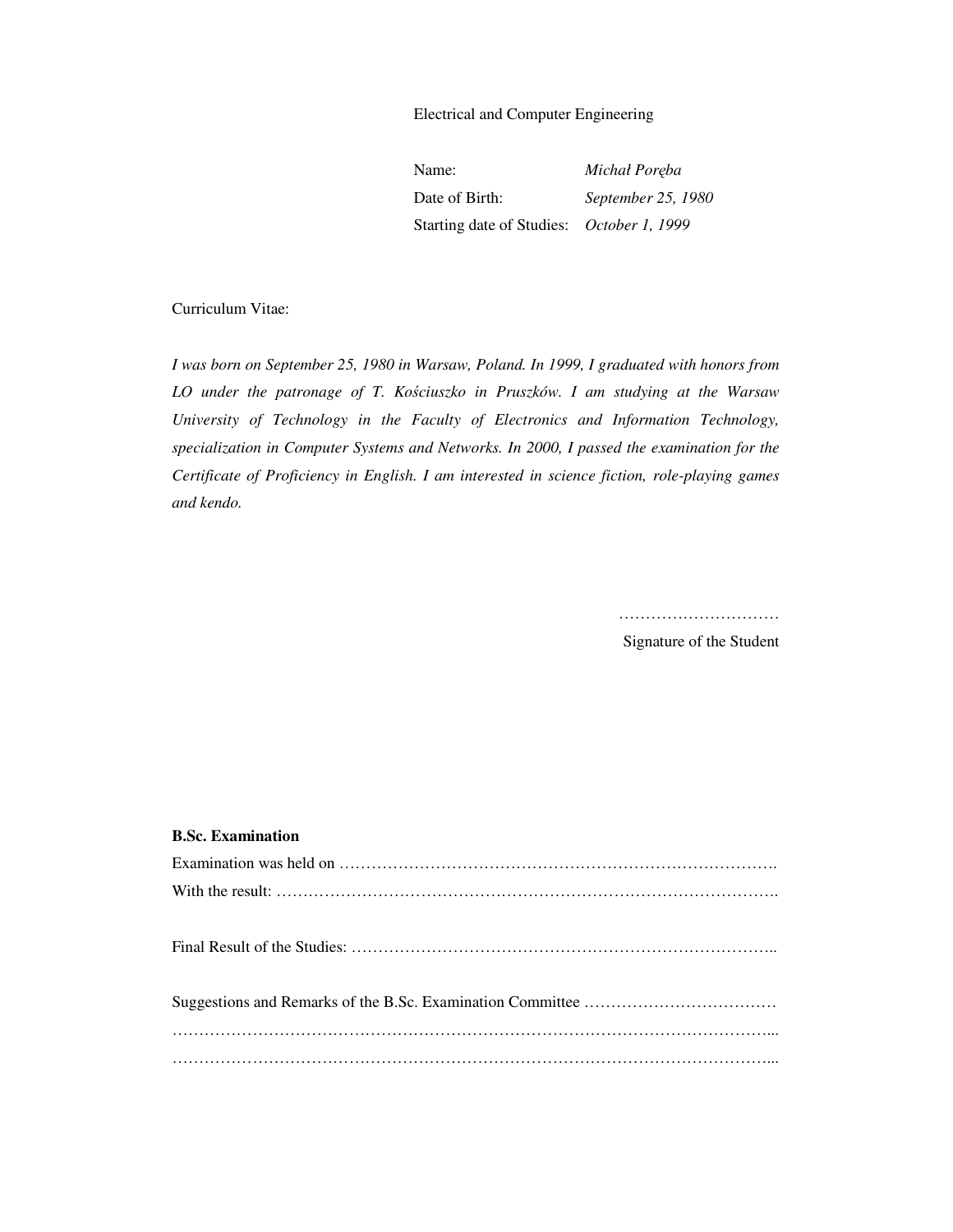Electrical and Computer Engineering

| | |
|---|---|
| Name: | *Michał Poręba* |
| Date of Birth: | *September 25, 1980* |
| Starting date of Studies: | *October 1, 1999* |

Curriculum Vitae:

*I was born on September 25, 1980 in Warsaw, Poland. In 1999, I graduated with honors from LO under the patronage of T. Kościuszko in Pruszków. I am studying at the Warsaw University of Technology in the Faculty of Electronics and Information Technology, specialization in Computer Systems and Networks. In 2000, I passed the examination for the Certificate of Proficiency in English. I am interested in science fiction, role-playing games and kendo.*

…………………………

Signature of the Student

**B.Sc. Examination**

Examination was held on ……………………………………………………………………….

With the result: ……………………………………………………………………………….

Final Result of the Studies: ……………………………………………………………………..

Suggestions and Remarks of the B.Sc. Examination Committee ………………………………

……………………………………………………………………………………………………...

……………………………………………………………………………………………………...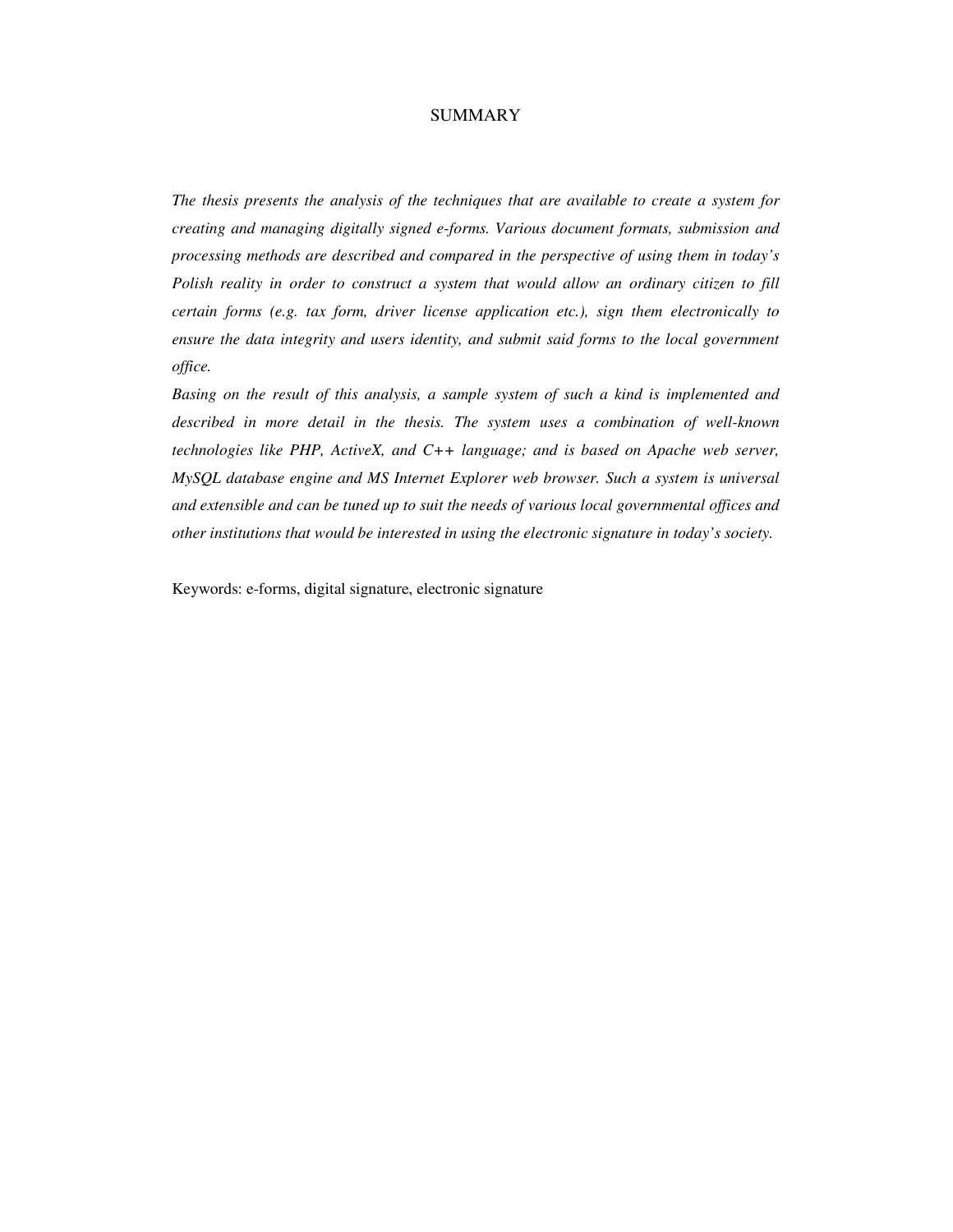# SUMMARY

*The thesis presents the analysis of the techniques that are available to create a system for creating and managing digitally signed e-forms. Various document formats, submission and processing methods are described and compared in the perspective of using them in today's Polish reality in order to construct a system that would allow an ordinary citizen to fill certain forms (e.g. tax form, driver license application etc.), sign them electronically to ensure the data integrity and users identity, and submit said forms to the local government office.*

*Basing on the result of this analysis, a sample system of such a kind is implemented and described in more detail in the thesis. The system uses a combination of well-known technologies like PHP, ActiveX, and C++ language; and is based on Apache web server, MySQL database engine and MS Internet Explorer web browser. Such a system is universal and extensible and can be tuned up to suit the needs of various local governmental offices and other institutions that would be interested in using the electronic signature in today's society.*

Keywords: e-forms, digital signature, electronic signature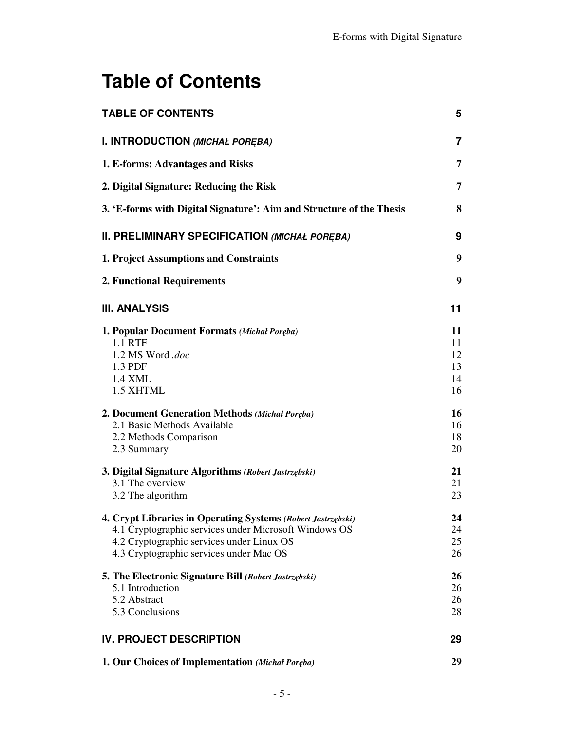# Table of Contents

| | |
|---|---|
| **TABLE OF CONTENTS** | **5** |
| **I. INTRODUCTION** ***(MICHAŁ PORĘBA)*** | **7** |
| **1. E-forms: Advantages and Risks** | **7** |
| **2. Digital Signature: Reducing the Risk** | **7** |
| **3. 'E-forms with Digital Signature': Aim and Structure of the Thesis** | **8** |
| **II. PRELIMINARY SPECIFICATION** ***(MICHAŁ PORĘBA)*** | **9** |
| **1. Project Assumptions and Constraints** | **9** |
| **2. Functional Requirements** | **9** |
| **III. ANALYSIS** | **11** |
| **1. Popular Document Formats** ***(Michał Poręba)*** | **11** |
| 1.1 RTF | 11 |
| 1.2 MS Word *.doc* | 12 |
| 1.3 PDF | 13 |
| 1.4 XML | 14 |
| 1.5 XHTML | 16 |
| **2. Document Generation Methods** ***(Michał Poręba)*** | **16** |
| 2.1 Basic Methods Available | 16 |
| 2.2 Methods Comparison | 18 |
| 2.3 Summary | 20 |
| **3. Digital Signature Algorithms** ***(Robert Jastrzębski)*** | **21** |
| 3.1 The overview | 21 |
| 3.2 The algorithm | 23 |
| **4. Crypt Libraries in Operating Systems** ***(Robert Jastrzębski)*** | **24** |
| 4.1 Cryptographic services under Microsoft Windows OS | 24 |
| 4.2 Cryptographic services under Linux OS | 25 |
| 4.3 Cryptographic services under Mac OS | 26 |
| **5. The Electronic Signature Bill** ***(Robert Jastrzębski)*** | **26** |
| 5.1 Introduction | 26 |
| 5.2 Abstract | 26 |
| 5.3 Conclusions | 28 |
| **IV. PROJECT DESCRIPTION** | **29** |
| **1. Our Choices of Implementation** ***(Michał Poręba)*** | **29** |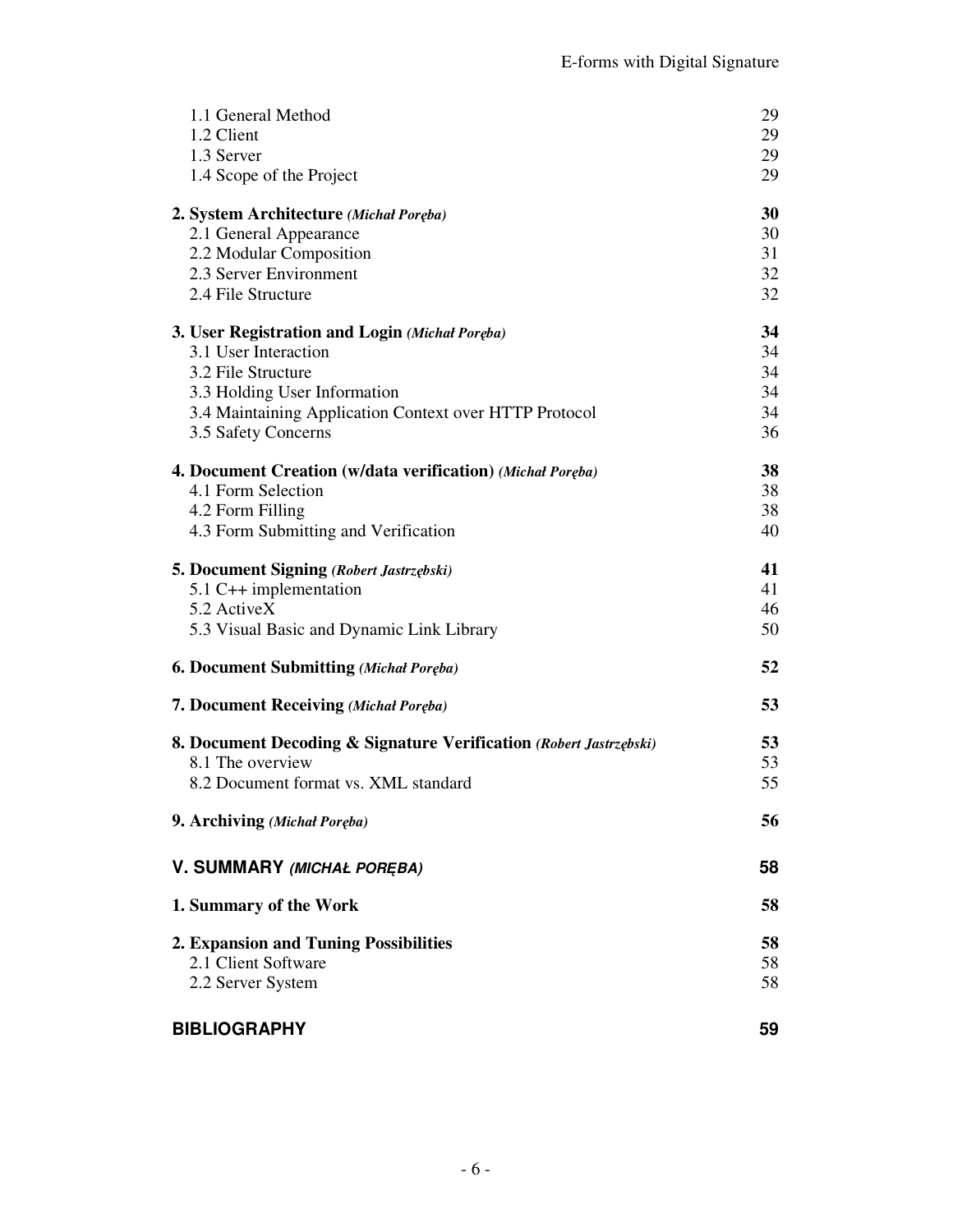1.1 General Method 29
1.2 Client 29
1.3 Server 29
1.4 Scope of the Project 29

**2. System Architecture** ***(Michał Poręba)*** **30**
2.1 General Appearance 30
2.2 Modular Composition 31
2.3 Server Environment 32
2.4 File Structure 32

**3. User Registration and Login** ***(Michał Poręba)*** **34**
3.1 User Interaction 34
3.2 File Structure 34
3.3 Holding User Information 34
3.4 Maintaining Application Context over HTTP Protocol 34
3.5 Safety Concerns 36

**4. Document Creation (w/data verification)** ***(Michał Poręba)*** **38**
4.1 Form Selection 38
4.2 Form Filling 38
4.3 Form Submitting and Verification 40

**5. Document Signing** ***(Robert Jastrzębski)*** **41**
5.1 C++ implementation 41
5.2 ActiveX 46
5.3 Visual Basic and Dynamic Link Library 50

**6. Document Submitting** ***(Michał Poręba)*** **52**

**7. Document Receiving** ***(Michał Poręba)*** **53**

**8. Document Decoding & Signature Verification** ***(Robert Jastrzębski)*** **53**
8.1 The overview 53
8.2 Document format vs. XML standard 55

**9. Archiving** ***(Michał Poręba)*** **56**

**V. SUMMARY** ***(MICHAŁ PORĘBA)*** **58**

**1. Summary of the Work** **58**

**2. Expansion and Tuning Possibilities** **58**
2.1 Client Software 58
2.2 Server System 58

**BIBLIOGRAPHY** **59**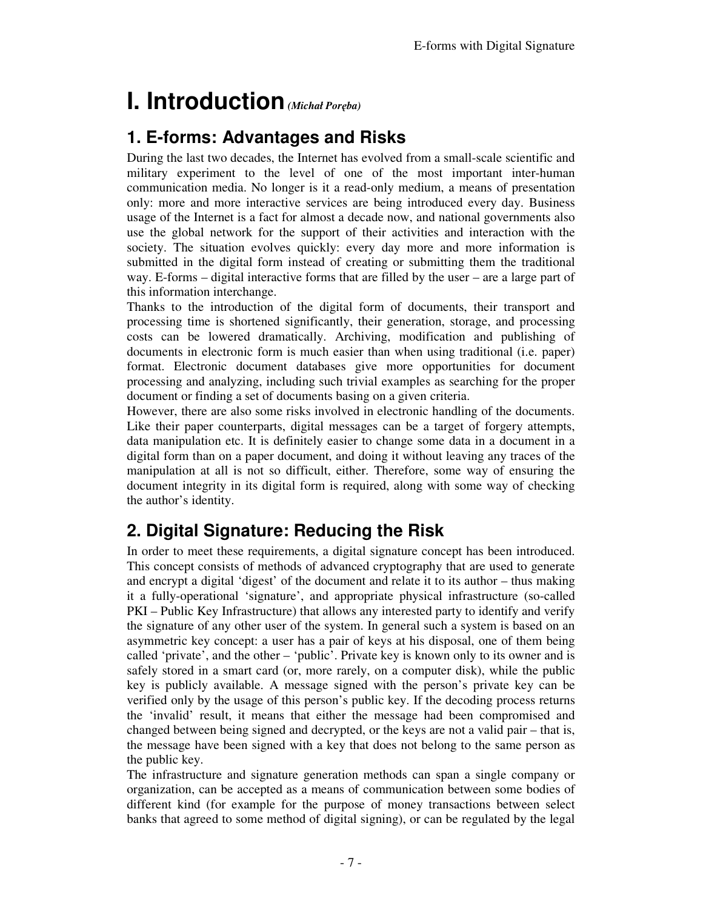# I. Introduction *(Michał Poręba)*

## 1. E-forms: Advantages and Risks

During the last two decades, the Internet has evolved from a small-scale scientific and military experiment to the level of one of the most important inter-human communication media. No longer is it a read-only medium, a means of presentation only: more and more interactive services are being introduced every day. Business usage of the Internet is a fact for almost a decade now, and national governments also use the global network for the support of their activities and interaction with the society. The situation evolves quickly: every day more and more information is submitted in the digital form instead of creating or submitting them the traditional way. E-forms – digital interactive forms that are filled by the user – are a large part of this information interchange.

Thanks to the introduction of the digital form of documents, their transport and processing time is shortened significantly, their generation, storage, and processing costs can be lowered dramatically. Archiving, modification and publishing of documents in electronic form is much easier than when using traditional (i.e. paper) format. Electronic document databases give more opportunities for document processing and analyzing, including such trivial examples as searching for the proper document or finding a set of documents basing on a given criteria.

However, there are also some risks involved in electronic handling of the documents. Like their paper counterparts, digital messages can be a target of forgery attempts, data manipulation etc. It is definitely easier to change some data in a document in a digital form than on a paper document, and doing it without leaving any traces of the manipulation at all is not so difficult, either. Therefore, some way of ensuring the document integrity in its digital form is required, along with some way of checking the author's identity.

## 2. Digital Signature: Reducing the Risk

In order to meet these requirements, a digital signature concept has been introduced. This concept consists of methods of advanced cryptography that are used to generate and encrypt a digital 'digest' of the document and relate it to its author – thus making it a fully-operational 'signature', and appropriate physical infrastructure (so-called PKI – Public Key Infrastructure) that allows any interested party to identify and verify the signature of any other user of the system. In general such a system is based on an asymmetric key concept: a user has a pair of keys at his disposal, one of them being called 'private', and the other – 'public'. Private key is known only to its owner and is safely stored in a smart card (or, more rarely, on a computer disk), while the public key is publicly available. A message signed with the person's private key can be verified only by the usage of this person's public key. If the decoding process returns the 'invalid' result, it means that either the message had been compromised and changed between being signed and decrypted, or the keys are not a valid pair – that is, the message have been signed with a key that does not belong to the same person as the public key.

The infrastructure and signature generation methods can span a single company or organization, can be accepted as a means of communication between some bodies of different kind (for example for the purpose of money transactions between select banks that agreed to some method of digital signing), or can be regulated by the legal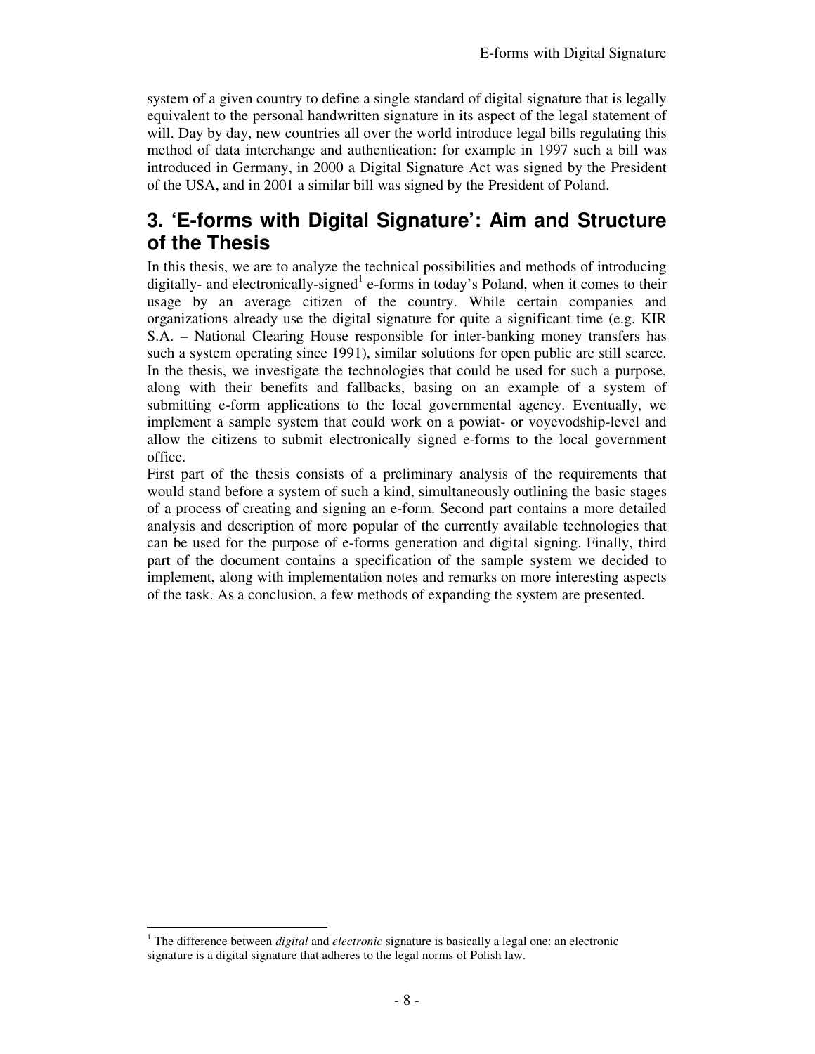system of a given country to define a single standard of digital signature that is legally equivalent to the personal handwritten signature in its aspect of the legal statement of will. Day by day, new countries all over the world introduce legal bills regulating this method of data interchange and authentication: for example in 1997 such a bill was introduced in Germany, in 2000 a Digital Signature Act was signed by the President of the USA, and in 2001 a similar bill was signed by the President of Poland.

## 3. 'E-forms with Digital Signature': Aim and Structure of the Thesis

In this thesis, we are to analyze the technical possibilities and methods of introducing digitally- and electronically-signed[1] e-forms in today's Poland, when it comes to their usage by an average citizen of the country. While certain companies and organizations already use the digital signature for quite a significant time (e.g. KIR S.A. – National Clearing House responsible for inter-banking money transfers has such a system operating since 1991), similar solutions for open public are still scarce. In the thesis, we investigate the technologies that could be used for such a purpose, along with their benefits and fallbacks, basing on an example of a system of submitting e-form applications to the local governmental agency. Eventually, we implement a sample system that could work on a powiat- or voyevodship-level and allow the citizens to submit electronically signed e-forms to the local government office.

First part of the thesis consists of a preliminary analysis of the requirements that would stand before a system of such a kind, simultaneously outlining the basic stages of a process of creating and signing an e-form. Second part contains a more detailed analysis and description of more popular of the currently available technologies that can be used for the purpose of e-forms generation and digital signing. Finally, third part of the document contains a specification of the sample system we decided to implement, along with implementation notes and remarks on more interesting aspects of the task. As a conclusion, a few methods of expanding the system are presented.

[1] The difference between *digital* and *electronic* signature is basically a legal one: an electronic signature is a digital signature that adheres to the legal norms of Polish law.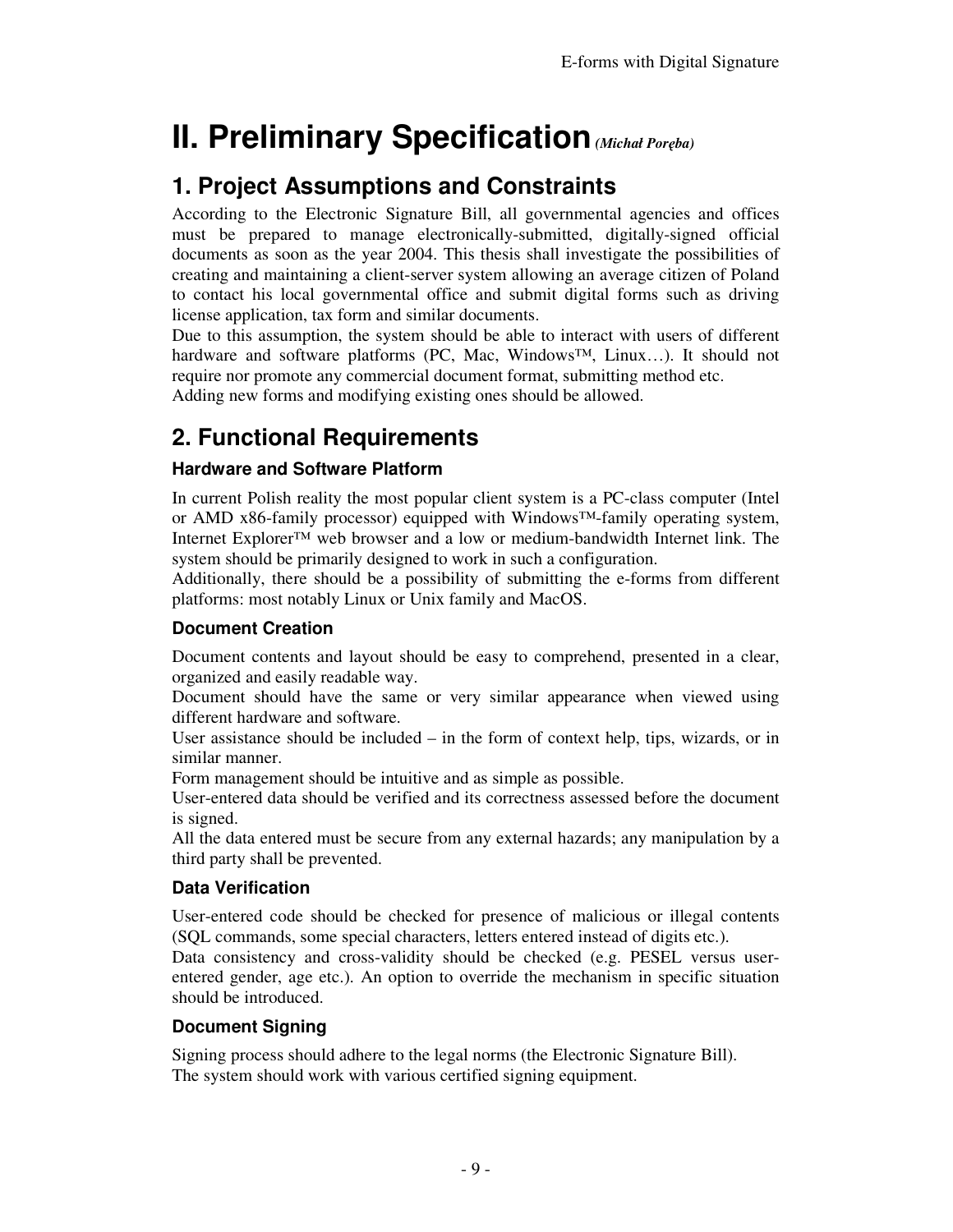# II. Preliminary Specification *(Michał Poręba)*

## 1. Project Assumptions and Constraints

According to the Electronic Signature Bill, all governmental agencies and offices must be prepared to manage electronically-submitted, digitally-signed official documents as soon as the year 2004. This thesis shall investigate the possibilities of creating and maintaining a client-server system allowing an average citizen of Poland to contact his local governmental office and submit digital forms such as driving license application, tax form and similar documents.

Due to this assumption, the system should be able to interact with users of different hardware and software platforms (PC, Mac, Windows™, Linux…). It should not require nor promote any commercial document format, submitting method etc.

Adding new forms and modifying existing ones should be allowed.

## 2. Functional Requirements

### Hardware and Software Platform

In current Polish reality the most popular client system is a PC-class computer (Intel or AMD x86-family processor) equipped with Windows™-family operating system, Internet Explorer™ web browser and a low or medium-bandwidth Internet link. The system should be primarily designed to work in such a configuration.

Additionally, there should be a possibility of submitting the e-forms from different platforms: most notably Linux or Unix family and MacOS.

### Document Creation

Document contents and layout should be easy to comprehend, presented in a clear, organized and easily readable way.

Document should have the same or very similar appearance when viewed using different hardware and software.

User assistance should be included – in the form of context help, tips, wizards, or in similar manner.

Form management should be intuitive and as simple as possible.

User-entered data should be verified and its correctness assessed before the document is signed.

All the data entered must be secure from any external hazards; any manipulation by a third party shall be prevented.

### Data Verification

User-entered code should be checked for presence of malicious or illegal contents (SQL commands, some special characters, letters entered instead of digits etc.).

Data consistency and cross-validity should be checked (e.g. PESEL versus user-entered gender, age etc.). An option to override the mechanism in specific situation should be introduced.

### Document Signing

Signing process should adhere to the legal norms (the Electronic Signature Bill).

The system should work with various certified signing equipment.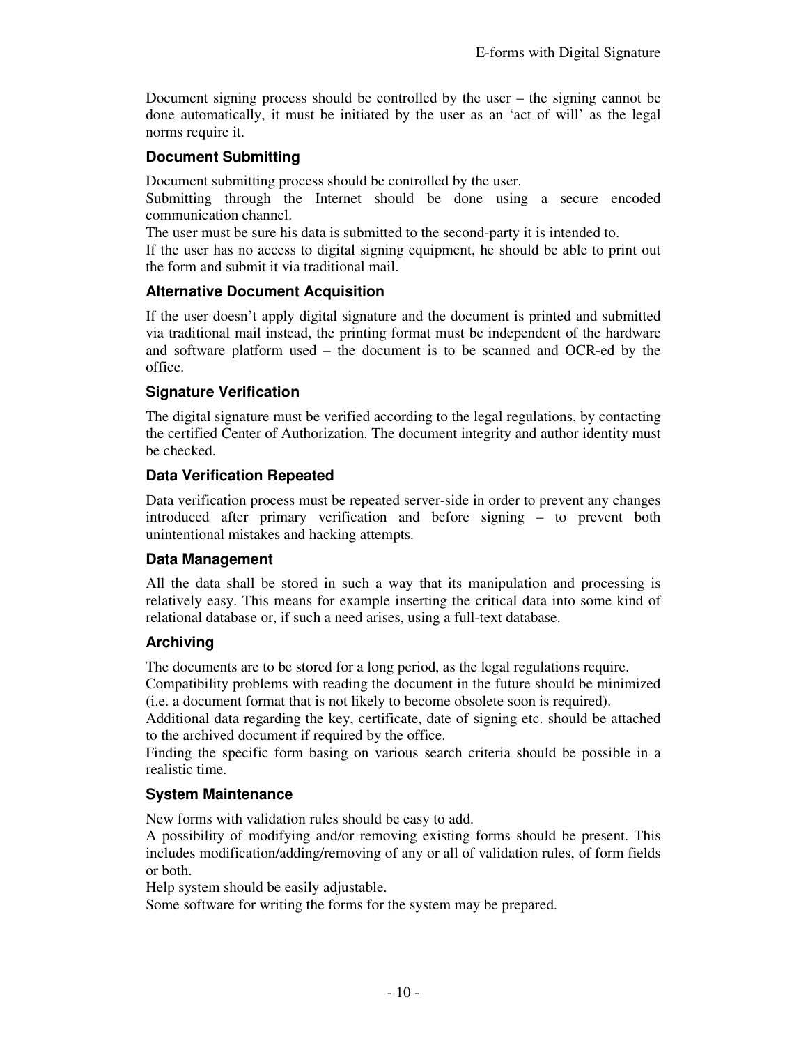Document signing process should be controlled by the user – the signing cannot be done automatically, it must be initiated by the user as an 'act of will' as the legal norms require it.

### Document Submitting

Document submitting process should be controlled by the user.
Submitting through the Internet should be done using a secure encoded communication channel.
The user must be sure his data is submitted to the second-party it is intended to.
If the user has no access to digital signing equipment, he should be able to print out the form and submit it via traditional mail.

### Alternative Document Acquisition

If the user doesn't apply digital signature and the document is printed and submitted via traditional mail instead, the printing format must be independent of the hardware and software platform used – the document is to be scanned and OCR-ed by the office.

### Signature Verification

The digital signature must be verified according to the legal regulations, by contacting the certified Center of Authorization. The document integrity and author identity must be checked.

### Data Verification Repeated

Data verification process must be repeated server-side in order to prevent any changes introduced after primary verification and before signing – to prevent both unintentional mistakes and hacking attempts.

### Data Management

All the data shall be stored in such a way that its manipulation and processing is relatively easy. This means for example inserting the critical data into some kind of relational database or, if such a need arises, using a full-text database.

### Archiving

The documents are to be stored for a long period, as the legal regulations require.
Compatibility problems with reading the document in the future should be minimized (i.e. a document format that is not likely to become obsolete soon is required).
Additional data regarding the key, certificate, date of signing etc. should be attached to the archived document if required by the office.
Finding the specific form basing on various search criteria should be possible in a realistic time.

### System Maintenance

New forms with validation rules should be easy to add.
A possibility of modifying and/or removing existing forms should be present. This includes modification/adding/removing of any or all of validation rules, of form fields or both.
Help system should be easily adjustable.
Some software for writing the forms for the system may be prepared.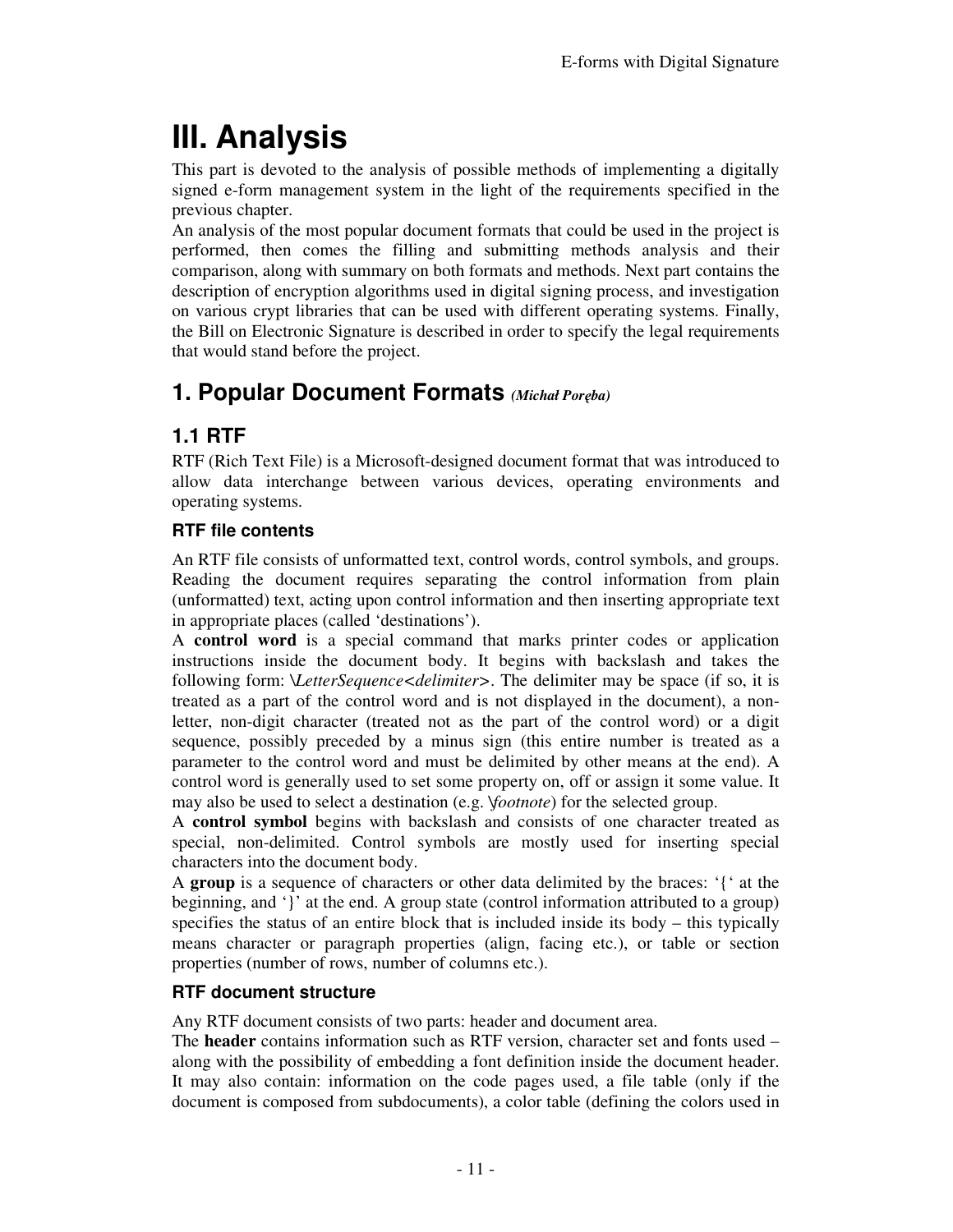# III. Analysis

This part is devoted to the analysis of possible methods of implementing a digitally signed e-form management system in the light of the requirements specified in the previous chapter.
An analysis of the most popular document formats that could be used in the project is performed, then comes the filling and submitting methods analysis and their comparison, along with summary on both formats and methods. Next part contains the description of encryption algorithms used in digital signing process, and investigation on various crypt libraries that can be used with different operating systems. Finally, the Bill on Electronic Signature is described in order to specify the legal requirements that would stand before the project.

## 1. Popular Document Formats *(Michał Poręba)*

### 1.1 RTF

RTF (Rich Text File) is a Microsoft-designed document format that was introduced to allow data interchange between various devices, operating environments and operating systems.

#### RTF file contents

An RTF file consists of unformatted text, control words, control symbols, and groups. Reading the document requires separating the control information from plain (unformatted) text, acting upon control information and then inserting appropriate text in appropriate places (called 'destinations').
A **control word** is a special command that marks printer codes or application instructions inside the document body. It begins with backslash and takes the following form: *\LetterSequence<delimiter>*. The delimiter may be space (if so, it is treated as a part of the control word and is not displayed in the document), a non-letter, non-digit character (treated not as the part of the control word) or a digit sequence, possibly preceded by a minus sign (this entire number is treated as a parameter to the control word and must be delimited by other means at the end). A control word is generally used to set some property on, off or assign it some value. It may also be used to select a destination (e.g. *\footnote*) for the selected group.
A **control symbol** begins with backslash and consists of one character treated as special, non-delimited. Control symbols are mostly used for inserting special characters into the document body.
A **group** is a sequence of characters or other data delimited by the braces: '{' at the beginning, and '}' at the end. A group state (control information attributed to a group) specifies the status of an entire block that is included inside its body – this typically means character or paragraph properties (align, facing etc.), or table or section properties (number of rows, number of columns etc.).

#### RTF document structure

Any RTF document consists of two parts: header and document area.
The **header** contains information such as RTF version, character set and fonts used – along with the possibility of embedding a font definition inside the document header. It may also contain: information on the code pages used, a file table (only if the document is composed from subdocuments), a color table (defining the colors used in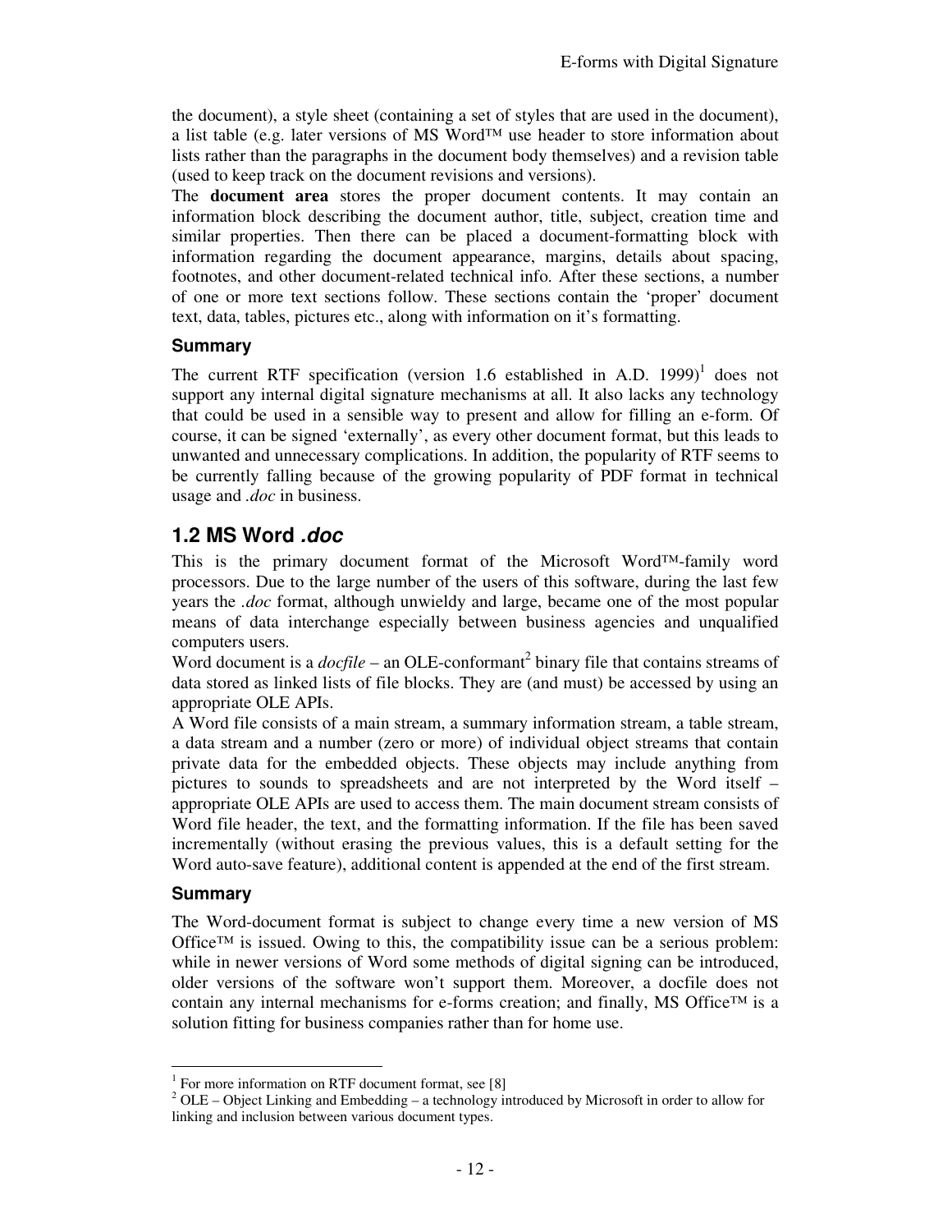the document), a style sheet (containing a set of styles that are used in the document), a list table (e.g. later versions of MS Word™ use header to store information about lists rather than the paragraphs in the document body themselves) and a revision table (used to keep track on the document revisions and versions).

The **document area** stores the proper document contents. It may contain an information block describing the document author, title, subject, creation time and similar properties. Then there can be placed a document-formatting block with information regarding the document appearance, margins, details about spacing, footnotes, and other document-related technical info. After these sections, a number of one or more text sections follow. These sections contain the 'proper' document text, data, tables, pictures etc., along with information on it's formatting.

### Summary

The current RTF specification (version 1.6 established in A.D. 1999)[1] does not support any internal digital signature mechanisms at all. It also lacks any technology that could be used in a sensible way to present and allow for filling an e-form. Of course, it can be signed 'externally', as every other document format, but this leads to unwanted and unnecessary complications. In addition, the popularity of RTF seems to be currently falling because of the growing popularity of PDF format in technical usage and *.doc* in business.

## 1.2 MS Word *.doc*

This is the primary document format of the Microsoft Word™-family word processors. Due to the large number of the users of this software, during the last few years the *.doc* format, although unwieldy and large, became one of the most popular means of data interchange especially between business agencies and unqualified computers users.

Word document is a *docfile* – an OLE-conformant[2] binary file that contains streams of data stored as linked lists of file blocks. They are (and must) be accessed by using an appropriate OLE APIs.

A Word file consists of a main stream, a summary information stream, a table stream, a data stream and a number (zero or more) of individual object streams that contain private data for the embedded objects. These objects may include anything from pictures to sounds to spreadsheets and are not interpreted by the Word itself – appropriate OLE APIs are used to access them. The main document stream consists of Word file header, the text, and the formatting information. If the file has been saved incrementally (without erasing the previous values, this is a default setting for the Word auto-save feature), additional content is appended at the end of the first stream.

### Summary

The Word-document format is subject to change every time a new version of MS Office™ is issued. Owing to this, the compatibility issue can be a serious problem: while in newer versions of Word some methods of digital signing can be introduced, older versions of the software won't support them. Moreover, a docfile does not contain any internal mechanisms for e-forms creation; and finally, MS Office™ is a solution fitting for business companies rather than for home use.

---

[1] For more information on RTF document format, see [8]

[2] OLE – Object Linking and Embedding – a technology introduced by Microsoft in order to allow for linking and inclusion between various document types.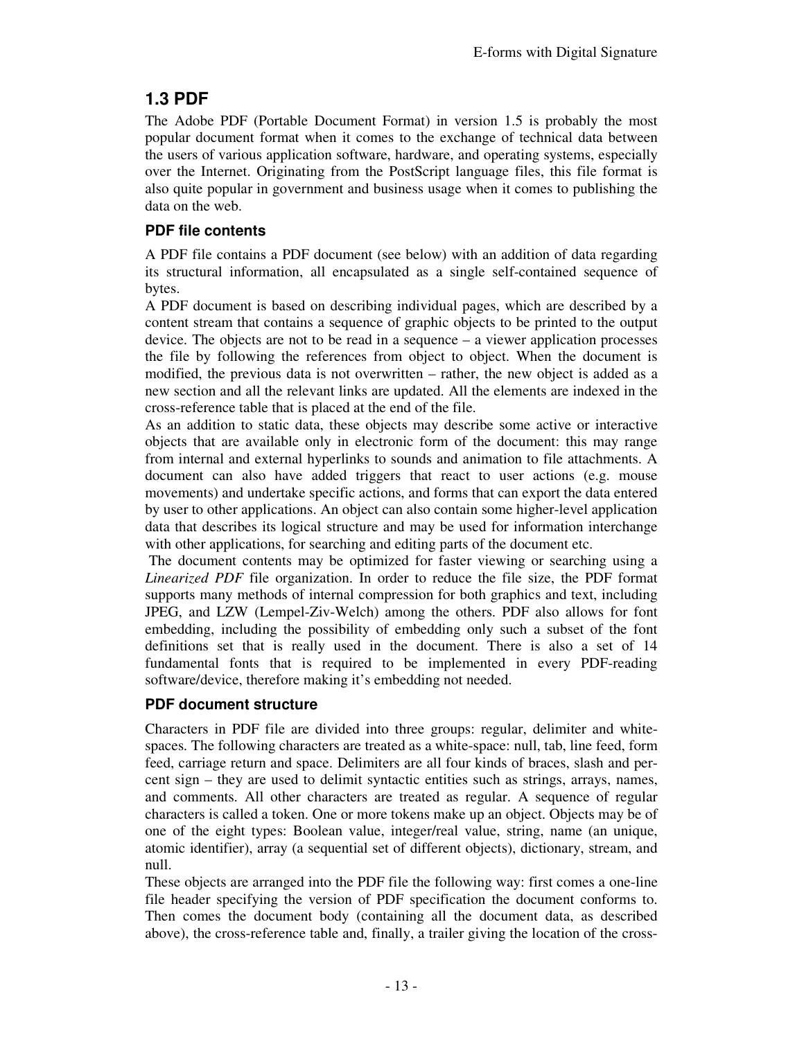## 1.3 PDF

The Adobe PDF (Portable Document Format) in version 1.5 is probably the most popular document format when it comes to the exchange of technical data between the users of various application software, hardware, and operating systems, especially over the Internet. Originating from the PostScript language files, this file format is also quite popular in government and business usage when it comes to publishing the data on the web.

### PDF file contents

A PDF file contains a PDF document (see below) with an addition of data regarding its structural information, all encapsulated as a single self-contained sequence of bytes.

A PDF document is based on describing individual pages, which are described by a content stream that contains a sequence of graphic objects to be printed to the output device. The objects are not to be read in a sequence – a viewer application processes the file by following the references from object to object. When the document is modified, the previous data is not overwritten – rather, the new object is added as a new section and all the relevant links are updated. All the elements are indexed in the cross-reference table that is placed at the end of the file.

As an addition to static data, these objects may describe some active or interactive objects that are available only in electronic form of the document: this may range from internal and external hyperlinks to sounds and animation to file attachments. A document can also have added triggers that react to user actions (e.g. mouse movements) and undertake specific actions, and forms that can export the data entered by user to other applications. An object can also contain some higher-level application data that describes its logical structure and may be used for information interchange with other applications, for searching and editing parts of the document etc.

The document contents may be optimized for faster viewing or searching using a *Linearized PDF* file organization. In order to reduce the file size, the PDF format supports many methods of internal compression for both graphics and text, including JPEG, and LZW (Lempel-Ziv-Welch) among the others. PDF also allows for font embedding, including the possibility of embedding only such a subset of the font definitions set that is really used in the document. There is also a set of 14 fundamental fonts that is required to be implemented in every PDF-reading software/device, therefore making it's embedding not needed.

### PDF document structure

Characters in PDF file are divided into three groups: regular, delimiter and white-spaces. The following characters are treated as a white-space: null, tab, line feed, form feed, carriage return and space. Delimiters are all four kinds of braces, slash and per-cent sign – they are used to delimit syntactic entities such as strings, arrays, names, and comments. All other characters are treated as regular. A sequence of regular characters is called a token. One or more tokens make up an object. Objects may be of one of the eight types: Boolean value, integer/real value, string, name (an unique, atomic identifier), array (a sequential set of different objects), dictionary, stream, and null.

These objects are arranged into the PDF file the following way: first comes a one-line file header specifying the version of PDF specification the document conforms to. Then comes the document body (containing all the document data, as described above), the cross-reference table and, finally, a trailer giving the location of the cross-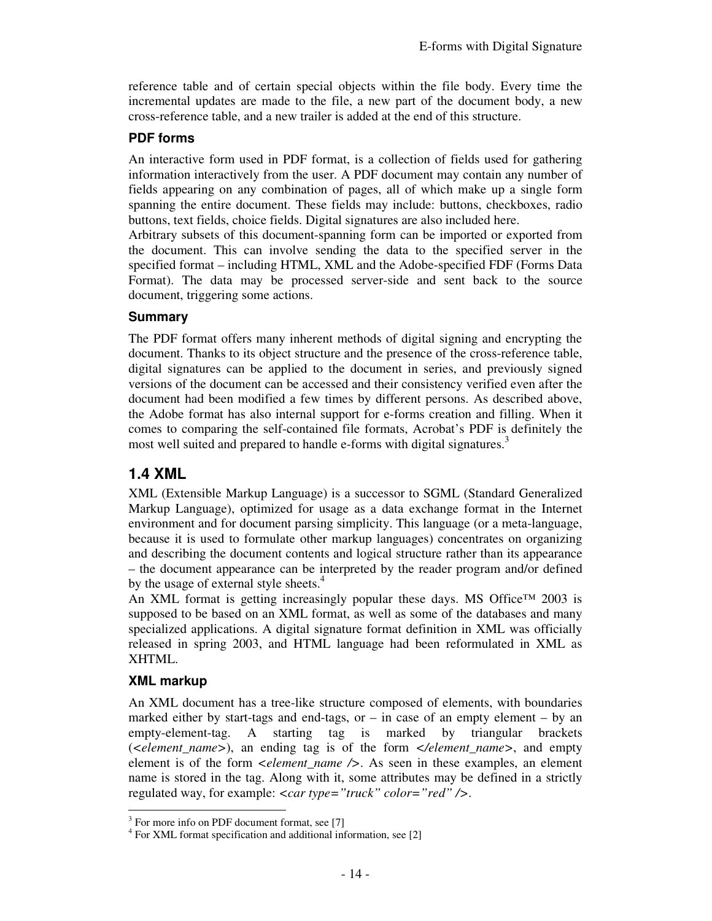reference table and of certain special objects within the file body. Every time the incremental updates are made to the file, a new part of the document body, a new cross-reference table, and a new trailer is added at the end of this structure.

### PDF forms

An interactive form used in PDF format, is a collection of fields used for gathering information interactively from the user. A PDF document may contain any number of fields appearing on any combination of pages, all of which make up a single form spanning the entire document. These fields may include: buttons, checkboxes, radio buttons, text fields, choice fields. Digital signatures are also included here.

Arbitrary subsets of this document-spanning form can be imported or exported from the document. This can involve sending the data to the specified server in the specified format – including HTML, XML and the Adobe-specified FDF (Forms Data Format). The data may be processed server-side and sent back to the source document, triggering some actions.

### Summary

The PDF format offers many inherent methods of digital signing and encrypting the document. Thanks to its object structure and the presence of the cross-reference table, digital signatures can be applied to the document in series, and previously signed versions of the document can be accessed and their consistency verified even after the document had been modified a few times by different persons. As described above, the Adobe format has also internal support for e-forms creation and filling. When it comes to comparing the self-contained file formats, Acrobat's PDF is definitely the most well suited and prepared to handle e-forms with digital signatures.[3]

## 1.4 XML

XML (Extensible Markup Language) is a successor to SGML (Standard Generalized Markup Language), optimized for usage as a data exchange format in the Internet environment and for document parsing simplicity. This language (or a meta-language, because it is used to formulate other markup languages) concentrates on organizing and describing the document contents and logical structure rather than its appearance – the document appearance can be interpreted by the reader program and/or defined by the usage of external style sheets.[4]

An XML format is getting increasingly popular these days. MS Office™ 2003 is supposed to be based on an XML format, as well as some of the databases and many specialized applications. A digital signature format definition in XML was officially released in spring 2003, and HTML language had been reformulated in XML as XHTML.

### XML markup

An XML document has a tree-like structure composed of elements, with boundaries marked either by start-tags and end-tags, or – in case of an empty element – by an empty-element-tag. A starting tag is marked by triangular brackets (<*element_name*>), an ending tag is of the form </*element_name*>, and empty element is of the form <*element_name* />. As seen in these examples, an element name is stored in the tag. Along with it, some attributes may be defined in a strictly regulated way, for example: <*car type="truck" color="red"* />.

---

[3] For more info on PDF document format, see [7]

[4] For XML format specification and additional information, see [2]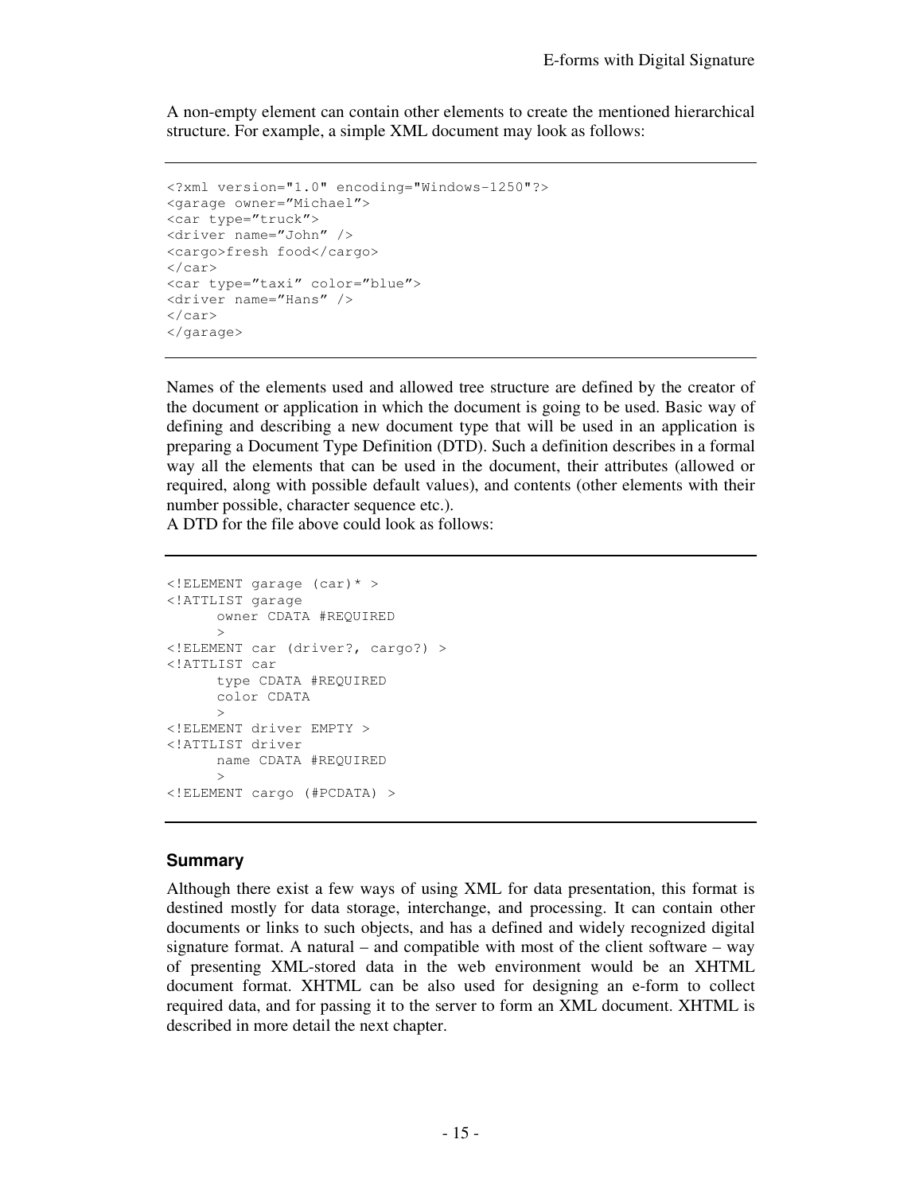A non-empty element can contain other elements to create the mentioned hierarchical structure. For example, a simple XML document may look as follows:

```
<?xml version="1.0" encoding="Windows-1250"?>
<garage owner=”Michael”>
<car type=”truck”>
<driver name=”John” />
<cargo>fresh food</cargo>
</car>
<car type=”taxi” color=”blue”>
<driver name=”Hans” />
</car>
</garage>
```

Names of the elements used and allowed tree structure are defined by the creator of the document or application in which the document is going to be used. Basic way of defining and describing a new document type that will be used in an application is preparing a Document Type Definition (DTD). Such a definition describes in a formal way all the elements that can be used in the document, their attributes (allowed or required, along with possible default values), and contents (other elements with their number possible, character sequence etc.).
A DTD for the file above could look as follows:

```
<!ELEMENT garage (car)* >
<!ATTLIST garage
      owner CDATA #REQUIRED
      >
<!ELEMENT car (driver?, cargo?) >
<!ATTLIST car
      type CDATA #REQUIRED
      color CDATA
      >
<!ELEMENT driver EMPTY >
<!ATTLIST driver
      name CDATA #REQUIRED
      >
<!ELEMENT cargo (#PCDATA) >
```

### Summary

Although there exist a few ways of using XML for data presentation, this format is destined mostly for data storage, interchange, and processing. It can contain other documents or links to such objects, and has a defined and widely recognized digital signature format. A natural – and compatible with most of the client software – way of presenting XML-stored data in the web environment would be an XHTML document format. XHTML can be also used for designing an e-form to collect required data, and for passing it to the server to form an XML document. XHTML is described in more detail the next chapter.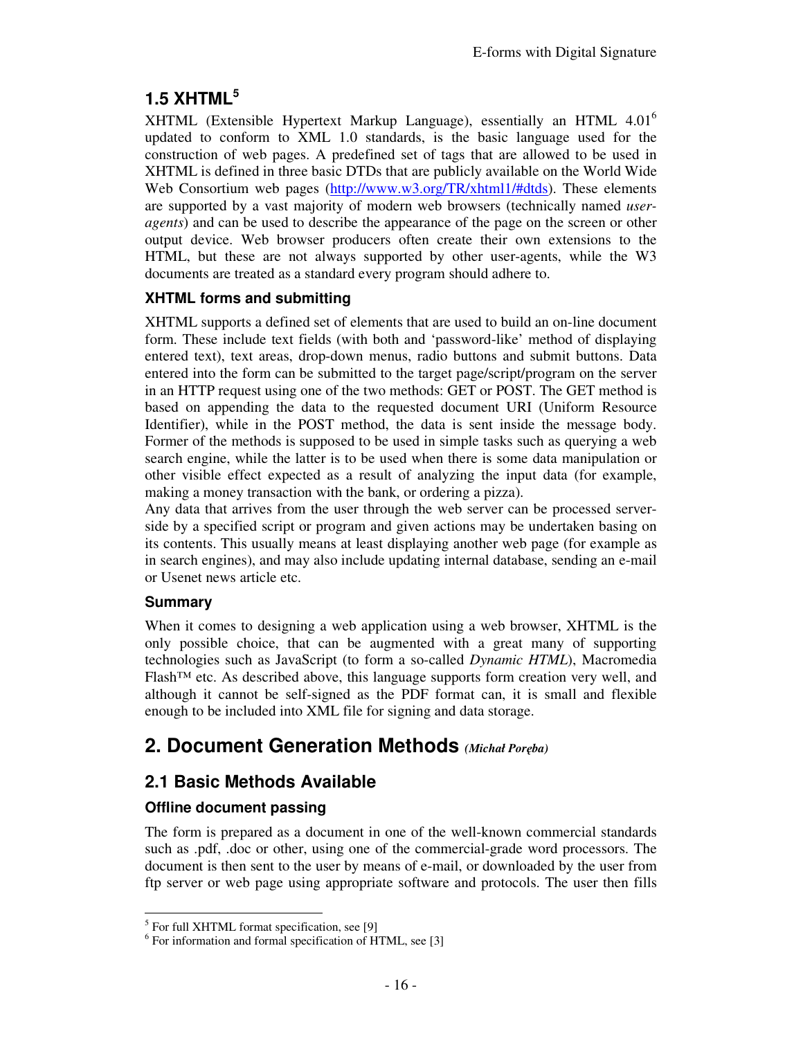## 1.5 XHTML[5]

XHTML (Extensible Hypertext Markup Language), essentially an HTML 4.01[6] updated to conform to XML 1.0 standards, is the basic language used for the construction of web pages. A predefined set of tags that are allowed to be used in XHTML is defined in three basic DTDs that are publicly available on the World Wide Web Consortium web pages (http://www.w3.org/TR/xhtml1/#dtds). These elements are supported by a vast majority of modern web browsers (technically named *user-agents*) and can be used to describe the appearance of the page on the screen or other output device. Web browser producers often create their own extensions to the HTML, but these are not always supported by other user-agents, while the W3 documents are treated as a standard every program should adhere to.

### XHTML forms and submitting

XHTML supports a defined set of elements that are used to build an on-line document form. These include text fields (with both and 'password-like' method of displaying entered text), text areas, drop-down menus, radio buttons and submit buttons. Data entered into the form can be submitted to the target page/script/program on the server in an HTTP request using one of the two methods: GET or POST. The GET method is based on appending the data to the requested document URI (Uniform Resource Identifier), while in the POST method, the data is sent inside the message body. Former of the methods is supposed to be used in simple tasks such as querying a web search engine, while the latter is to be used when there is some data manipulation or other visible effect expected as a result of analyzing the input data (for example, making a money transaction with the bank, or ordering a pizza).

Any data that arrives from the user through the web server can be processed server-side by a specified script or program and given actions may be undertaken basing on its contents. This usually means at least displaying another web page (for example as in search engines), and may also include updating internal database, sending an e-mail or Usenet news article etc.

### Summary

When it comes to designing a web application using a web browser, XHTML is the only possible choice, that can be augmented with a great many of supporting technologies such as JavaScript (to form a so-called *Dynamic HTML*), Macromedia Flash™ etc. As described above, this language supports form creation very well, and although it cannot be self-signed as the PDF format can, it is small and flexible enough to be included into XML file for signing and data storage.

# 2. Document Generation Methods *(Michał Poręba)*

## 2.1 Basic Methods Available

### Offline document passing

The form is prepared as a document in one of the well-known commercial standards such as .pdf, .doc or other, using one of the commercial-grade word processors. The document is then sent to the user by means of e-mail, or downloaded by the user from ftp server or web page using appropriate software and protocols. The user then fills

---

[5] For full XHTML format specification, see [9]

[6] For information and formal specification of HTML, see [3]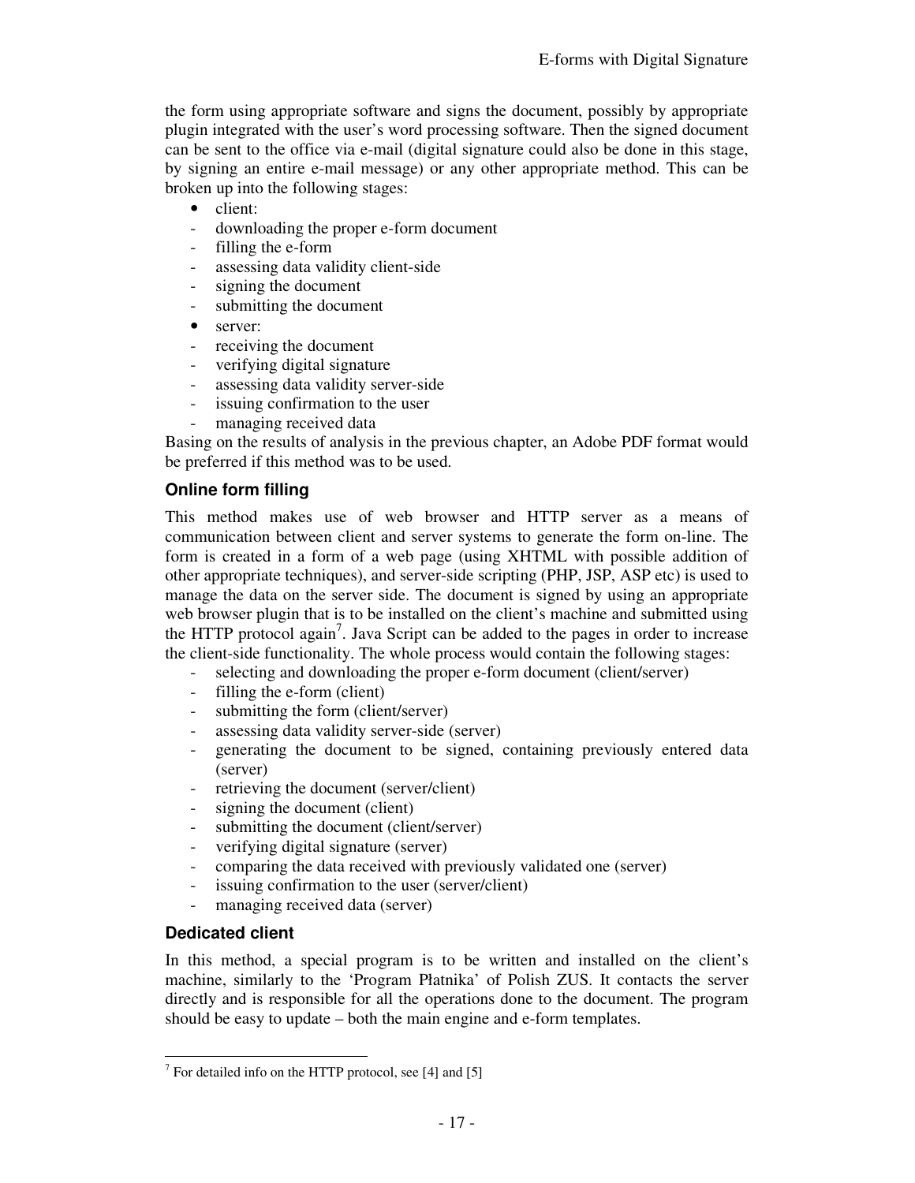the form using appropriate software and signs the document, possibly by appropriate plugin integrated with the user's word processing software. Then the signed document can be sent to the office via e-mail (digital signature could also be done in this stage, by signing an entire e-mail message) or any other appropriate method. This can be broken up into the following stages:

- client:
  - downloading the proper e-form document
  - filling the e-form
  - assessing data validity client-side
  - signing the document
  - submitting the document
- server:
  - receiving the document
  - verifying digital signature
  - assessing data validity server-side
  - issuing confirmation to the user
  - managing received data

Basing on the results of analysis in the previous chapter, an Adobe PDF format would be preferred if this method was to be used.

### Online form filling

This method makes use of web browser and HTTP server as a means of communication between client and server systems to generate the form on-line. The form is created in a form of a web page (using XHTML with possible addition of other appropriate techniques), and server-side scripting (PHP, JSP, ASP etc) is used to manage the data on the server side. The document is signed by using an appropriate web browser plugin that is to be installed on the client's machine and submitted using the HTTP protocol again[7]. Java Script can be added to the pages in order to increase the client-side functionality. The whole process would contain the following stages:

- selecting and downloading the proper e-form document (client/server)
- filling the e-form (client)
- submitting the form (client/server)
- assessing data validity server-side (server)
- generating the document to be signed, containing previously entered data (server)
- retrieving the document (server/client)
- signing the document (client)
- submitting the document (client/server)
- verifying digital signature (server)
- comparing the data received with previously validated one (server)
- issuing confirmation to the user (server/client)
- managing received data (server)

### Dedicated client

In this method, a special program is to be written and installed on the client's machine, similarly to the 'Program Płatnika' of Polish ZUS. It contacts the server directly and is responsible for all the operations done to the document. The program should be easy to update – both the main engine and e-form templates.

---

[7] For detailed info on the HTTP protocol, see [4] and [5]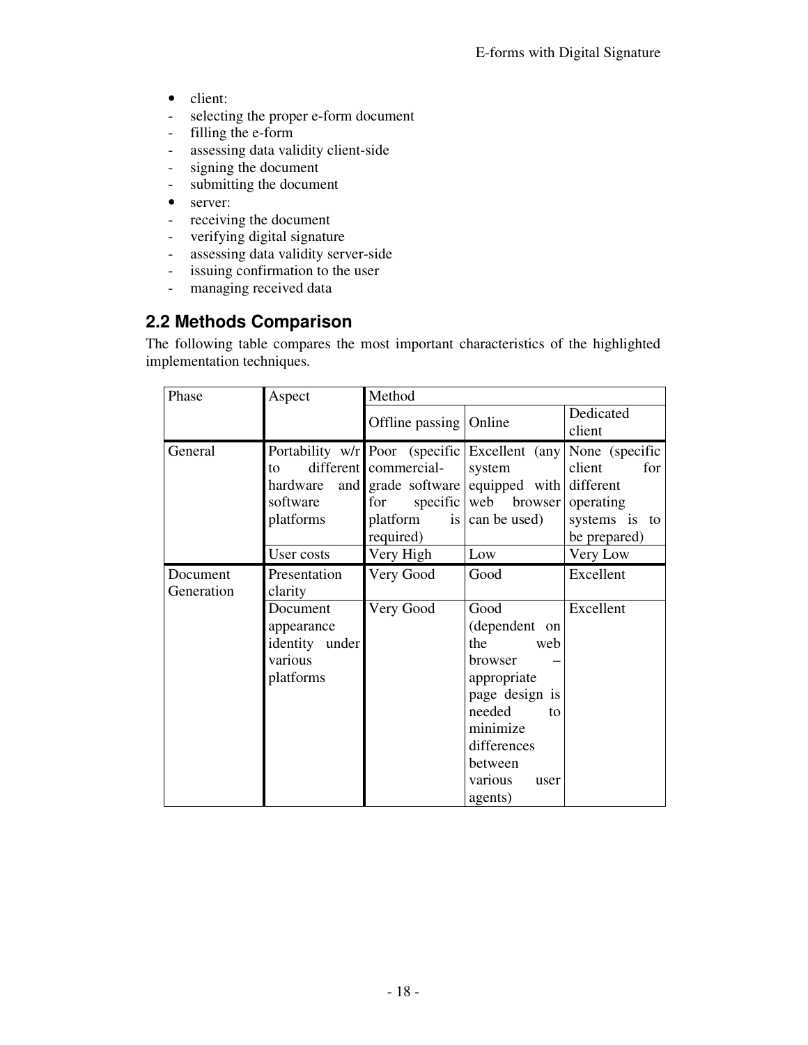- client:
  - selecting the proper e-form document
  - filling the e-form
  - assessing data validity client-side
  - signing the document
  - submitting the document
- server:
  - receiving the document
  - verifying digital signature
  - assessing data validity server-side
  - issuing confirmation to the user
  - managing received data

## 2.2 Methods Comparison

The following table compares the most important characteristics of the highlighted implementation techniques.

| Phase | Aspect | Method | | |
|---|---|---|---|---|
| | | Offline passing | Online | Dedicated client |
| General | Portability w/r to different hardware and software platforms | Poor (specific commercial-grade software for specific platform is required) | Excellent (any system equipped with web browser can be used) | None (specific client for different operating systems is to be prepared) |
| | User costs | Very High | Low | Very Low |
| Document Generation | Presentation clarity | Very Good | Good | Excellent |
| | Document appearance identity under various platforms | Very Good | Good (dependent on the web browser – appropriate page design is needed to minimize differences between various user agents) | Excellent |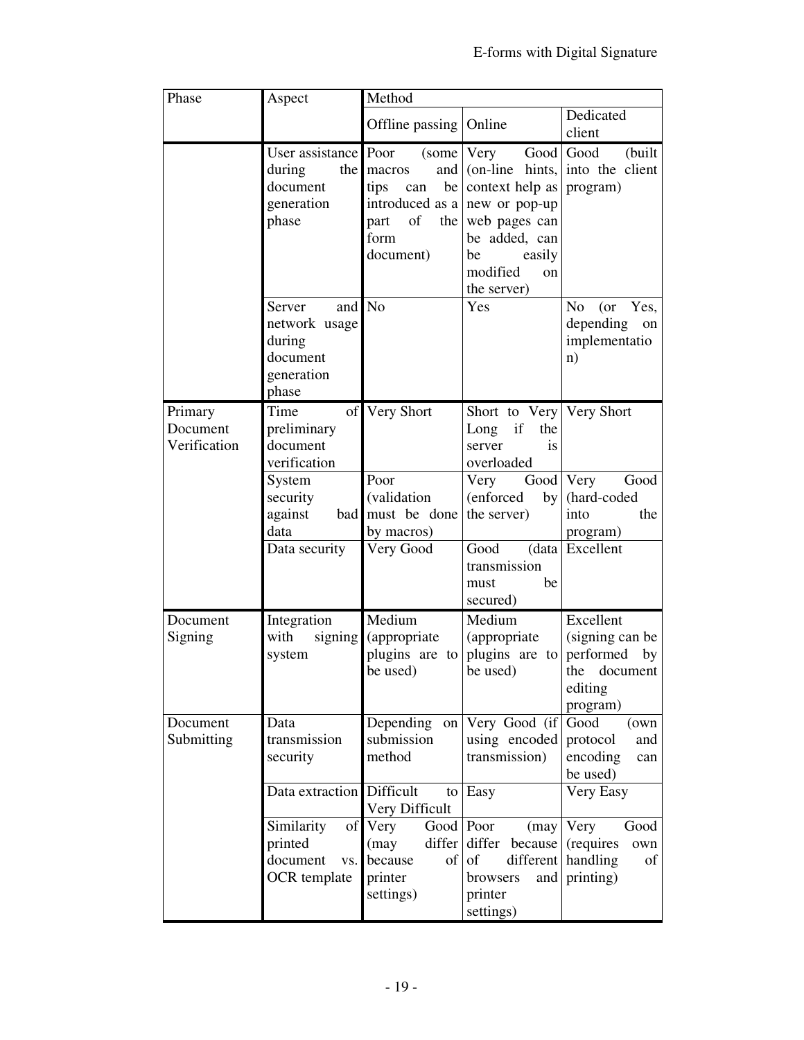| Phase | Aspect | Method | | |
|---|---|---|---|---|
| | | Offline passing | Online | Dedicated client |
| | User assistance during the document generation phase | Poor (some macros and tips can be introduced as a part of the form document) | Very Good (on-line hints, context help as new or pop-up web pages can be added, can be easily modified on the server) | Good (built into the client program) |
| | Server and network usage during document generation phase | No | Yes | No (or Yes, depending on implementation) |
| Primary Document Verification | Time of preliminary document verification | Very Short | Short to Very Long if the server is overloaded | Very Short |
| | System security against bad data | Poor (validation must be done by macros) | Very Good (enforced by the server) | Very Good (hard-coded into the program) |
| | Data security | Very Good | Good (data transmission must be secured) | Excellent |
| Document Signing | Integration with signing system | Medium (appropriate plugins are to be used) | Medium (appropriate plugins are to be used) | Excellent (signing can be performed by the document editing program) |
| Document Submitting | Data transmission security | Depending on submission method | Very Good (if using encoded transmission) | Good (own protocol and encoding can be used) |
| | Data extraction | Difficult to Very Difficult | Easy | Very Easy |
| | Similarity of printed document vs. OCR template | Very Good (may differ because of printer settings) | Poor (may differ because of different browsers and printer settings) | Very Good (requires own handling of printing) |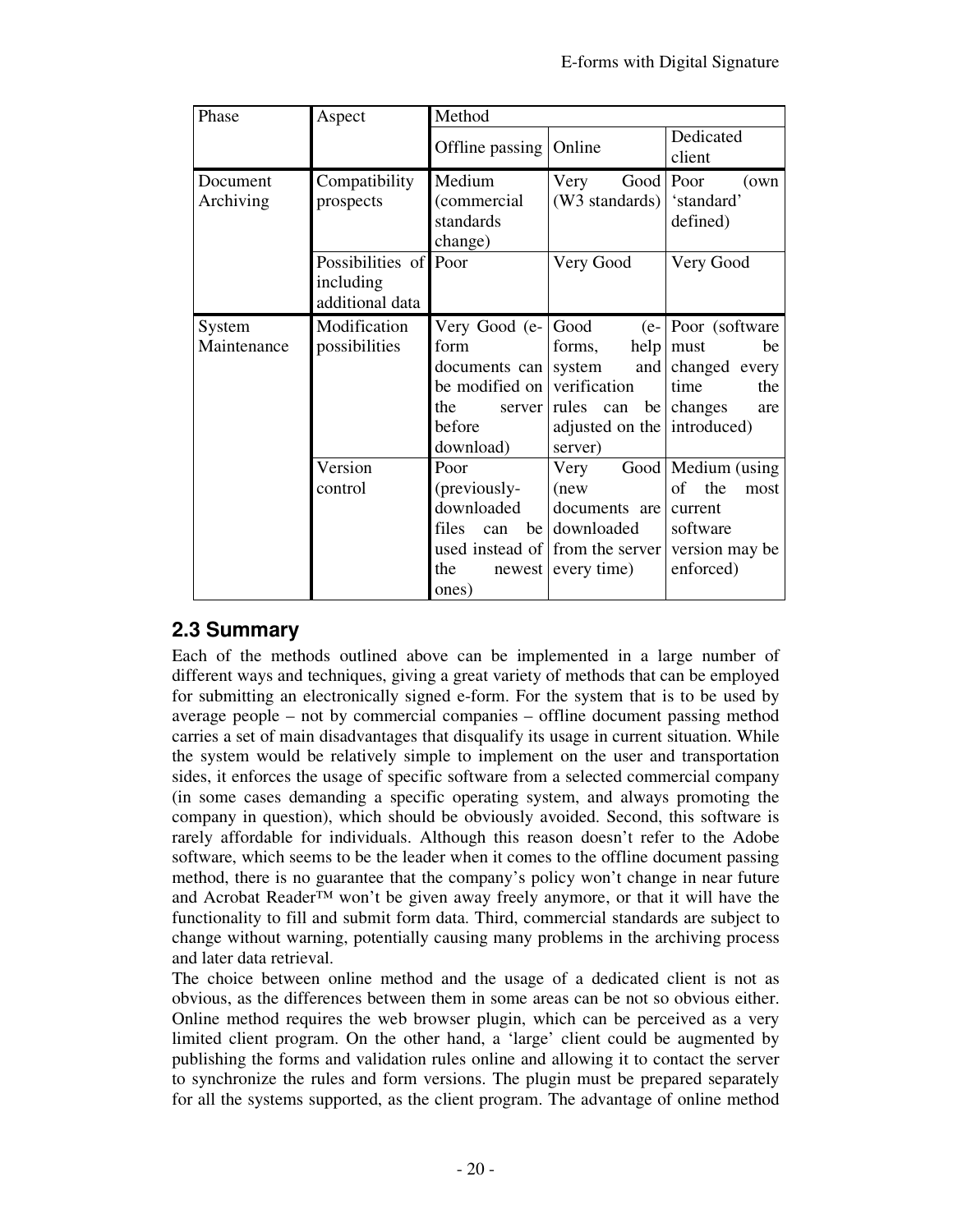| Phase | Aspect | Method | | |
|---|---|---|---|---|
| | | Offline passing | Online | Dedicated client |
| Document Archiving | Compatibility prospects | Medium (commercial standards change) | Very Good (W3 standards) | Poor (own 'standard' defined) |
| | Possibilities of including additional data | Poor | Very Good | Very Good |
| System Maintenance | Modification possibilities | Very Good (e-form documents can be modified on the server before download) | Good (e-forms, help system and verification rules can be adjusted on the server) | Poor (software must be changed every time the changes are introduced) |
| | Version control | Poor (previously-downloaded files can be used instead of the newest ones) | Very Good (new documents are downloaded from the server every time) | Medium (using of the most current software version may be enforced) |

## 2.3 Summary

Each of the methods outlined above can be implemented in a large number of different ways and techniques, giving a great variety of methods that can be employed for submitting an electronically signed e-form. For the system that is to be used by average people – not by commercial companies – offline document passing method carries a set of main disadvantages that disqualify its usage in current situation. While the system would be relatively simple to implement on the user and transportation sides, it enforces the usage of specific software from a selected commercial company (in some cases demanding a specific operating system, and always promoting the company in question), which should be obviously avoided. Second, this software is rarely affordable for individuals. Although this reason doesn't refer to the Adobe software, which seems to be the leader when it comes to the offline document passing method, there is no guarantee that the company's policy won't change in near future and Acrobat Reader™ won't be given away freely anymore, or that it will have the functionality to fill and submit form data. Third, commercial standards are subject to change without warning, potentially causing many problems in the archiving process and later data retrieval.

The choice between online method and the usage of a dedicated client is not as obvious, as the differences between them in some areas can be not so obvious either. Online method requires the web browser plugin, which can be perceived as a very limited client program. On the other hand, a 'large' client could be augmented by publishing the forms and validation rules online and allowing it to contact the server to synchronize the rules and form versions. The plugin must be prepared separately for all the systems supported, as the client program. The advantage of online method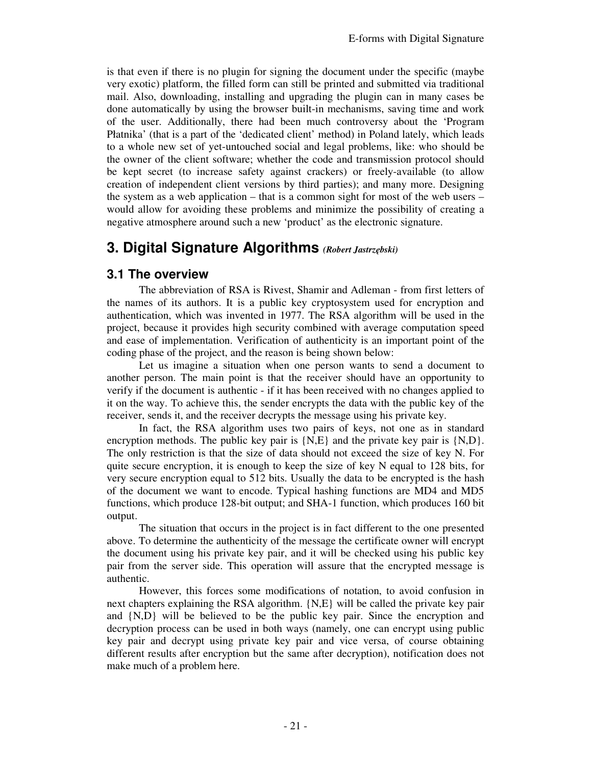is that even if there is no plugin for signing the document under the specific (maybe very exotic) platform, the filled form can still be printed and submitted via traditional mail. Also, downloading, installing and upgrading the plugin can in many cases be done automatically by using the browser built-in mechanisms, saving time and work of the user. Additionally, there had been much controversy about the 'Program Płatnika' (that is a part of the 'dedicated client' method) in Poland lately, which leads to a whole new set of yet-untouched social and legal problems, like: who should be the owner of the client software; whether the code and transmission protocol should be kept secret (to increase safety against crackers) or freely-available (to allow creation of independent client versions by third parties); and many more. Designing the system as a web application – that is a common sight for most of the web users – would allow for avoiding these problems and minimize the possibility of creating a negative atmosphere around such a new 'product' as the electronic signature.

## 3. Digital Signature Algorithms *(Robert Jastrzębski)*

### 3.1 The overview

The abbreviation of RSA is Rivest, Shamir and Adleman - from first letters of the names of its authors. It is a public key cryptosystem used for encryption and authentication, which was invented in 1977. The RSA algorithm will be used in the project, because it provides high security combined with average computation speed and ease of implementation. Verification of authenticity is an important point of the coding phase of the project, and the reason is being shown below:

Let us imagine a situation when one person wants to send a document to another person. The main point is that the receiver should have an opportunity to verify if the document is authentic - if it has been received with no changes applied to it on the way. To achieve this, the sender encrypts the data with the public key of the receiver, sends it, and the receiver decrypts the message using his private key.

In fact, the RSA algorithm uses two pairs of keys, not one as in standard encryption methods. The public key pair is {N,E} and the private key pair is {N,D}. The only restriction is that the size of data should not exceed the size of key N. For quite secure encryption, it is enough to keep the size of key N equal to 128 bits, for very secure encryption equal to 512 bits. Usually the data to be encrypted is the hash of the document we want to encode. Typical hashing functions are MD4 and MD5 functions, which produce 128-bit output; and SHA-1 function, which produces 160 bit output.

The situation that occurs in the project is in fact different to the one presented above. To determine the authenticity of the message the certificate owner will encrypt the document using his private key pair, and it will be checked using his public key pair from the server side. This operation will assure that the encrypted message is authentic.

However, this forces some modifications of notation, to avoid confusion in next chapters explaining the RSA algorithm. {N,E} will be called the private key pair and {N,D} will be believed to be the public key pair. Since the encryption and decryption process can be used in both ways (namely, one can encrypt using public key pair and decrypt using private key pair and vice versa, of course obtaining different results after encryption but the same after decryption), notification does not make much of a problem here.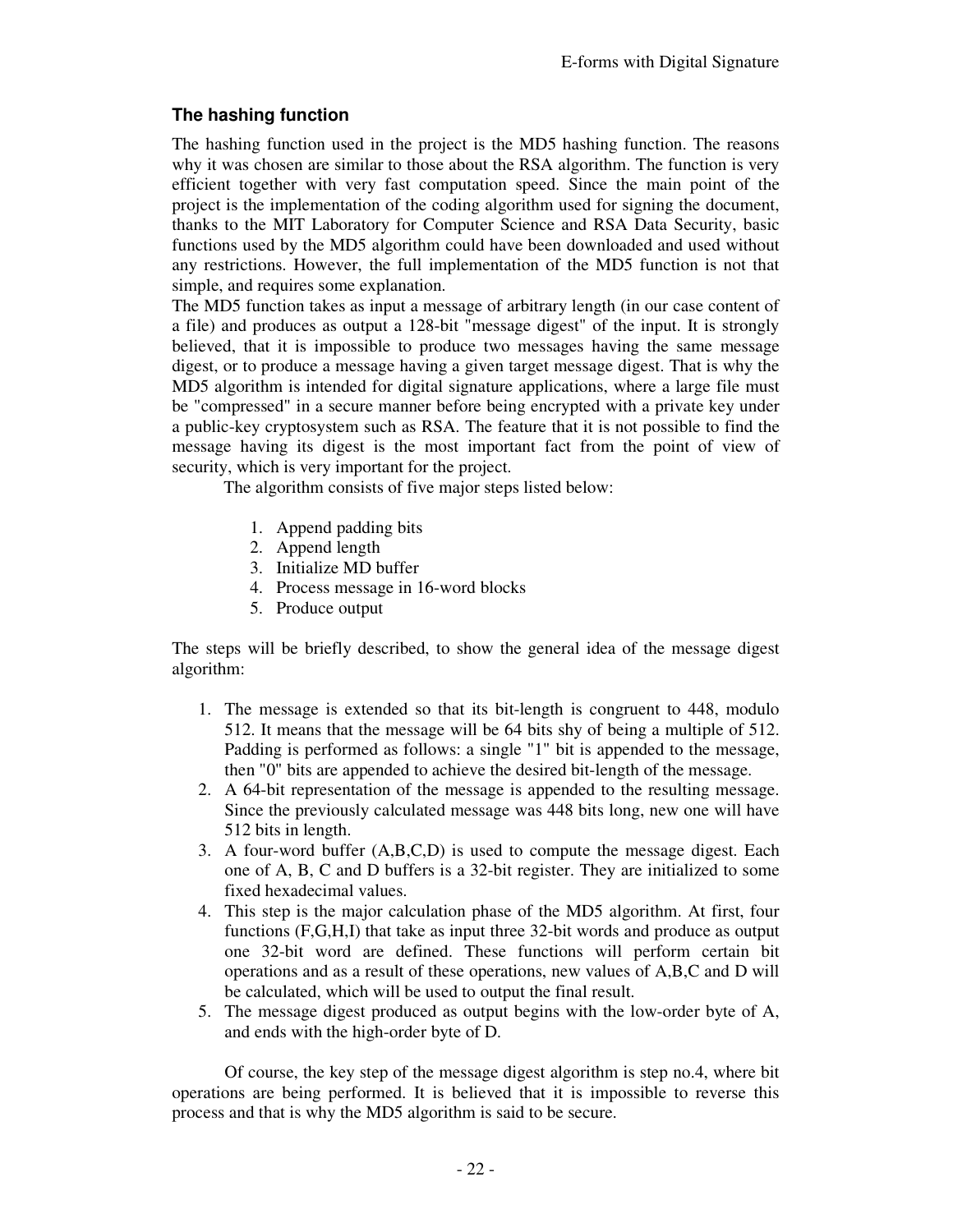### The hashing function

The hashing function used in the project is the MD5 hashing function. The reasons why it was chosen are similar to those about the RSA algorithm. The function is very efficient together with very fast computation speed. Since the main point of the project is the implementation of the coding algorithm used for signing the document, thanks to the MIT Laboratory for Computer Science and RSA Data Security, basic functions used by the MD5 algorithm could have been downloaded and used without any restrictions. However, the full implementation of the MD5 function is not that simple, and requires some explanation.

The MD5 function takes as input a message of arbitrary length (in our case content of a file) and produces as output a 128-bit "message digest" of the input. It is strongly believed, that it is impossible to produce two messages having the same message digest, or to produce a message having a given target message digest. That is why the MD5 algorithm is intended for digital signature applications, where a large file must be "compressed" in a secure manner before being encrypted with a private key under a public-key cryptosystem such as RSA. The feature that it is not possible to find the message having its digest is the most important fact from the point of view of security, which is very important for the project.

The algorithm consists of five major steps listed below:

1. Append padding bits
2. Append length
3. Initialize MD buffer
4. Process message in 16-word blocks
5. Produce output

The steps will be briefly described, to show the general idea of the message digest algorithm:

1. The message is extended so that its bit-length is congruent to 448, modulo 512. It means that the message will be 64 bits shy of being a multiple of 512. Padding is performed as follows: a single "1" bit is appended to the message, then "0" bits are appended to achieve the desired bit-length of the message.
2. A 64-bit representation of the message is appended to the resulting message. Since the previously calculated message was 448 bits long, new one will have 512 bits in length.
3. A four-word buffer (A,B,C,D) is used to compute the message digest. Each one of A, B, C and D buffers is a 32-bit register. They are initialized to some fixed hexadecimal values.
4. This step is the major calculation phase of the MD5 algorithm. At first, four functions (F,G,H,I) that take as input three 32-bit words and produce as output one 32-bit word are defined. These functions will perform certain bit operations and as a result of these operations, new values of A,B,C and D will be calculated, which will be used to output the final result.
5. The message digest produced as output begins with the low-order byte of A, and ends with the high-order byte of D.

Of course, the key step of the message digest algorithm is step no.4, where bit operations are being performed. It is believed that it is impossible to reverse this process and that is why the MD5 algorithm is said to be secure.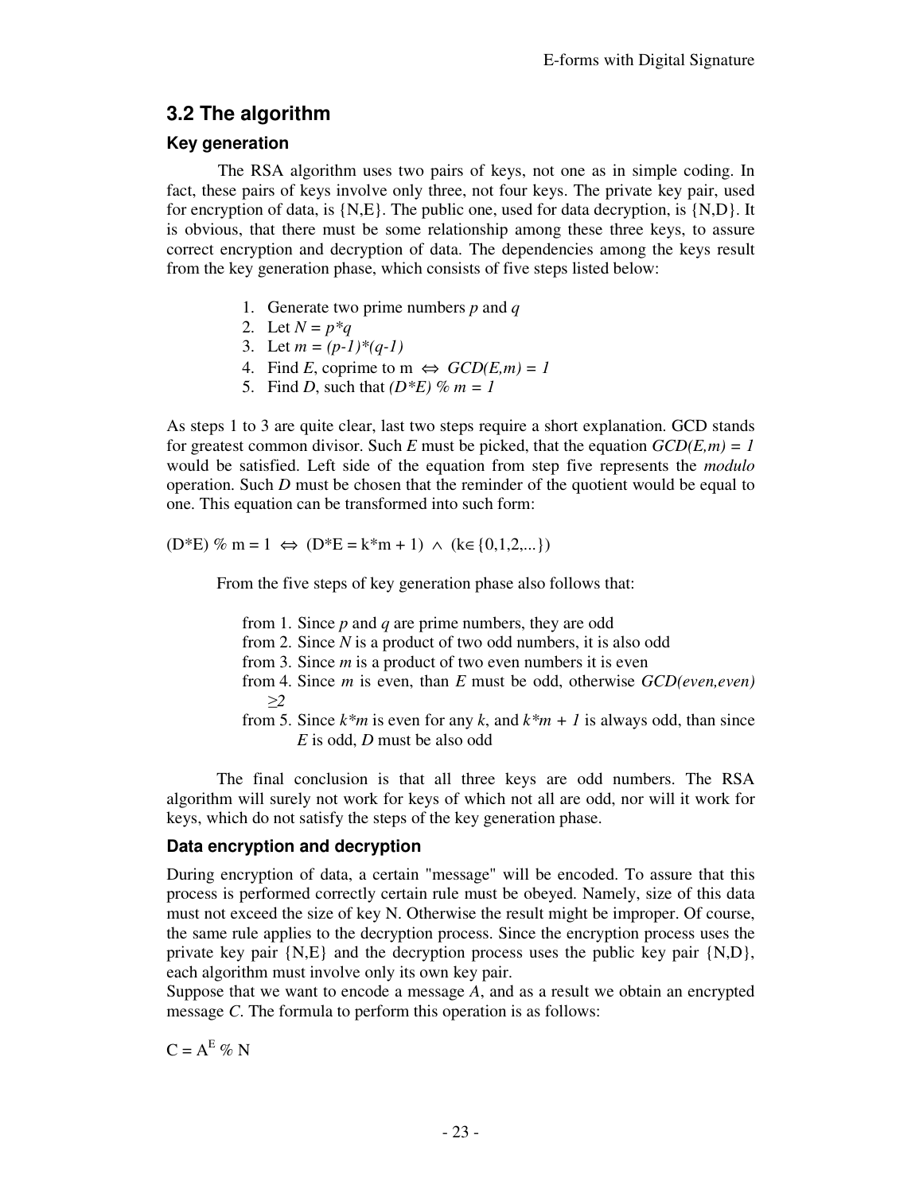## 3.2 The algorithm

### Key generation

The RSA algorithm uses two pairs of keys, not one as in simple coding. In fact, these pairs of keys involve only three, not four keys. The private key pair, used for encryption of data, is {N,E}. The public one, used for data decryption, is {N,D}. It is obvious, that there must be some relationship among these three keys, to assure correct encryption and decryption of data. The dependencies among the keys result from the key generation phase, which consists of five steps listed below:

1. Generate two prime numbers $p$ and $q$
2. Let $N = p*q$
3. Let $m = (p-1)*(q-1)$
4. Find $E$, coprime to m $\Leftrightarrow$ $GCD(E,m) = 1$
5. Find $D$, such that $(D*E) \% m = 1$

As steps 1 to 3 are quite clear, last two steps require a short explanation. GCD stands for greatest common divisor. Such $E$ must be picked, that the equation $GCD(E,m) = 1$ would be satisfied. Left side of the equation from step five represents the *modulo* operation. Such $D$ must be chosen that the reminder of the quotient would be equal to one. This equation can be transformed into such form:

$$(D*E) \% m = 1 \Leftrightarrow (D*E = k*m + 1) \wedge (k \in \{0,1,2,...\})$$

From the five steps of key generation phase also follows that:

from 1. Since $p$ and $q$ are prime numbers, they are odd
from 2. Since $N$ is a product of two odd numbers, it is also odd
from 3. Since $m$ is a product of two even numbers it is even
from 4. Since $m$ is even, than $E$ must be odd, otherwise $GCD(even,even) \geq 2$
from 5. Since $k*m$ is even for any $k$, and $k*m + 1$ is always odd, than since $E$ is odd, $D$ must be also odd

The final conclusion is that all three keys are odd numbers. The RSA algorithm will surely not work for keys of which not all are odd, nor will it work for keys, which do not satisfy the steps of the key generation phase.

### Data encryption and decryption

During encryption of data, a certain "message" will be encoded. To assure that this process is performed correctly certain rule must be obeyed. Namely, size of this data must not exceed the size of key N. Otherwise the result might be improper. Of course, the same rule applies to the decryption process. Since the encryption process uses the private key pair {N,E} and the decryption process uses the public key pair {N,D}, each algorithm must involve only its own key pair.

Suppose that we want to encode a message $A$, and as a result we obtain an encrypted message $C$. The formula to perform this operation is as follows:

$$C = A^E \% N$$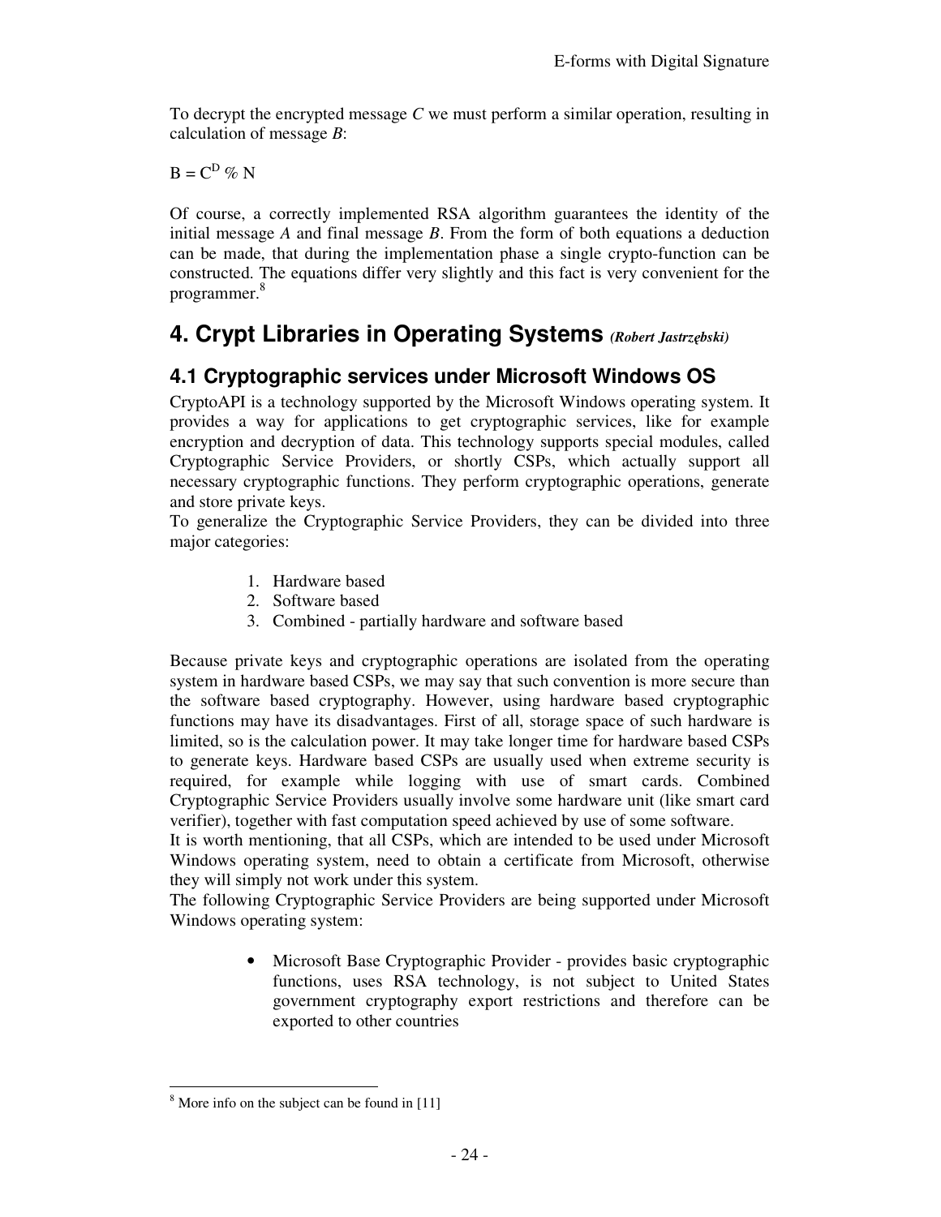To decrypt the encrypted message *C* we must perform a similar operation, resulting in calculation of message *B*:

$B = C^D \% N$

Of course, a correctly implemented RSA algorithm guarantees the identity of the initial message *A* and final message *B*. From the form of both equations a deduction can be made, that during the implementation phase a single crypto-function can be constructed. The equations differ very slightly and this fact is very convenient for the programmer.[8]

# 4. Crypt Libraries in Operating Systems *(Robert Jastrzębski)*

## 4.1 Cryptographic services under Microsoft Windows OS

CryptoAPI is a technology supported by the Microsoft Windows operating system. It provides a way for applications to get cryptographic services, like for example encryption and decryption of data. This technology supports special modules, called Cryptographic Service Providers, or shortly CSPs, which actually support all necessary cryptographic functions. They perform cryptographic operations, generate and store private keys.

To generalize the Cryptographic Service Providers, they can be divided into three major categories:

1. Hardware based
2. Software based
3. Combined - partially hardware and software based

Because private keys and cryptographic operations are isolated from the operating system in hardware based CSPs, we may say that such convention is more secure than the software based cryptography. However, using hardware based cryptographic functions may have its disadvantages. First of all, storage space of such hardware is limited, so is the calculation power. It may take longer time for hardware based CSPs to generate keys. Hardware based CSPs are usually used when extreme security is required, for example while logging with use of smart cards. Combined Cryptographic Service Providers usually involve some hardware unit (like smart card verifier), together with fast computation speed achieved by use of some software.

It is worth mentioning, that all CSPs, which are intended to be used under Microsoft Windows operating system, need to obtain a certificate from Microsoft, otherwise they will simply not work under this system.

The following Cryptographic Service Providers are being supported under Microsoft Windows operating system:

- Microsoft Base Cryptographic Provider - provides basic cryptographic functions, uses RSA technology, is not subject to United States government cryptography export restrictions and therefore can be exported to other countries

---

[8] More info on the subject can be found in [11]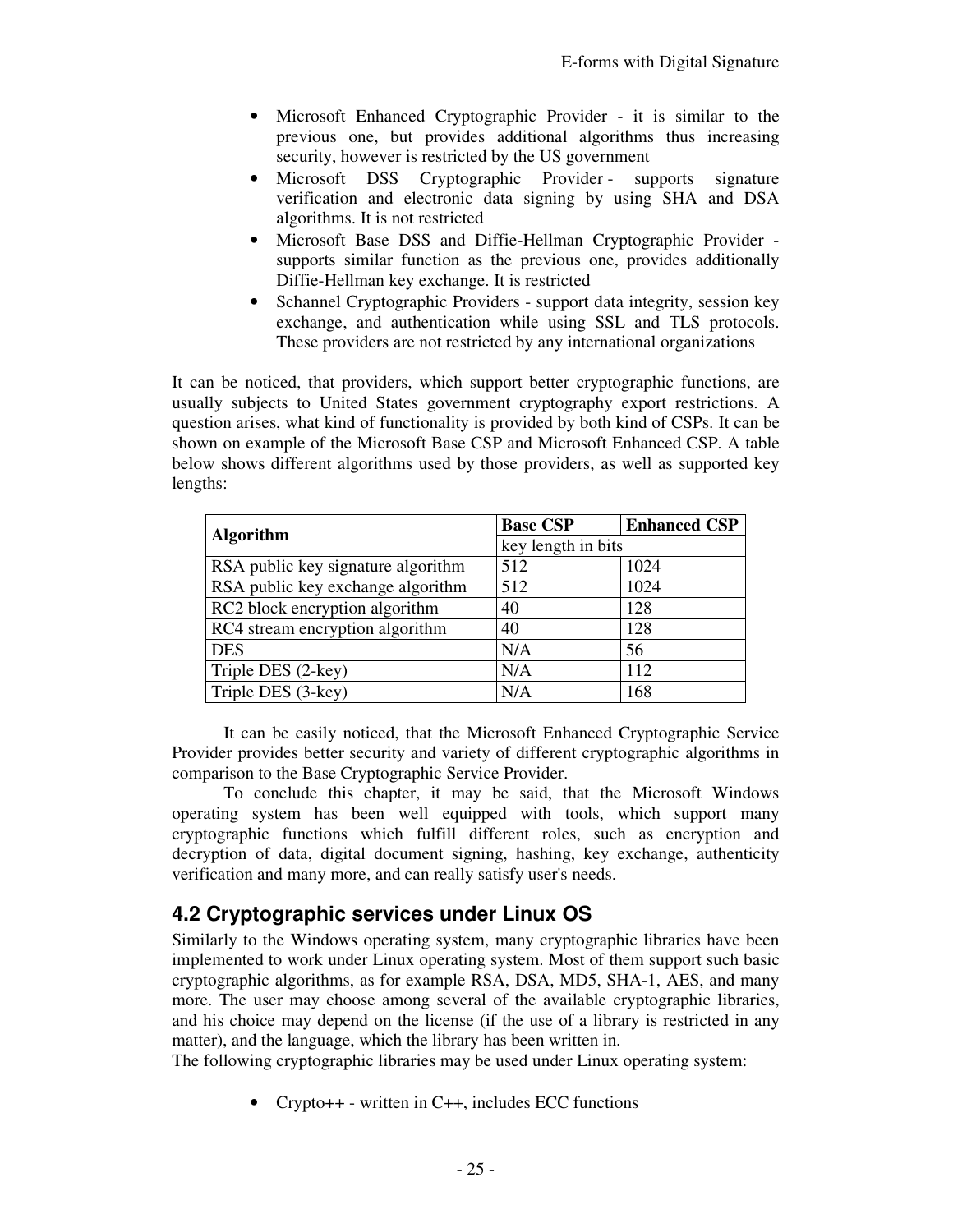- Microsoft Enhanced Cryptographic Provider - it is similar to the previous one, but provides additional algorithms thus increasing security, however is restricted by the US government
- Microsoft DSS Cryptographic Provider - supports signature verification and electronic data signing by using SHA and DSA algorithms. It is not restricted
- Microsoft Base DSS and Diffie-Hellman Cryptographic Provider - supports similar function as the previous one, provides additionally Diffie-Hellman key exchange. It is restricted
- Schannel Cryptographic Providers - support data integrity, session key exchange, and authentication while using SSL and TLS protocols. These providers are not restricted by any international organizations

It can be noticed, that providers, which support better cryptographic functions, are usually subjects to United States government cryptography export restrictions. A question arises, what kind of functionality is provided by both kind of CSPs. It can be shown on example of the Microsoft Base CSP and Microsoft Enhanced CSP. A table below shows different algorithms used by those providers, as well as supported key lengths:

| **Algorithm** | **Base CSP** | **Enhanced CSP** |
|---|---|---|
| | key length in bits | |
| RSA public key signature algorithm | 512 | 1024 |
| RSA public key exchange algorithm | 512 | 1024 |
| RC2 block encryption algorithm | 40 | 128 |
| RC4 stream encryption algorithm | 40 | 128 |
| DES | N/A | 56 |
| Triple DES (2-key) | N/A | 112 |
| Triple DES (3-key) | N/A | 168 |

It can be easily noticed, that the Microsoft Enhanced Cryptographic Service Provider provides better security and variety of different cryptographic algorithms in comparison to the Base Cryptographic Service Provider.

To conclude this chapter, it may be said, that the Microsoft Windows operating system has been well equipped with tools, which support many cryptographic functions which fulfill different roles, such as encryption and decryption of data, digital document signing, hashing, key exchange, authenticity verification and many more, and can really satisfy user's needs.

## 4.2 Cryptographic services under Linux OS

Similarly to the Windows operating system, many cryptographic libraries have been implemented to work under Linux operating system. Most of them support such basic cryptographic algorithms, as for example RSA, DSA, MD5, SHA-1, AES, and many more. The user may choose among several of the available cryptographic libraries, and his choice may depend on the license (if the use of a library is restricted in any matter), and the language, which the library has been written in.

The following cryptographic libraries may be used under Linux operating system:

- Crypto++ - written in C++, includes ECC functions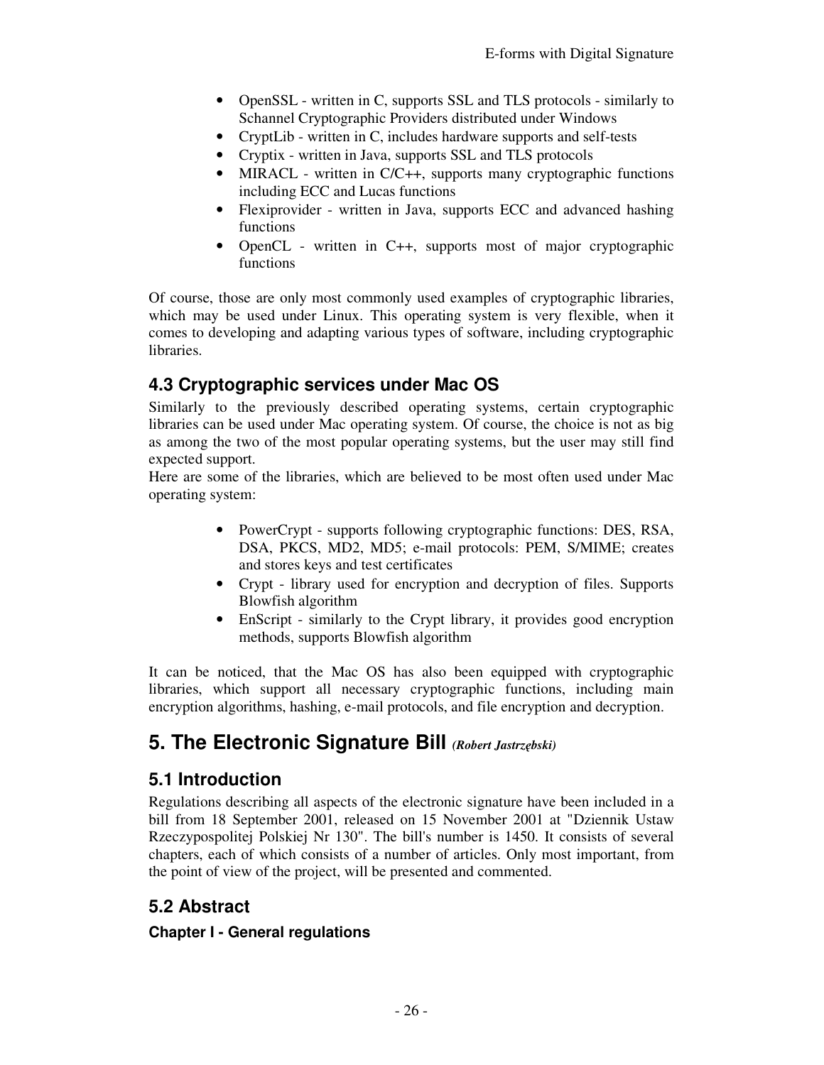- OpenSSL - written in C, supports SSL and TLS protocols - similarly to Schannel Cryptographic Providers distributed under Windows
- CryptLib - written in C, includes hardware supports and self-tests
- Cryptix - written in Java, supports SSL and TLS protocols
- MIRACL - written in C/C++, supports many cryptographic functions including ECC and Lucas functions
- Flexiprovider - written in Java, supports ECC and advanced hashing functions
- OpenCL - written in C++, supports most of major cryptographic functions

Of course, those are only most commonly used examples of cryptographic libraries, which may be used under Linux. This operating system is very flexible, when it comes to developing and adapting various types of software, including cryptographic libraries.

### 4.3 Cryptographic services under Mac OS

Similarly to the previously described operating systems, certain cryptographic libraries can be used under Mac operating system. Of course, the choice is not as big as among the two of the most popular operating systems, but the user may still find expected support.
Here are some of the libraries, which are believed to be most often used under Mac operating system:

- PowerCrypt - supports following cryptographic functions: DES, RSA, DSA, PKCS, MD2, MD5; e-mail protocols: PEM, S/MIME; creates and stores keys and test certificates
- Crypt - library used for encryption and decryption of files. Supports Blowfish algorithm
- EnScript - similarly to the Crypt library, it provides good encryption methods, supports Blowfish algorithm

It can be noticed, that the Mac OS has also been equipped with cryptographic libraries, which support all necessary cryptographic functions, including main encryption algorithms, hashing, e-mail protocols, and file encryption and decryption.

## 5. The Electronic Signature Bill *(Robert Jastrzębski)*

### 5.1 Introduction

Regulations describing all aspects of the electronic signature have been included in a bill from 18 September 2001, released on 15 November 2001 at "Dziennik Ustaw Rzeczypospolitej Polskiej Nr 130". The bill's number is 1450. It consists of several chapters, each of which consists of a number of articles. Only most important, from the point of view of the project, will be presented and commented.

### 5.2 Abstract

#### Chapter I - General regulations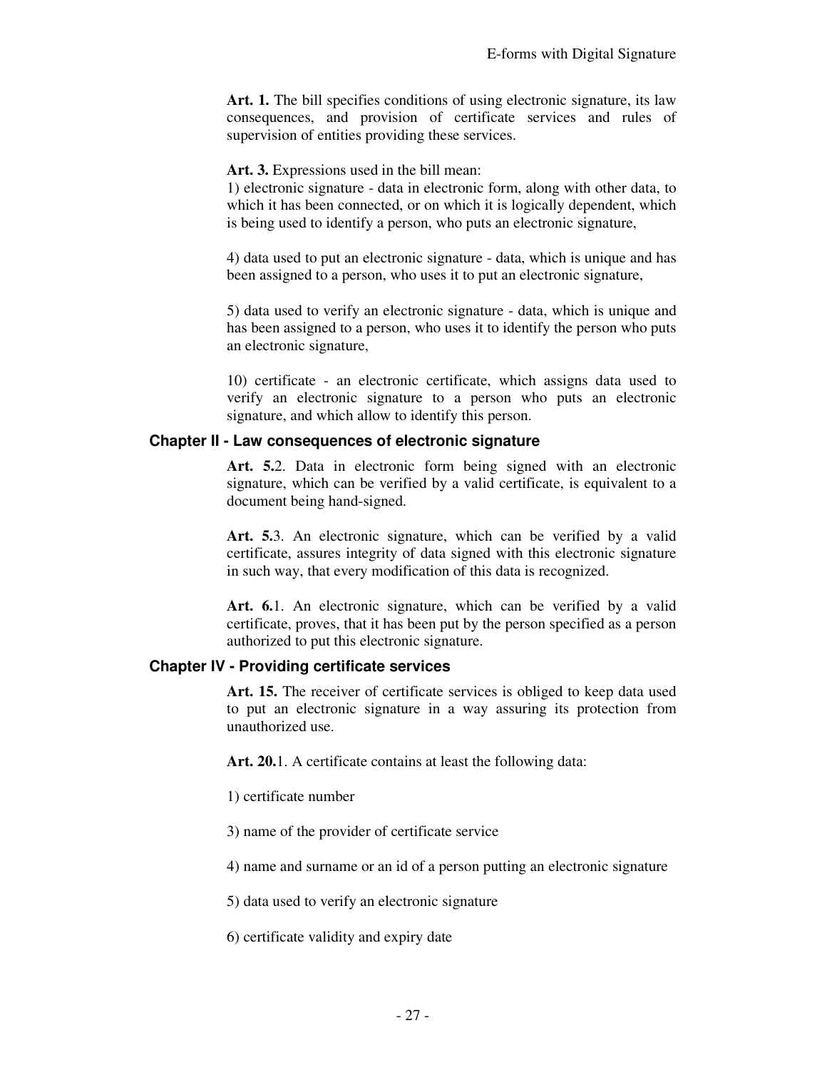**Art. 1.** The bill specifies conditions of using electronic signature, its law consequences, and provision of certificate services and rules of supervision of entities providing these services.

**Art. 3.** Expressions used in the bill mean:
1) electronic signature - data in electronic form, along with other data, to which it has been connected, or on which it is logically dependent, which is being used to identify a person, who puts an electronic signature,

4) data used to put an electronic signature - data, which is unique and has been assigned to a person, who uses it to put an electronic signature,

5) data used to verify an electronic signature - data, which is unique and has been assigned to a person, who uses it to identify the person who puts an electronic signature,

10) certificate - an electronic certificate, which assigns data used to verify an electronic signature to a person who puts an electronic signature, and which allow to identify this person.

### Chapter II - Law consequences of electronic signature

**Art. 5.**2. Data in electronic form being signed with an electronic signature, which can be verified by a valid certificate, is equivalent to a document being hand-signed.

**Art. 5.**3. An electronic signature, which can be verified by a valid certificate, assures integrity of data signed with this electronic signature in such way, that every modification of this data is recognized.

**Art. 6.**1. An electronic signature, which can be verified by a valid certificate, proves, that it has been put by the person specified as a person authorized to put this electronic signature.

### Chapter IV - Providing certificate services

**Art. 15.** The receiver of certificate services is obliged to keep data used to put an electronic signature in a way assuring its protection from unauthorized use.

**Art. 20.**1. A certificate contains at least the following data:

1) certificate number

3) name of the provider of certificate service

4) name and surname or an id of a person putting an electronic signature

5) data used to verify an electronic signature

6) certificate validity and expiry date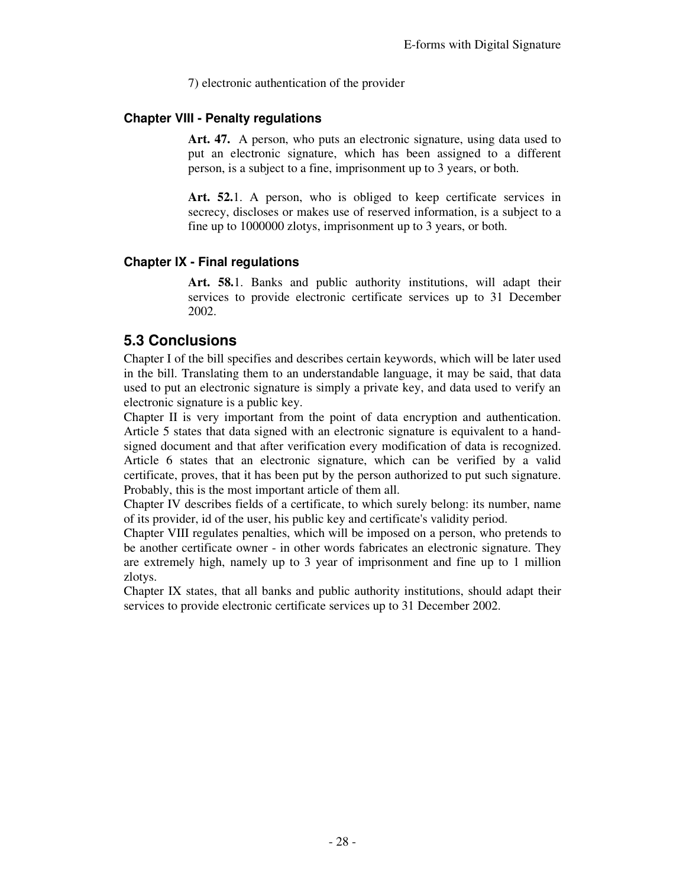7) electronic authentication of the provider

#### Chapter VIII - Penalty regulations

**Art. 47.** A person, who puts an electronic signature, using data used to put an electronic signature, which has been assigned to a different person, is a subject to a fine, imprisonment up to 3 years, or both.

**Art. 52.**1. A person, who is obliged to keep certificate services in secrecy, discloses or makes use of reserved information, is a subject to a fine up to 1000000 zlotys, imprisonment up to 3 years, or both.

#### Chapter IX - Final regulations

**Art. 58.**1. Banks and public authority institutions, will adapt their services to provide electronic certificate services up to 31 December 2002.

## 5.3 Conclusions

Chapter I of the bill specifies and describes certain keywords, which will be later used in the bill. Translating them to an understandable language, it may be said, that data used to put an electronic signature is simply a private key, and data used to verify an electronic signature is a public key.

Chapter II is very important from the point of data encryption and authentication. Article 5 states that data signed with an electronic signature is equivalent to a hand-signed document and that after verification every modification of data is recognized. Article 6 states that an electronic signature, which can be verified by a valid certificate, proves, that it has been put by the person authorized to put such signature. Probably, this is the most important article of them all.

Chapter IV describes fields of a certificate, to which surely belong: its number, name of its provider, id of the user, his public key and certificate's validity period.

Chapter VIII regulates penalties, which will be imposed on a person, who pretends to be another certificate owner - in other words fabricates an electronic signature. They are extremely high, namely up to 3 year of imprisonment and fine up to 1 million zlotys.

Chapter IX states, that all banks and public authority institutions, should adapt their services to provide electronic certificate services up to 31 December 2002.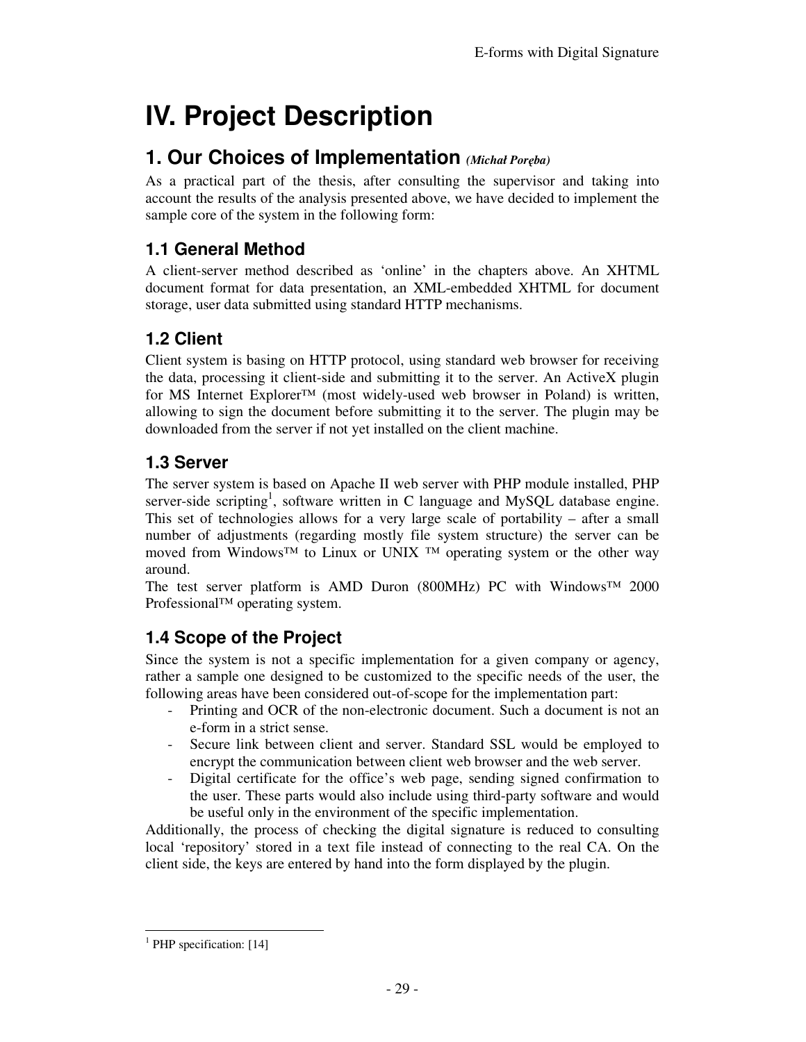# IV. Project Description

## 1. Our Choices of Implementation *(Michał Poręba)*

As a practical part of the thesis, after consulting the supervisor and taking into account the results of the analysis presented above, we have decided to implement the sample core of the system in the following form:

### 1.1 General Method

A client-server method described as 'online' in the chapters above. An XHTML document format for data presentation, an XML-embedded XHTML for document storage, user data submitted using standard HTTP mechanisms.

### 1.2 Client

Client system is basing on HTTP protocol, using standard web browser for receiving the data, processing it client-side and submitting it to the server. An ActiveX plugin for MS Internet Explorer™ (most widely-used web browser in Poland) is written, allowing to sign the document before submitting it to the server. The plugin may be downloaded from the server if not yet installed on the client machine.

### 1.3 Server

The server system is based on Apache II web server with PHP module installed, PHP server-side scripting[1], software written in C language and MySQL database engine. This set of technologies allows for a very large scale of portability – after a small number of adjustments (regarding mostly file system structure) the server can be moved from Windows™ to Linux or UNIX ™ operating system or the other way around.

The test server platform is AMD Duron (800MHz) PC with Windows™ 2000 Professional™ operating system.

### 1.4 Scope of the Project

Since the system is not a specific implementation for a given company or agency, rather a sample one designed to be customized to the specific needs of the user, the following areas have been considered out-of-scope for the implementation part:

- Printing and OCR of the non-electronic document. Such a document is not an e-form in a strict sense.
- Secure link between client and server. Standard SSL would be employed to encrypt the communication between client web browser and the web server.
- Digital certificate for the office's web page, sending signed confirmation to the user. These parts would also include using third-party software and would be useful only in the environment of the specific implementation.

Additionally, the process of checking the digital signature is reduced to consulting local 'repository' stored in a text file instead of connecting to the real CA. On the client side, the keys are entered by hand into the form displayed by the plugin.

---

[1] PHP specification: [14]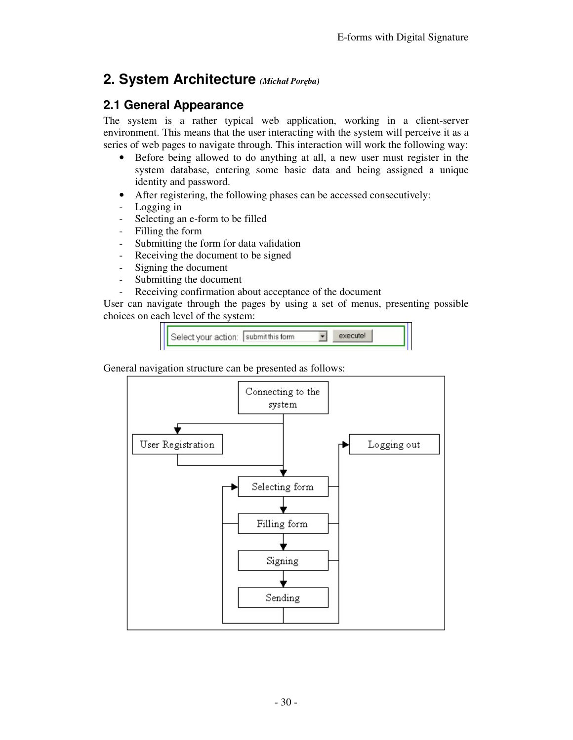## 2. System Architecture *(Michał Poręba)*

### 2.1 General Appearance

The system is a rather typical web application, working in a client-server environment. This means that the user interacting with the system will perceive it as a series of web pages to navigate through. This interaction will work the following way:

- Before being allowed to do anything at all, a new user must register in the system database, entering some basic data and being assigned a unique identity and password.
- After registering, the following phases can be accessed consecutively:
  - Logging in
  - Selecting an e-form to be filled
  - Filling the form
  - Submitting the form for data validation
  - Receiving the document to be signed
  - Signing the document
  - Submitting the document
  - Receiving confirmation about acceptance of the document

User can navigate through the pages by using a set of menus, presenting possible choices on each level of the system:

General navigation structure can be presented as follows: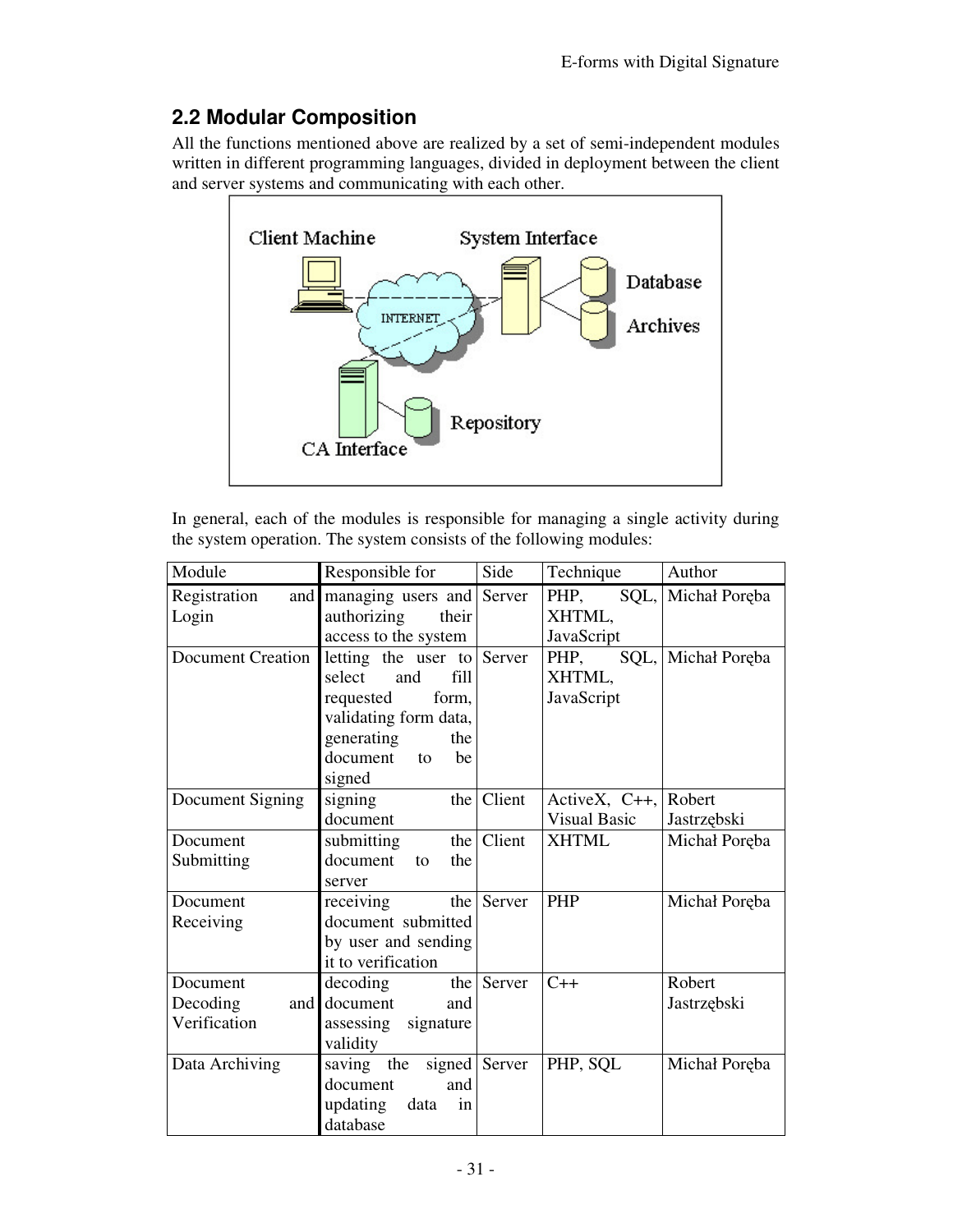## 2.2 Modular Composition

All the functions mentioned above are realized by a set of semi-independent modules written in different programming languages, divided in deployment between the client and server systems and communicating with each other.

In general, each of the modules is responsible for managing a single activity during the system operation. The system consists of the following modules:

| Module | Responsible for | Side | Technique | Author |
|---|---|---|---|---|
| Registration and Login | managing users and authorizing their access to the system | Server | PHP, SQL, XHTML, JavaScript | Michał Poręba |
| Document Creation | letting the user to select and fill requested form, validating form data, generating the document to be signed | Server | PHP, SQL, XHTML, JavaScript | Michał Poręba |
| Document Signing | signing the document | Client | ActiveX, C++, Visual Basic | Robert Jastrzębski |
| Document Submitting | submitting the document to the server | Client | XHTML | Michał Poręba |
| Document Receiving | receiving the document submitted by user and sending it to verification | Server | PHP | Michał Poręba |
| Document Decoding and Verification | decoding the document and assessing signature validity | Server | C++ | Robert Jastrzębski |
| Data Archiving | saving the signed document and updating data in database | Server | PHP, SQL | Michał Poręba |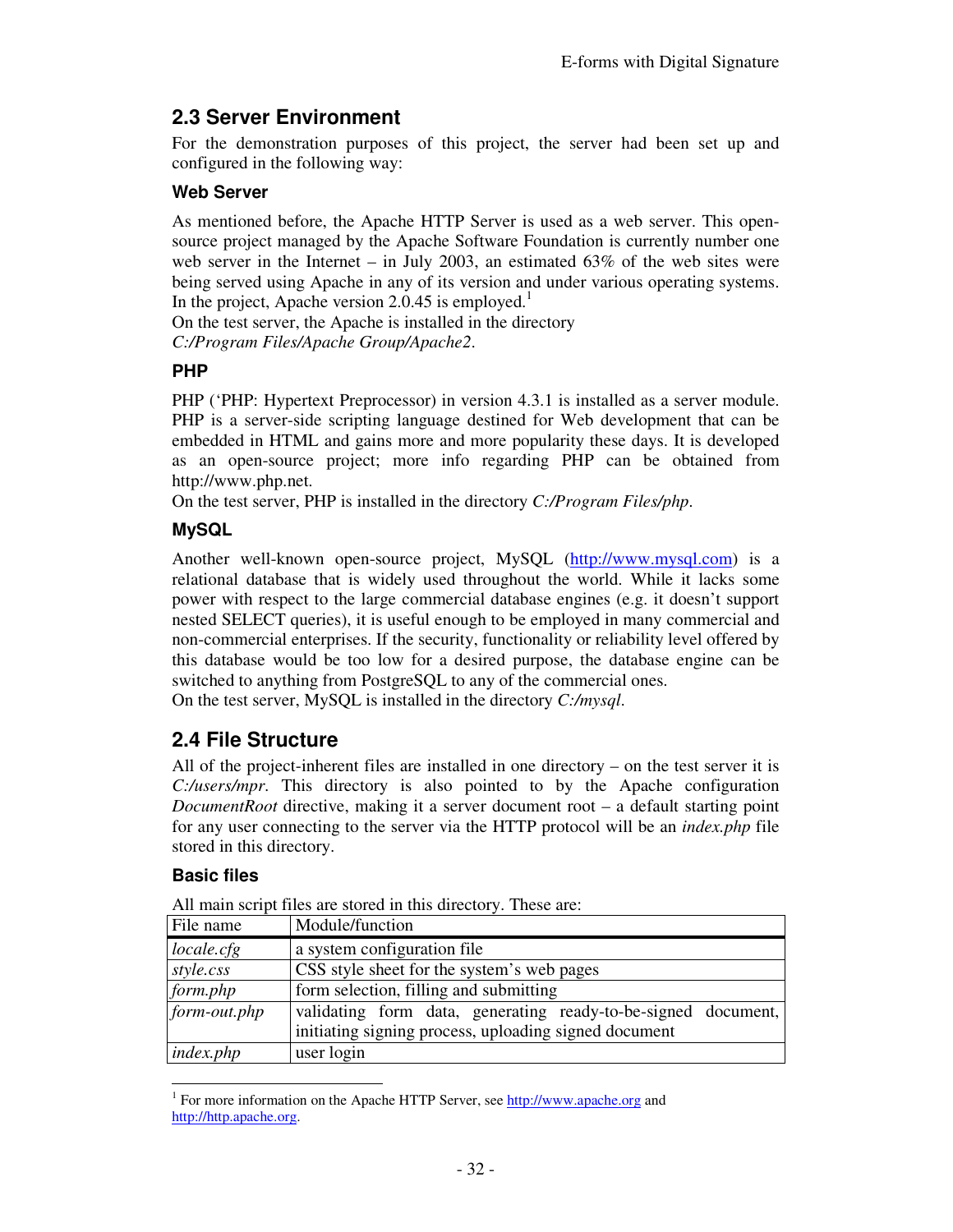## 2.3 Server Environment

For the demonstration purposes of this project, the server had been set up and configured in the following way:

### Web Server

As mentioned before, the Apache HTTP Server is used as a web server. This open-source project managed by the Apache Software Foundation is currently number one web server in the Internet – in July 2003, an estimated 63% of the web sites were being served using Apache in any of its version and under various operating systems. In the project, Apache version 2.0.45 is employed.[1]

On the test server, the Apache is installed in the directory *C:/Program Files/Apache Group/Apache2*.

### PHP

PHP ('PHP: Hypertext Preprocessor) in version 4.3.1 is installed as a server module. PHP is a server-side scripting language destined for Web development that can be embedded in HTML and gains more and more popularity these days. It is developed as an open-source project; more info regarding PHP can be obtained from http://www.php.net.

On the test server, PHP is installed in the directory *C:/Program Files/php*.

### MySQL

Another well-known open-source project, MySQL (http://www.mysql.com) is a relational database that is widely used throughout the world. While it lacks some power with respect to the large commercial database engines (e.g. it doesn't support nested SELECT queries), it is useful enough to be employed in many commercial and non-commercial enterprises. If the security, functionality or reliability level offered by this database would be too low for a desired purpose, the database engine can be switched to anything from PostgreSQL to any of the commercial ones.

On the test server, MySQL is installed in the directory *C:/mysql*.

## 2.4 File Structure

All of the project-inherent files are installed in one directory – on the test server it is *C:/users/mpr*. This directory is also pointed to by the Apache configuration *DocumentRoot* directive, making it a server document root – a default starting point for any user connecting to the server via the HTTP protocol will be an *index.php* file stored in this directory.

### Basic files

All main script files are stored in this directory. These are:

| File name | Module/function |
|---|---|
| *locale.cfg* | a system configuration file |
| *style.css* | CSS style sheet for the system's web pages |
| *form.php* | form selection, filling and submitting |
| *form-out.php* | validating form data, generating ready-to-be-signed document, initiating signing process, uploading signed document |
| *index.php* | user login |

[1] For more information on the Apache HTTP Server, see http://www.apache.org and http://http.apache.org.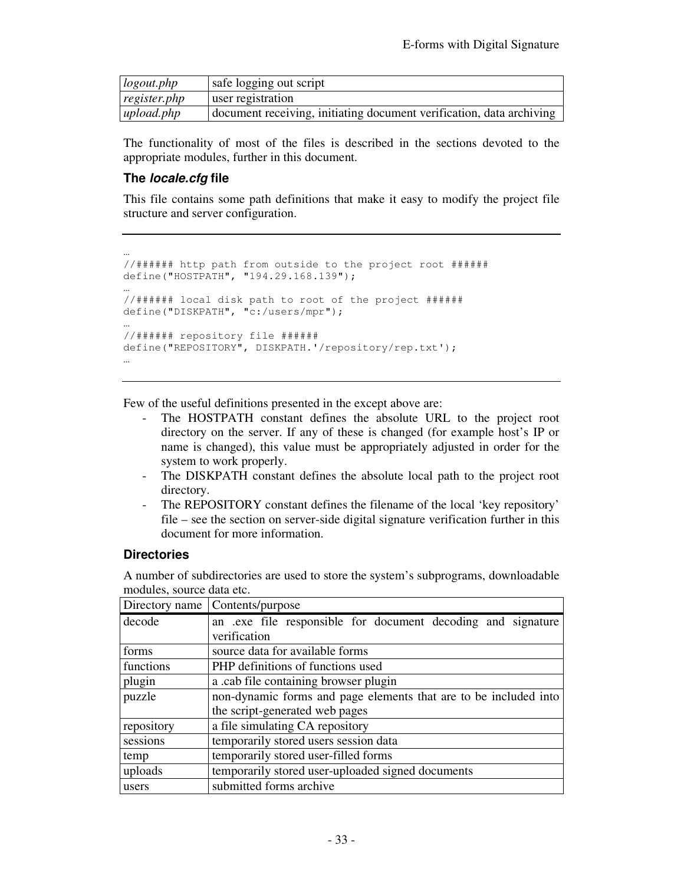| | |
|---|---|
| *logout.php* | safe logging out script |
| *register.php* | user registration |
| *upload.php* | document receiving, initiating document verification, data archiving |

The functionality of most of the files is described in the sections devoted to the appropriate modules, further in this document.

### The *locale.cfg* file

This file contains some path definitions that make it easy to modify the project file structure and server configuration.

```
…
//###### http path from outside to the project root ######
define("HOSTPATH", "194.29.168.139");
…
//###### local disk path to root of the project ######
define("DISKPATH", "c:/users/mpr");
…
//###### repository file ######
define("REPOSITORY", DISKPATH.'/repository/rep.txt');
…
```

Few of the useful definitions presented in the except above are:

- The HOSTPATH constant defines the absolute URL to the project root directory on the server. If any of these is changed (for example host's IP or name is changed), this value must be appropriately adjusted in order for the system to work properly.
- The DISKPATH constant defines the absolute local path to the project root directory.
- The REPOSITORY constant defines the filename of the local 'key repository' file – see the section on server-side digital signature verification further in this document for more information.

### Directories

A number of subdirectories are used to store the system's subprograms, downloadable modules, source data etc.

| Directory name | Contents/purpose |
|---|---|
| decode | an .exe file responsible for document decoding and signature verification |
| forms | source data for available forms |
| functions | PHP definitions of functions used |
| plugin | a .cab file containing browser plugin |
| puzzle | non-dynamic forms and page elements that are to be included into the script-generated web pages |
| repository | a file simulating CA repository |
| sessions | temporarily stored users session data |
| temp | temporarily stored user-filled forms |
| uploads | temporarily stored user-uploaded signed documents |
| users | submitted forms archive |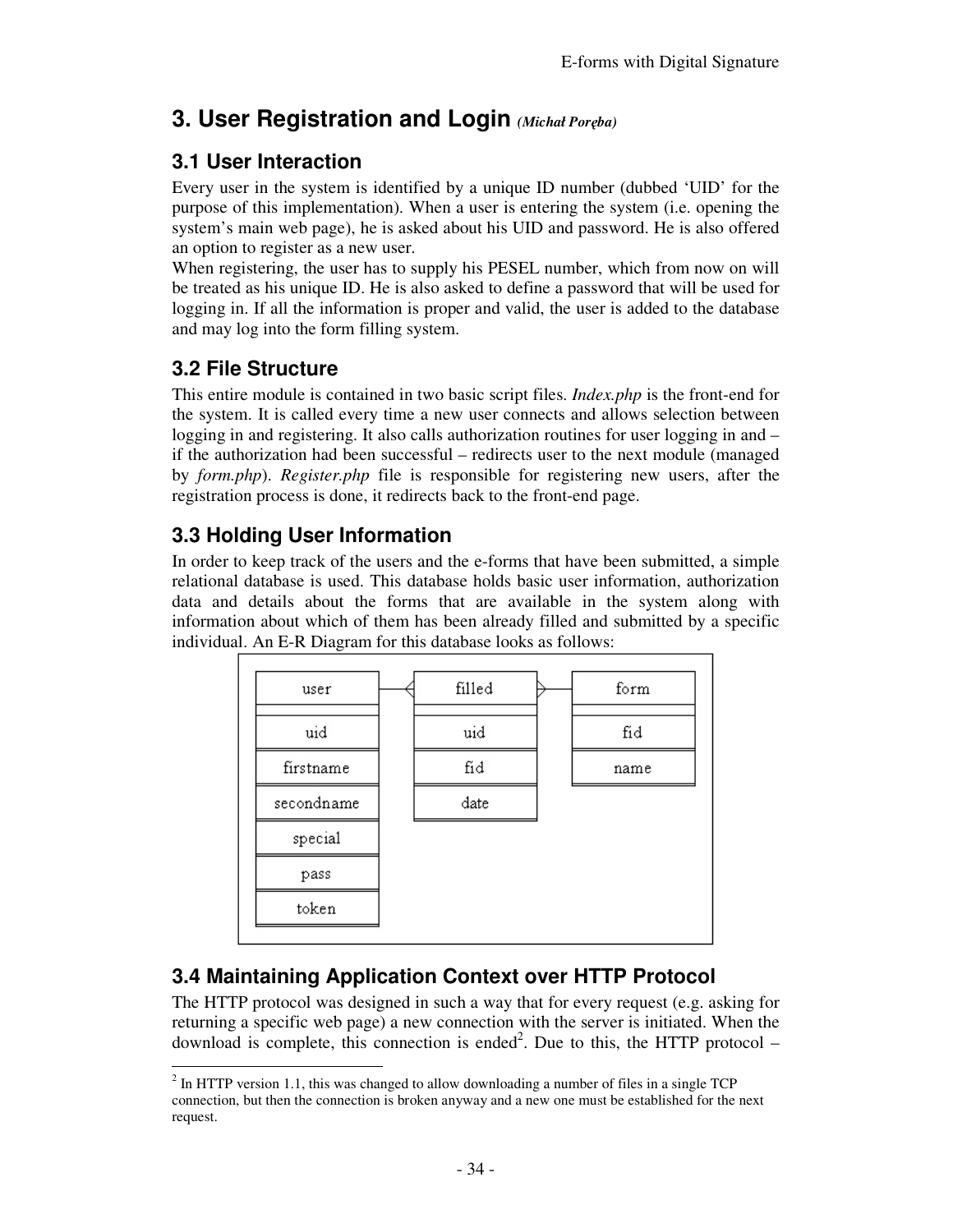# 3. User Registration and Login *(Michał Poręba)*

## 3.1 User Interaction

Every user in the system is identified by a unique ID number (dubbed 'UID' for the purpose of this implementation). When a user is entering the system (i.e. opening the system's main web page), he is asked about his UID and password. He is also offered an option to register as a new user.

When registering, the user has to supply his PESEL number, which from now on will be treated as his unique ID. He is also asked to define a password that will be used for logging in. If all the information is proper and valid, the user is added to the database and may log into the form filling system.

## 3.2 File Structure

This entire module is contained in two basic script files. *Index.php* is the front-end for the system. It is called every time a new user connects and allows selection between logging in and registering. It also calls authorization routines for user logging in and – if the authorization had been successful – redirects user to the next module (managed by *form.php*). *Register.php* file is responsible for registering new users, after the registration process is done, it redirects back to the front-end page.

## 3.3 Holding User Information

In order to keep track of the users and the e-forms that have been submitted, a simple relational database is used. This database holds basic user information, authorization data and details about the forms that are available in the system along with information about which of them has been already filled and submitted by a specific individual. An E-R Diagram for this database looks as follows:

| user | filled | form |
|---|---|---|
| uid | uid | fid |
| firstname | fid | name |
| secondname | date | |
| special | | |
| pass | | |
| token | | |

## 3.4 Maintaining Application Context over HTTP Protocol

The HTTP protocol was designed in such a way that for every request (e.g. asking for returning a specific web page) a new connection with the server is initiated. When the download is complete, this connection is ended[2]. Due to this, the HTTP protocol –

[2] In HTTP version 1.1, this was changed to allow downloading a number of files in a single TCP connection, but then the connection is broken anyway and a new one must be established for the next request.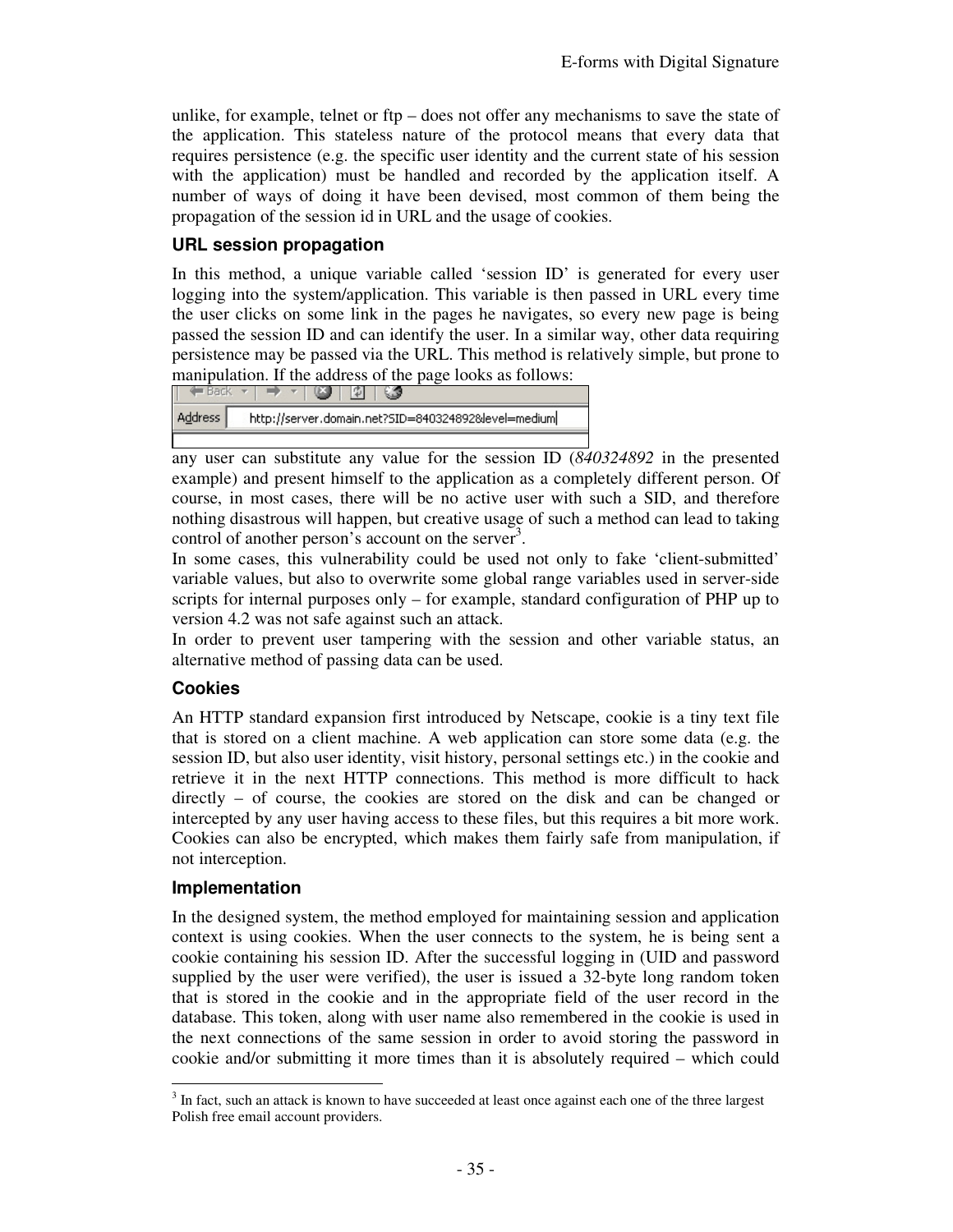unlike, for example, telnet or ftp – does not offer any mechanisms to save the state of the application. This stateless nature of the protocol means that every data that requires persistence (e.g. the specific user identity and the current state of his session with the application) must be handled and recorded by the application itself. A number of ways of doing it have been devised, most common of them being the propagation of the session id in URL and the usage of cookies.

### URL session propagation

In this method, a unique variable called 'session ID' is generated for every user logging into the system/application. This variable is then passed in URL every time the user clicks on some link in the pages he navigates, so every new page is being passed the session ID and can identify the user. In a similar way, other data requiring persistence may be passed via the URL. This method is relatively simple, but prone to manipulation. If the address of the page looks as follows:

```
Address    http://server.domain.net?SID=840324892&level=medium
```

any user can substitute any value for the session ID (*840324892* in the presented example) and present himself to the application as a completely different person. Of course, in most cases, there will be no active user with such a SID, and therefore nothing disastrous will happen, but creative usage of such a method can lead to taking control of another person's account on the server[3].

In some cases, this vulnerability could be used not only to fake 'client-submitted' variable values, but also to overwrite some global range variables used in server-side scripts for internal purposes only – for example, standard configuration of PHP up to version 4.2 was not safe against such an attack.

In order to prevent user tampering with the session and other variable status, an alternative method of passing data can be used.

### Cookies

An HTTP standard expansion first introduced by Netscape, cookie is a tiny text file that is stored on a client machine. A web application can store some data (e.g. the session ID, but also user identity, visit history, personal settings etc.) in the cookie and retrieve it in the next HTTP connections. This method is more difficult to hack directly – of course, the cookies are stored on the disk and can be changed or intercepted by any user having access to these files, but this requires a bit more work. Cookies can also be encrypted, which makes them fairly safe from manipulation, if not interception.

### Implementation

In the designed system, the method employed for maintaining session and application context is using cookies. When the user connects to the system, he is being sent a cookie containing his session ID. After the successful logging in (UID and password supplied by the user were verified), the user is issued a 32-byte long random token that is stored in the cookie and in the appropriate field of the user record in the database. This token, along with user name also remembered in the cookie is used in the next connections of the same session in order to avoid storing the password in cookie and/or submitting it more times than it is absolutely required – which could

---

[3] In fact, such an attack is known to have succeeded at least once against each one of the three largest Polish free email account providers.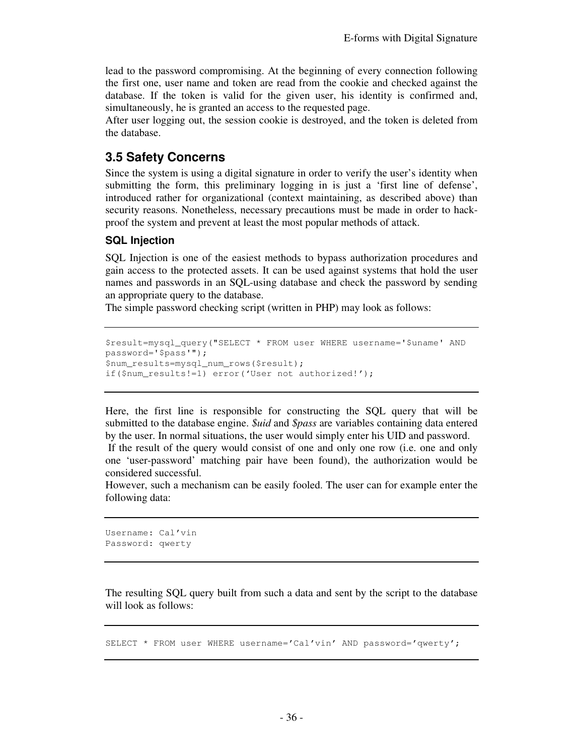lead to the password compromising. At the beginning of every connection following the first one, user name and token are read from the cookie and checked against the database. If the token is valid for the given user, his identity is confirmed and, simultaneously, he is granted an access to the requested page.
After user logging out, the session cookie is destroyed, and the token is deleted from the database.

## 3.5 Safety Concerns

Since the system is using a digital signature in order to verify the user's identity when submitting the form, this preliminary logging in is just a 'first line of defense', introduced rather for organizational (context maintaining, as described above) than security reasons. Nonetheless, necessary precautions must be made in order to hack-proof the system and prevent at least the most popular methods of attack.

### SQL Injection

SQL Injection is one of the easiest methods to bypass authorization procedures and gain access to the protected assets. It can be used against systems that hold the user names and passwords in an SQL-using database and check the password by sending an appropriate query to the database.
The simple password checking script (written in PHP) may look as follows:

```
$result=mysql_query("SELECT * FROM user WHERE username='$uname' AND
password='$pass'");
$num_results=mysql_num_rows($result);
if($num_results!=1) error('User not authorized!');
```

Here, the first line is responsible for constructing the SQL query that will be submitted to the database engine. *$uid* and *$pass* are variables containing data entered by the user. In normal situations, the user would simply enter his UID and password.
If the result of the query would consist of one and only one row (i.e. one and only one 'user-password' matching pair have been found), the authorization would be considered successful.
However, such a mechanism can be easily fooled. The user can for example enter the following data:

```
Username: Cal'vin
Password: qwerty
```

The resulting SQL query built from such a data and sent by the script to the database will look as follows:

```
SELECT * FROM user WHERE username='Cal'vin' AND password='qwerty';
```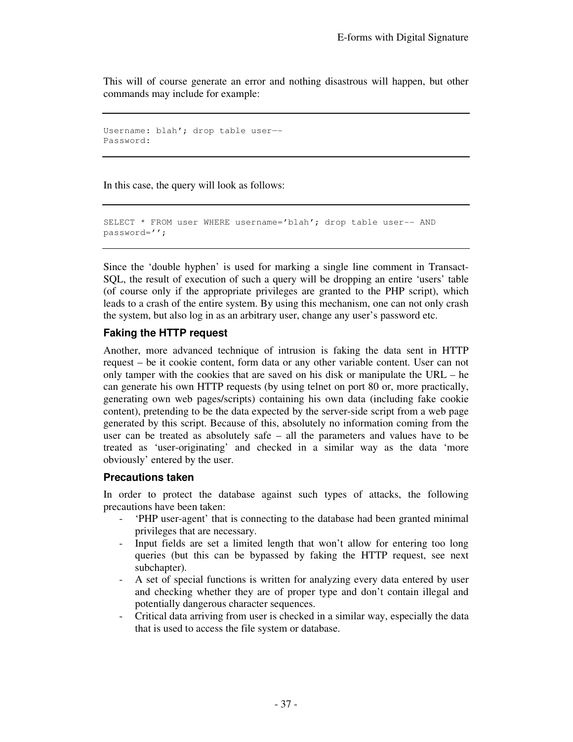This will of course generate an error and nothing disastrous will happen, but other commands may include for example:

```
Username: blah'; drop table user—-
Password:
```

In this case, the query will look as follows:

```
SELECT * FROM user WHERE username='blah'; drop table user-- AND
password='';
```

Since the 'double hyphen' is used for marking a single line comment in Transact-SQL, the result of execution of such a query will be dropping an entire 'users' table (of course only if the appropriate privileges are granted to the PHP script), which leads to a crash of the entire system. By using this mechanism, one can not only crash the system, but also log in as an arbitrary user, change any user's password etc.

### Faking the HTTP request

Another, more advanced technique of intrusion is faking the data sent in HTTP request – be it cookie content, form data or any other variable content. User can not only tamper with the cookies that are saved on his disk or manipulate the URL – he can generate his own HTTP requests (by using telnet on port 80 or, more practically, generating own web pages/scripts) containing his own data (including fake cookie content), pretending to be the data expected by the server-side script from a web page generated by this script. Because of this, absolutely no information coming from the user can be treated as absolutely safe – all the parameters and values have to be treated as 'user-originating' and checked in a similar way as the data 'more obviously' entered by the user.

### Precautions taken

In order to protect the database against such types of attacks, the following precautions have been taken:

- 'PHP user-agent' that is connecting to the database had been granted minimal privileges that are necessary.
- Input fields are set a limited length that won't allow for entering too long queries (but this can be bypassed by faking the HTTP request, see next subchapter).
- A set of special functions is written for analyzing every data entered by user and checking whether they are of proper type and don't contain illegal and potentially dangerous character sequences.
- Critical data arriving from user is checked in a similar way, especially the data that is used to access the file system or database.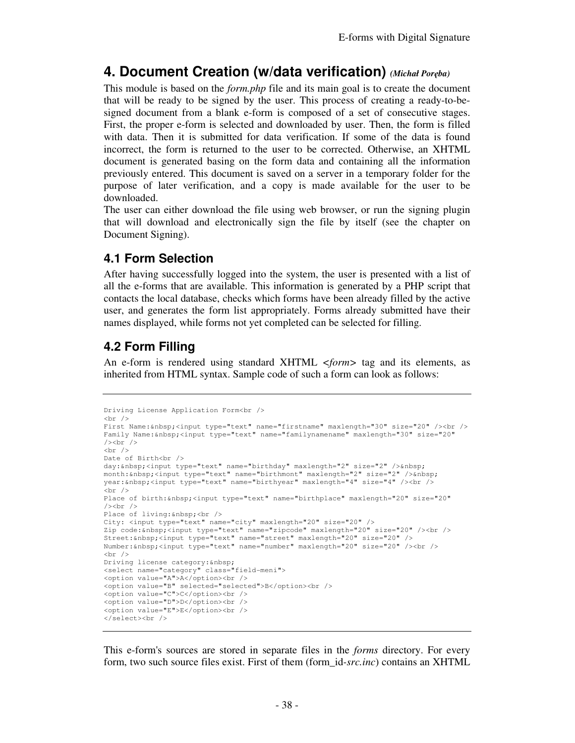# 4. Document Creation (w/data verification) *(Michał Poręba)*

This module is based on the *form.php* file and its main goal is to create the document that will be ready to be signed by the user. This process of creating a ready-to-be-signed document from a blank e-form is composed of a set of consecutive stages. First, the proper e-form is selected and downloaded by user. Then, the form is filled with data. Then it is submitted for data verification. If some of the data is found incorrect, the form is returned to the user to be corrected. Otherwise, an XHTML document is generated basing on the form data and containing all the information previously entered. This document is saved on a server in a temporary folder for the purpose of later verification, and a copy is made available for the user to be downloaded.
The user can either download the file using web browser, or run the signing plugin that will download and electronically sign the file by itself (see the chapter on Document Signing).

## 4.1 Form Selection

After having successfully logged into the system, the user is presented with a list of all the e-forms that are available. This information is generated by a PHP script that contacts the local database, checks which forms have been already filled by the active user, and generates the form list appropriately. Forms already submitted have their names displayed, while forms not yet completed can be selected for filling.

## 4.2 Form Filling

An e-form is rendered using standard XHTML *<form>* tag and its elements, as inherited from HTML syntax. Sample code of such a form can look as follows:

```
Driving License Application Form<br />
<br />
First Name:&nbsp;<input type="text" name="firstname" maxlength="30" size="20" /><br />
Family Name:&nbsp;<input type="text" name="familynamename" maxlength="30" size="20"
/><br />
<br />
Date of Birth<br />
day:&nbsp;<input type="text" name="birthday" maxlength="2" size="2" />&nbsp;
month:&nbsp;<input type="text" name="birthmont" maxlength="2" size="2" />&nbsp;
year:&nbsp;<input type="text" name="birthyear" maxlength="4" size="4" /><br />
<br />
Place of birth:&nbsp;<input type="text" name="birthplace" maxlength="20" size="20"
/><br />
Place of living:&nbsp;<br />
City: <input type="text" name="city" maxlength="20" size="20" />
Zip code:&nbsp;<input type="text" name="zipcode" maxlength="20" size="20" /><br />
Street:&nbsp;<input type="text" name="street" maxlength="20" size="20" />
Number:&nbsp;<input type="text" name="number" maxlength="20" size="20" /><br />
<br />
Driving license category:&nbsp;
<select name="category" class="field-meni">
<option value="A">A</option><br />
<option value="B" selected="selected">B</option><br />
<option value="C">C</option><br />
<option value="D">D</option><br />
<option value="E">E</option><br />
</select><br />
```

This e-form's sources are stored in separate files in the *forms* directory. For every form, two such source files exist. First of them (form_id-*src.inc*) contains an XHTML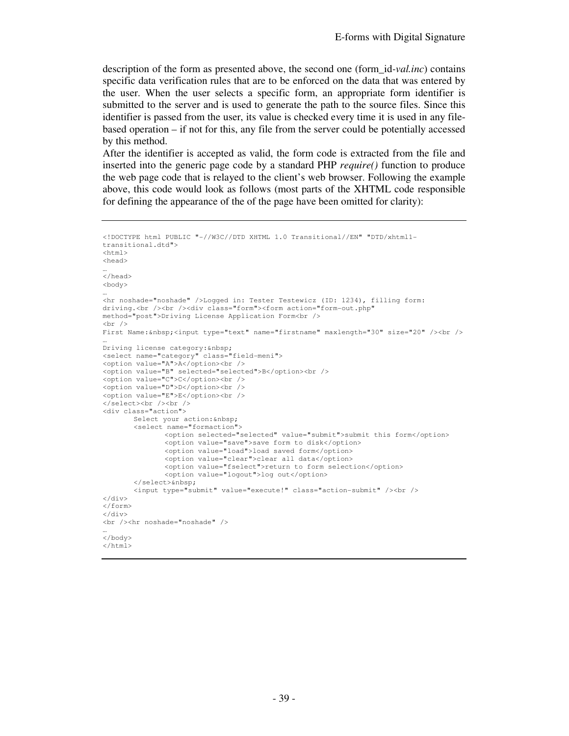description of the form as presented above, the second one (form_id-*val.inc*) contains specific data verification rules that are to be enforced on the data that was entered by the user. When the user selects a specific form, an appropriate form identifier is submitted to the server and is used to generate the path to the source files. Since this identifier is passed from the user, its value is checked every time it is used in any file-based operation – if not for this, any file from the server could be potentially accessed by this method.

After the identifier is accepted as valid, the form code is extracted from the file and inserted into the generic page code by a standard PHP *require()* function to produce the web page code that is relayed to the client's web browser. Following the example above, this code would look as follows (most parts of the XHTML code responsible for defining the appearance of the of the page have been omitted for clarity):

```
<!DOCTYPE html PUBLIC "-//W3C//DTD XHTML 1.0 Transitional//EN" "DTD/xhtml1-
transitional.dtd">
<html>
<head>
…
</head>
<body>
…
<hr noshade="noshade" />Logged in: Tester Testewicz (ID: 1234), filling form:
driving.<br /><br /><div class="form"><form action="form-out.php"
method="post">Driving License Application Form<br />
<br />
First Name:&nbsp;<input type="text" name="firstname" maxlength="30" size="20" /><br />
…
Driving license category:&nbsp;
<select name="category" class="field-meni">
<option value="A">A</option><br />
<option value="B" selected="selected">B</option><br />
<option value="C">C</option><br />
<option value="D">D</option><br />
<option value="E">E</option><br />
</select><br /><br />
<div class="action">
        Select your action:&nbsp;
        <select name="formaction">
                <option selected="selected" value="submit">submit this form</option>
                <option value="save">save form to disk</option>
                <option value="load">load saved form</option>
                <option value="clear">clear all data</option>
                <option value="fselect">return to form selection</option>
                <option value="logout">log out</option>
        </select>&nbsp;
        <input type="submit" value="execute!" class="action-submit" /><br />
</div>
</form>
</div>
<br /><hr noshade="noshade" />
…
</body>
</html>
```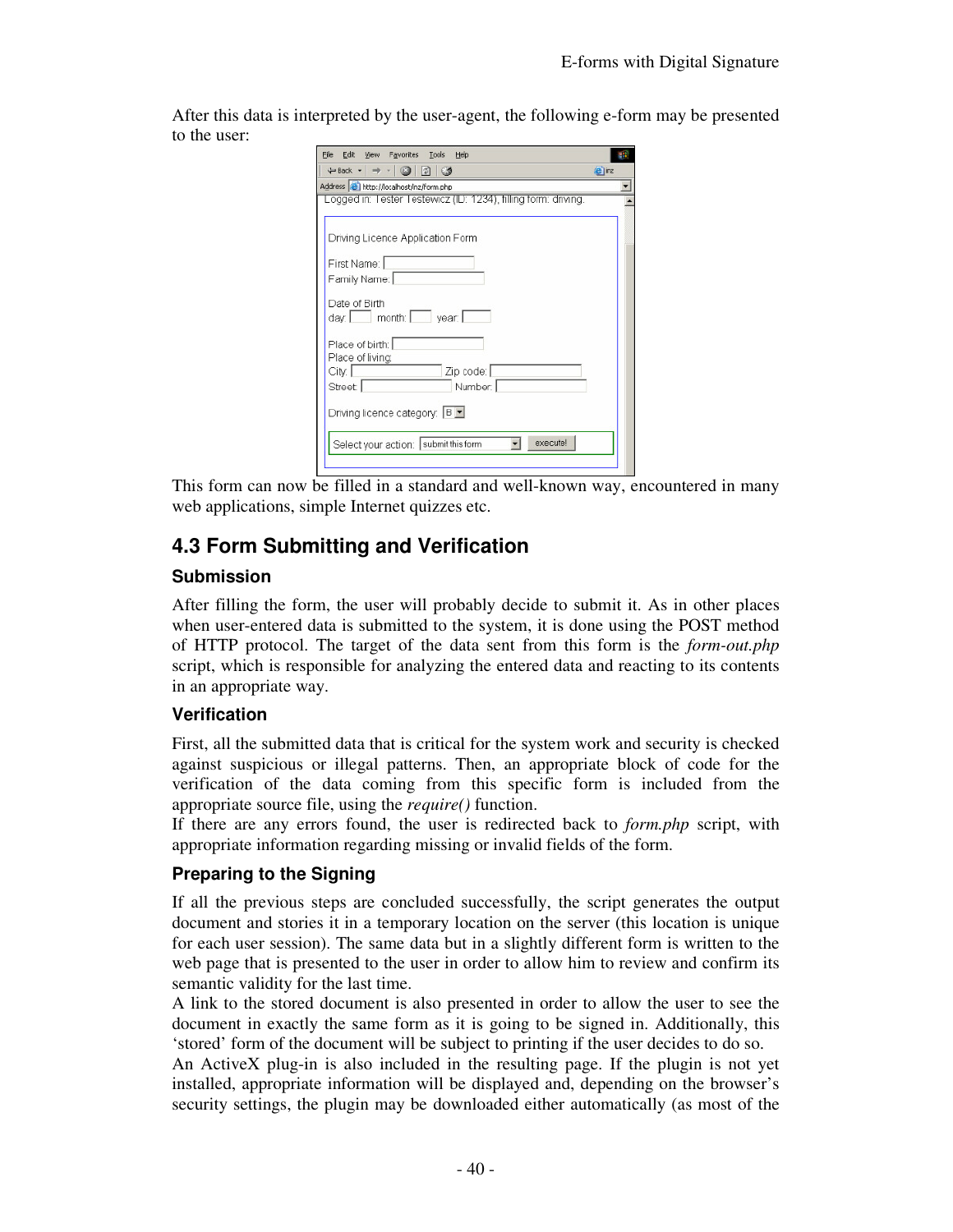After this data is interpreted by the user-agent, the following e-form may be presented to the user:

This form can now be filled in a standard and well-known way, encountered in many web applications, simple Internet quizzes etc.

## 4.3 Form Submitting and Verification

### Submission

After filling the form, the user will probably decide to submit it. As in other places when user-entered data is submitted to the system, it is done using the POST method of HTTP protocol. The target of the data sent from this form is the *form-out.php* script, which is responsible for analyzing the entered data and reacting to its contents in an appropriate way.

### Verification

First, all the submitted data that is critical for the system work and security is checked against suspicious or illegal patterns. Then, an appropriate block of code for the verification of the data coming from this specific form is included from the appropriate source file, using the *require()* function.
If there are any errors found, the user is redirected back to *form.php* script, with appropriate information regarding missing or invalid fields of the form.

### Preparing to the Signing

If all the previous steps are concluded successfully, the script generates the output document and stories it in a temporary location on the server (this location is unique for each user session). The same data but in a slightly different form is written to the web page that is presented to the user in order to allow him to review and confirm its semantic validity for the last time.
A link to the stored document is also presented in order to allow the user to see the document in exactly the same form as it is going to be signed in. Additionally, this 'stored' form of the document will be subject to printing if the user decides to do so.
An ActiveX plug-in is also included in the resulting page. If the plugin is not yet installed, appropriate information will be displayed and, depending on the browser's security settings, the plugin may be downloaded either automatically (as most of the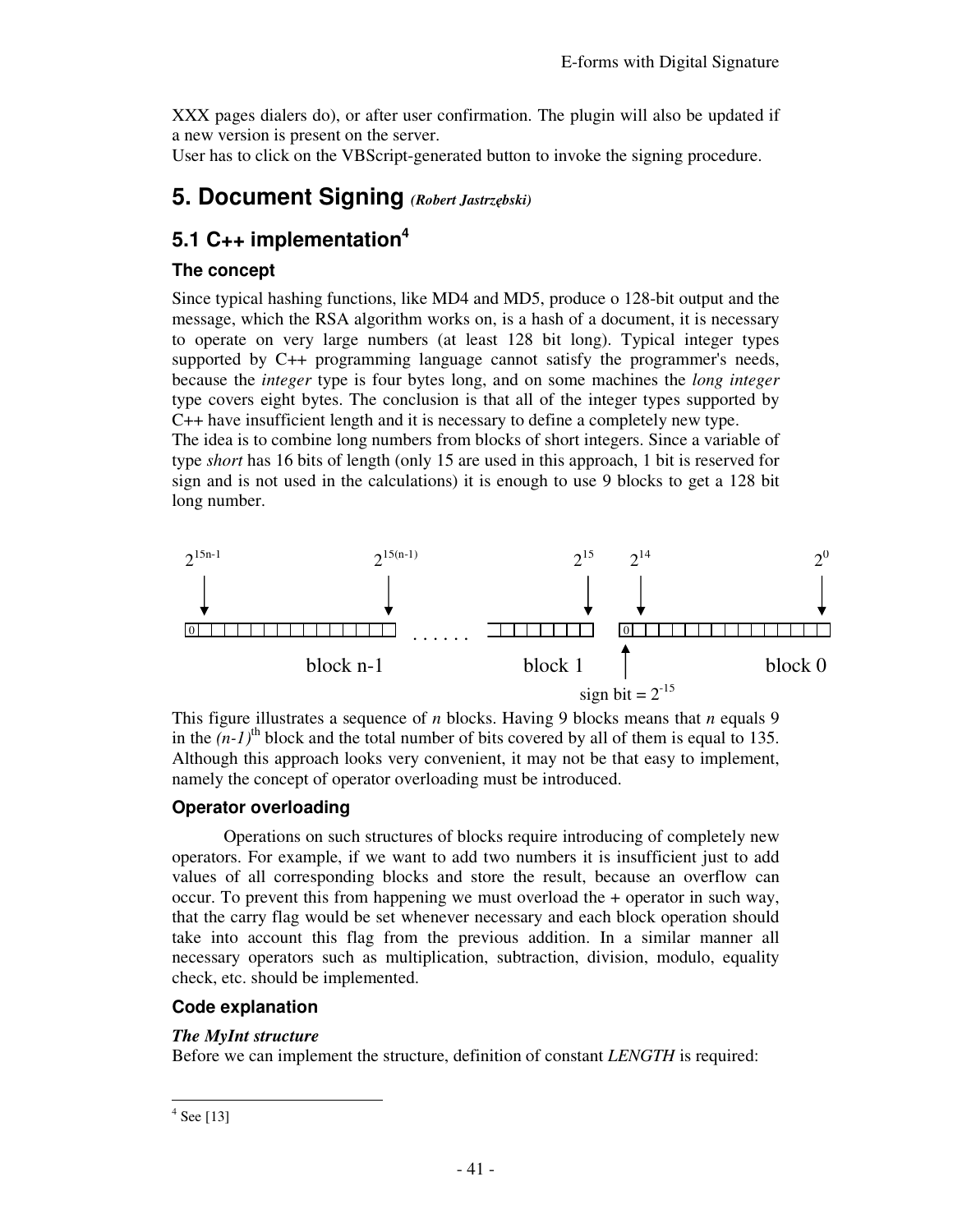XXX pages dialers do), or after user confirmation. The plugin will also be updated if a new version is present on the server.
User has to click on the VBScript-generated button to invoke the signing procedure.

# 5. Document Signing *(Robert Jastrzębski)*

## 5.1 C++ implementation[4]

### The concept

Since typical hashing functions, like MD4 and MD5, produce o 128-bit output and the message, which the RSA algorithm works on, is a hash of a document, it is necessary to operate on very large numbers (at least 128 bit long). Typical integer types supported by C++ programming language cannot satisfy the programmer's needs, because the *integer* type is four bytes long, and on some machines the *long integer* type covers eight bytes. The conclusion is that all of the integer types supported by C++ have insufficient length and it is necessary to define a completely new type.
The idea is to combine long numbers from blocks of short integers. Since a variable of type *short* has 16 bits of length (only 15 are used in this approach, 1 bit is reserved for sign and is not used in the calculations) it is enough to use 9 blocks to get a 128 bit long number.

$2^{15n-1}$ $2^{15(n-1)}$ $2^{15}$ $2^{14}$ $2^{0}$

block n-1 ...... block 1 block 0

sign bit = $2^{-15}$

This figure illustrates a sequence of *n* blocks. Having 9 blocks means that *n* equals 9 in the *(n-1)*$^{th}$ block and the total number of bits covered by all of them is equal to 135. Although this approach looks very convenient, it may not be that easy to implement, namely the concept of operator overloading must be introduced.

### Operator overloading

Operations on such structures of blocks require introducing of completely new operators. For example, if we want to add two numbers it is insufficient just to add values of all corresponding blocks and store the result, because an overflow can occur. To prevent this from happening we must overload the + operator in such way, that the carry flag would be set whenever necessary and each block operation should take into account this flag from the previous addition. In a similar manner all necessary operators such as multiplication, subtraction, division, modulo, equality check, etc. should be implemented.

### Code explanation

***The MyInt structure***

Before we can implement the structure, definition of constant *LENGTH* is required:

---

[4] See [13]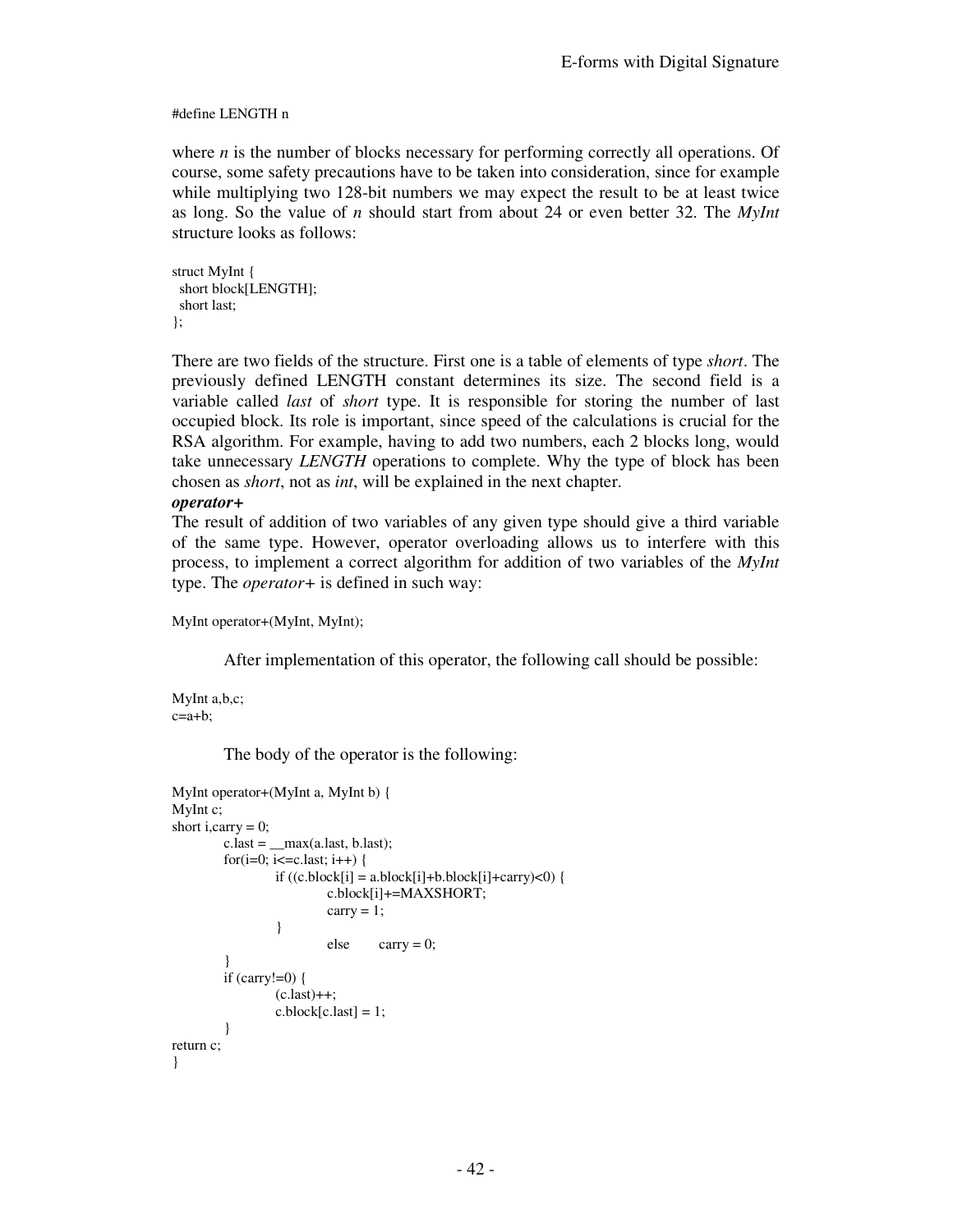```
#define LENGTH n
```

where *n* is the number of blocks necessary for performing correctly all operations. Of course, some safety precautions have to be taken into consideration, since for example while multiplying two 128-bit numbers we may expect the result to be at least twice as long. So the value of *n* should start from about 24 or even better 32. The *MyInt* structure looks as follows:

```
struct MyInt {
  short block[LENGTH];
  short last;
};
```

There are two fields of the structure. First one is a table of elements of type *short*. The previously defined LENGTH constant determines its size. The second field is a variable called *last* of *short* type. It is responsible for storing the number of last occupied block. Its role is important, since speed of the calculations is crucial for the RSA algorithm. For example, having to add two numbers, each 2 blocks long, would take unnecessary *LENGTH* operations to complete. Why the type of block has been chosen as *short*, not as *int*, will be explained in the next chapter.

***operator+***

The result of addition of two variables of any given type should give a third variable of the same type. However, operator overloading allows us to interfere with this process, to implement a correct algorithm for addition of two variables of the *MyInt* type. The *operator+* is defined in such way:

```
MyInt operator+(MyInt, MyInt);
```

After implementation of this operator, the following call should be possible:

```
MyInt a,b,c;
c=a+b;
```

The body of the operator is the following:

```
MyInt operator+(MyInt a, MyInt b) {
MyInt c;
short i,carry = 0;
        c.last = __max(a.last, b.last);
        for(i=0; i<=c.last; i++) {
                if ((c.block[i] = a.block[i]+b.block[i]+carry)<0) {
                        c.block[i]+=MAXSHORT;
                        carry = 1;
                }
                        else    carry = 0;
        }
        if (carry!=0) {
                (c.last)++;
                c.block[c.last] = 1;
        }
return c;
}
```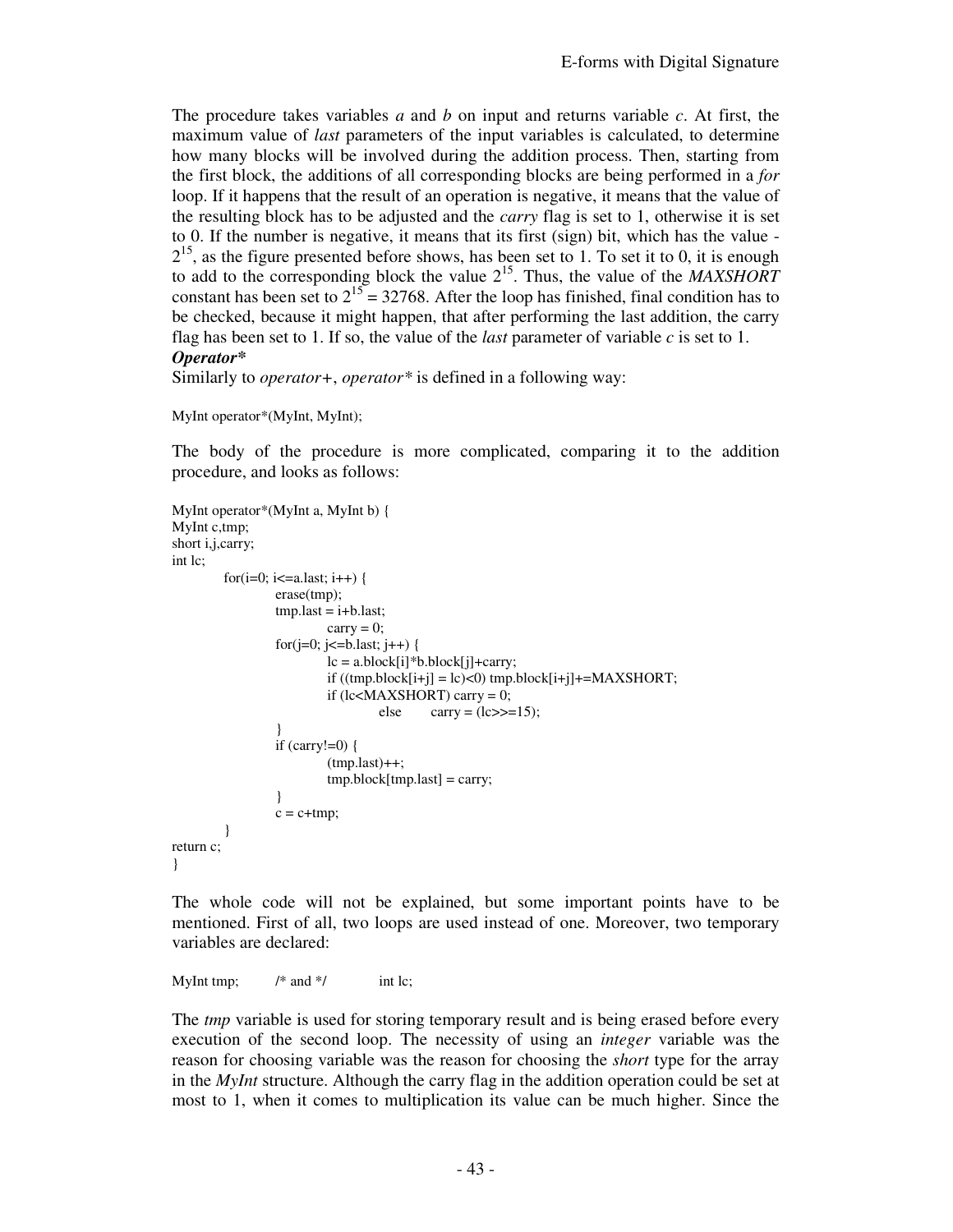The procedure takes variables *a* and *b* on input and returns variable *c*. At first, the maximum value of *last* parameters of the input variables is calculated, to determine how many blocks will be involved during the addition process. Then, starting from the first block, the additions of all corresponding blocks are being performed in a *for* loop. If it happens that the result of an operation is negative, it means that the value of the resulting block has to be adjusted and the *carry* flag is set to 1, otherwise it is set to 0. If the number is negative, it means that its first (sign) bit, which has the value $-2^{15}$, as the figure presented before shows, has been set to 1. To set it to 0, it is enough to add to the corresponding block the value $2^{15}$. Thus, the value of the *MAXSHORT* constant has been set to $2^{15} = 32768$. After the loop has finished, final condition has to be checked, because it might happen, that after performing the last addition, the carry flag has been set to 1. If so, the value of the *last* parameter of variable *c* is set to 1.

***Operator****

Similarly to *operator+*, *operator** is defined in a following way:

```
MyInt operator*(MyInt, MyInt);
```

The body of the procedure is more complicated, comparing it to the addition procedure, and looks as follows:

```
MyInt operator*(MyInt a, MyInt b) {
MyInt c,tmp;
short i,j,carry;
int lc;
        for(i=0; i<=a.last; i++) {
                erase(tmp);
                tmp.last = i+b.last;
                        carry = 0;
                for(j=0; j<=b.last; j++) {
                        lc = a.block[i]*b.block[j]+carry;
                        if ((tmp.block[i+j] = lc)<0) tmp.block[i+j]+=MAXSHORT;
                        if (lc<MAXSHORT) carry = 0;
                                else     carry = (lc>>=15);
                }
                if (carry!=0) {
                        (tmp.last)++;
                        tmp.block[tmp.last] = carry;
                }
                c = c+tmp;
        }
return c;
}
```

The whole code will not be explained, but some important points have to be mentioned. First of all, two loops are used instead of one. Moreover, two temporary variables are declared:

```
MyInt tmp;     /* and */     int lc;
```

The *tmp* variable is used for storing temporary result and is being erased before every execution of the second loop. The necessity of using an *integer* variable was the reason for choosing variable was the reason for choosing the *short* type for the array in the *MyInt* structure. Although the carry flag in the addition operation could be set at most to 1, when it comes to multiplication its value can be much higher. Since the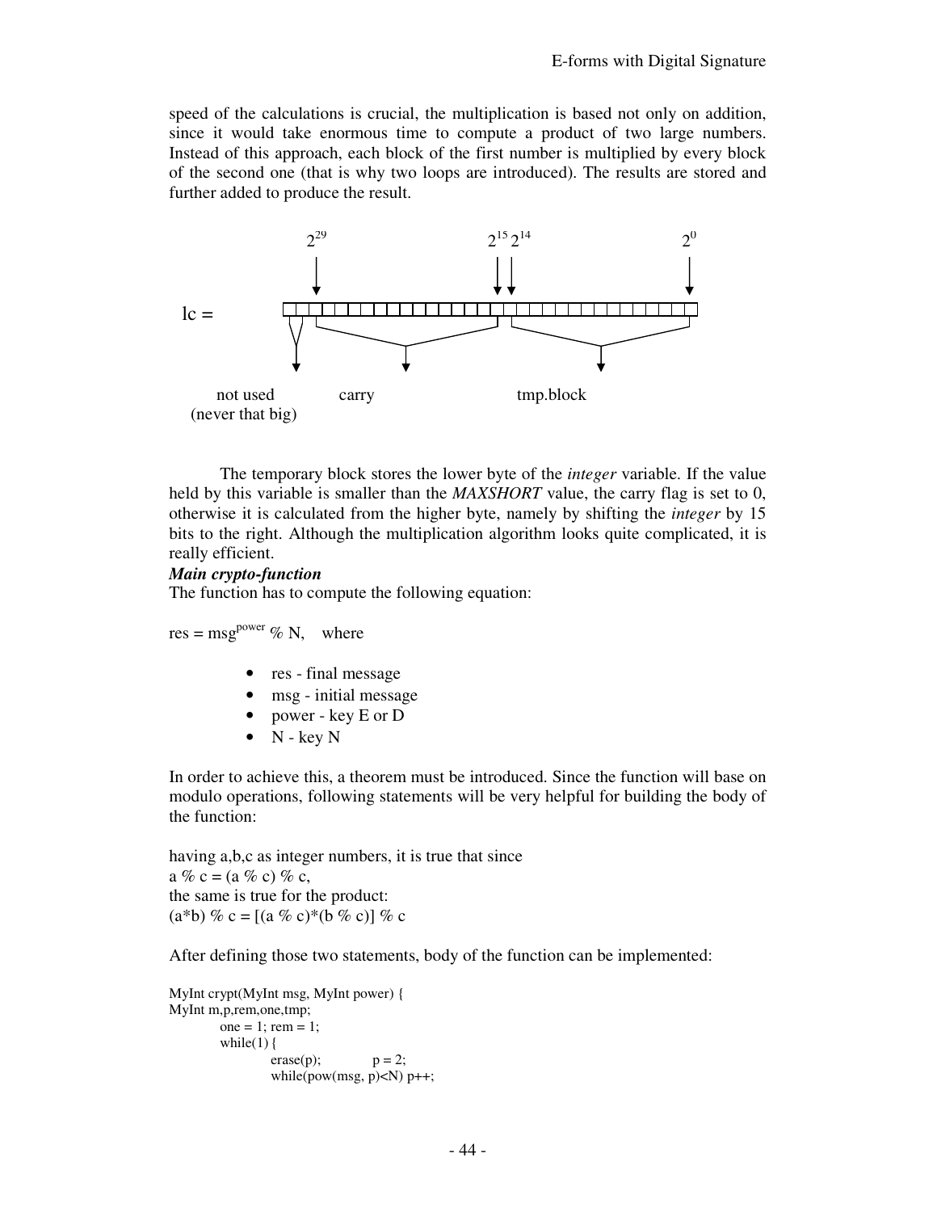speed of the calculations is crucial, the multiplication is based not only on addition, since it would take enormous time to compute a product of two large numbers. Instead of this approach, each block of the first number is multiplied by every block of the second one (that is why two loops are introduced). The results are stored and further added to produce the result.

lc = [ $2^{29}$ ... $2^{15}$ $2^{14}$ ... $2^{0}$ ]

not used (never that big) | carry | tmp.block

The temporary block stores the lower byte of the *integer* variable. If the value held by this variable is smaller than the *MAXSHORT* value, the carry flag is set to 0, otherwise it is calculated from the higher byte, namely by shifting the *integer* by 15 bits to the right. Although the multiplication algorithm looks quite complicated, it is really efficient.

***Main crypto-function***

The function has to compute the following equation:

res = $msg^{power}$ % N, where

- res - final message
- msg - initial message
- power - key E or D
- N - key N

In order to achieve this, a theorem must be introduced. Since the function will base on modulo operations, following statements will be very helpful for building the body of the function:

having a,b,c as integer numbers, it is true that since
a % c = (a % c) % c,
the same is true for the product:
(a*b) % c = [(a % c)*(b % c)] % c

After defining those two statements, body of the function can be implemented:

```
MyInt crypt(MyInt msg, MyInt power) {
MyInt m,p,rem,one,tmp;
        one = 1; rem = 1;
        while(1) {
                erase(p);       p = 2;
                while(pow(msg, p)<N) p++;
```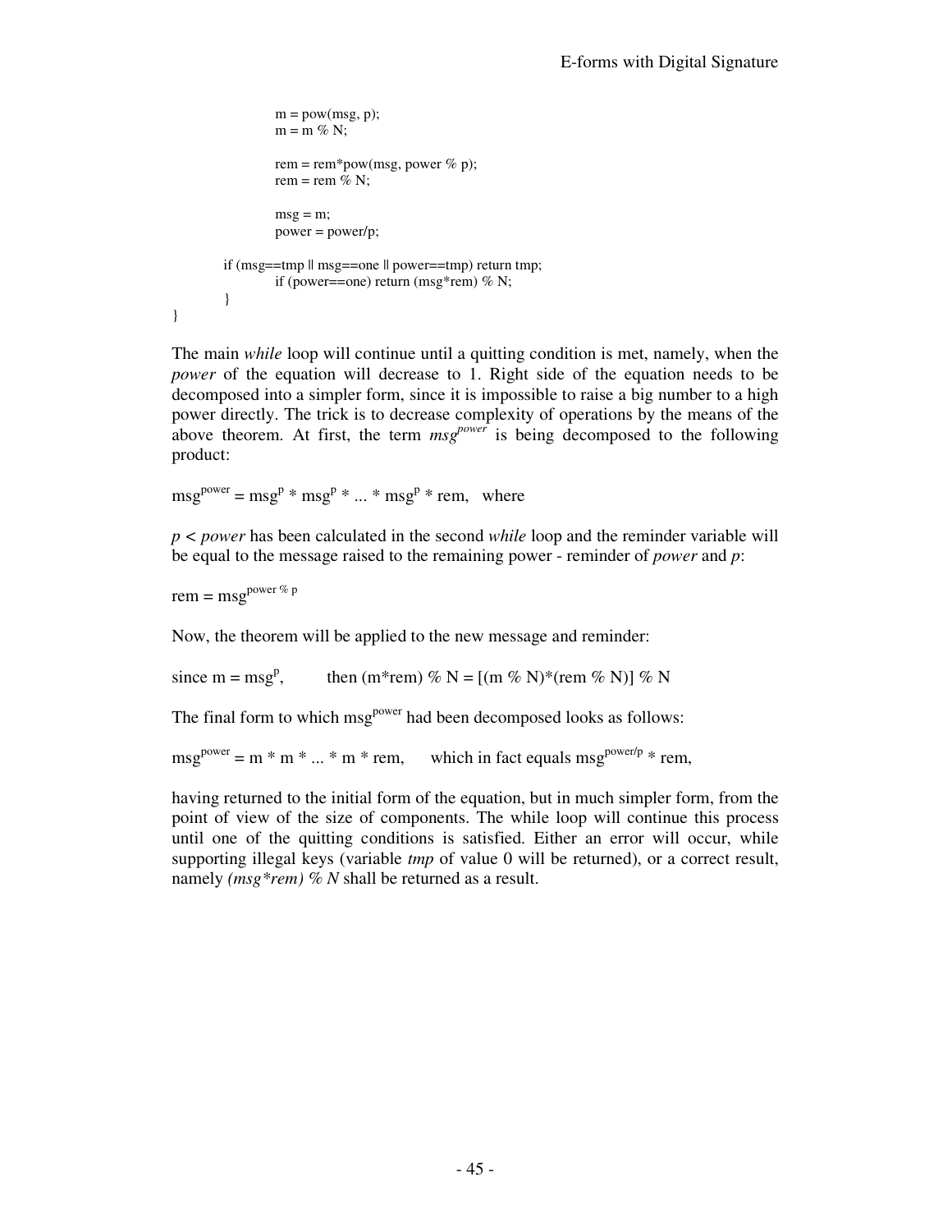```
            m = pow(msg, p);
            m = m % N;

            rem = rem*pow(msg, power % p);
            rem = rem % N;

            msg = m;
            power = power/p;

        if (msg==tmp || msg==one || power==tmp) return tmp;
            if (power==one) return (msg*rem) % N;
        }
}
```

The main *while* loop will continue until a quitting condition is met, namely, when the *power* of the equation will decrease to 1. Right side of the equation needs to be decomposed into a simpler form, since it is impossible to raise a big number to a high power directly. The trick is to decrease complexity of operations by the means of the above theorem. At first, the term $msg^{power}$ is being decomposed to the following product:

$msg^{power} = msg^p * msg^p * ... * msg^p * rem$, where

$p < power$ has been calculated in the second *while* loop and the reminder variable will be equal to the message raised to the remaining power - reminder of *power* and *p*:

$rem = msg^{power \% p}$

Now, the theorem will be applied to the new message and reminder:

since $m = msg^p$, then $(m*rem) \% N = [(m \% N)*(rem \% N)] \% N$

The final form to which $msg^{power}$ had been decomposed looks as follows:

$msg^{power} = m * m * ... * m * rem$, which in fact equals $msg^{power/p} * rem$,

having returned to the initial form of the equation, but in much simpler form, from the point of view of the size of components. The while loop will continue this process until one of the quitting conditions is satisfied. Either an error will occur, while supporting illegal keys (variable *tmp* of value 0 will be returned), or a correct result, namely *(msg\*rem) % N* shall be returned as a result.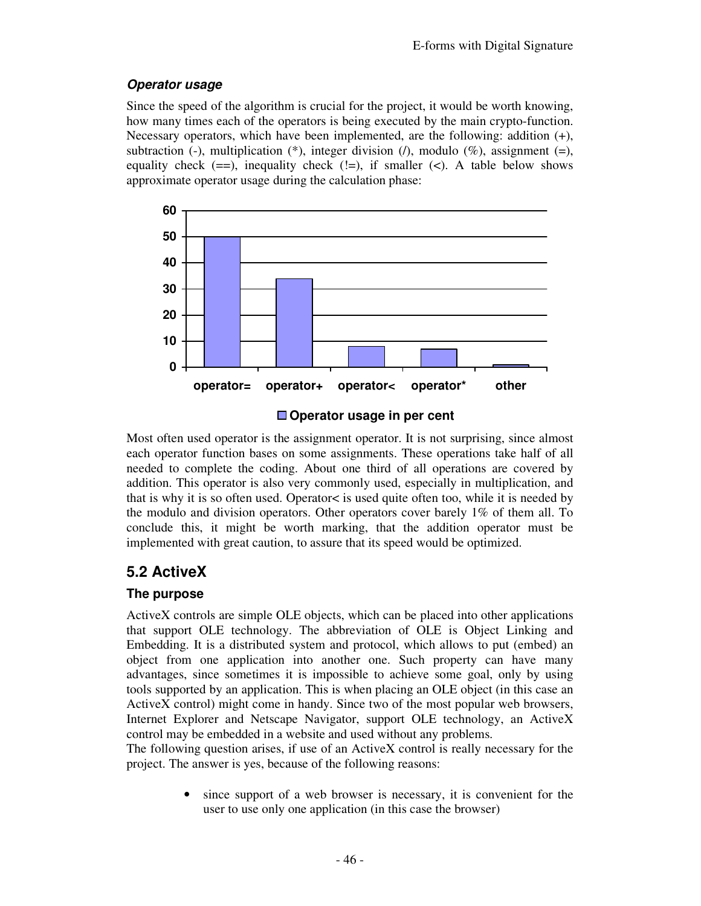#### *Operator usage*

Since the speed of the algorithm is crucial for the project, it would be worth knowing, how many times each of the operators is being executed by the main crypto-function. Necessary operators, which have been implemented, are the following: addition (+), subtraction (-), multiplication (*), integer division (/), modulo (%), assignment (=), equality check (==), inequality check (!=), if smaller (<). A table below shows approximate operator usage during the calculation phase:

| Operator | Operator usage in per cent |
|---|---|
| operator= | 50 |
| operator+ | 34 |
| operator< | 8 |
| operator* | 7 |
| other | 1 |

Most often used operator is the assignment operator. It is not surprising, since almost each operator function bases on some assignments. These operations take half of all needed to complete the coding. About one third of all operations are covered by addition. This operator is also very commonly used, especially in multiplication, and that is why it is so often used. Operator< is used quite often too, while it is needed by the modulo and division operators. Other operators cover barely 1% of them all. To conclude this, it might be worth marking, that the addition operator must be implemented with great caution, to assure that its speed would be optimized.

## 5.2 ActiveX

### The purpose

ActiveX controls are simple OLE objects, which can be placed into other applications that support OLE technology. The abbreviation of OLE is Object Linking and Embedding. It is a distributed system and protocol, which allows to put (embed) an object from one application into another one. Such property can have many advantages, since sometimes it is impossible to achieve some goal, only by using tools supported by an application. This is when placing an OLE object (in this case an ActiveX control) might come in handy. Since two of the most popular web browsers, Internet Explorer and Netscape Navigator, support OLE technology, an ActiveX control may be embedded in a website and used without any problems.

The following question arises, if use of an ActiveX control is really necessary for the project. The answer is yes, because of the following reasons:

- since support of a web browser is necessary, it is convenient for the user to use only one application (in this case the browser)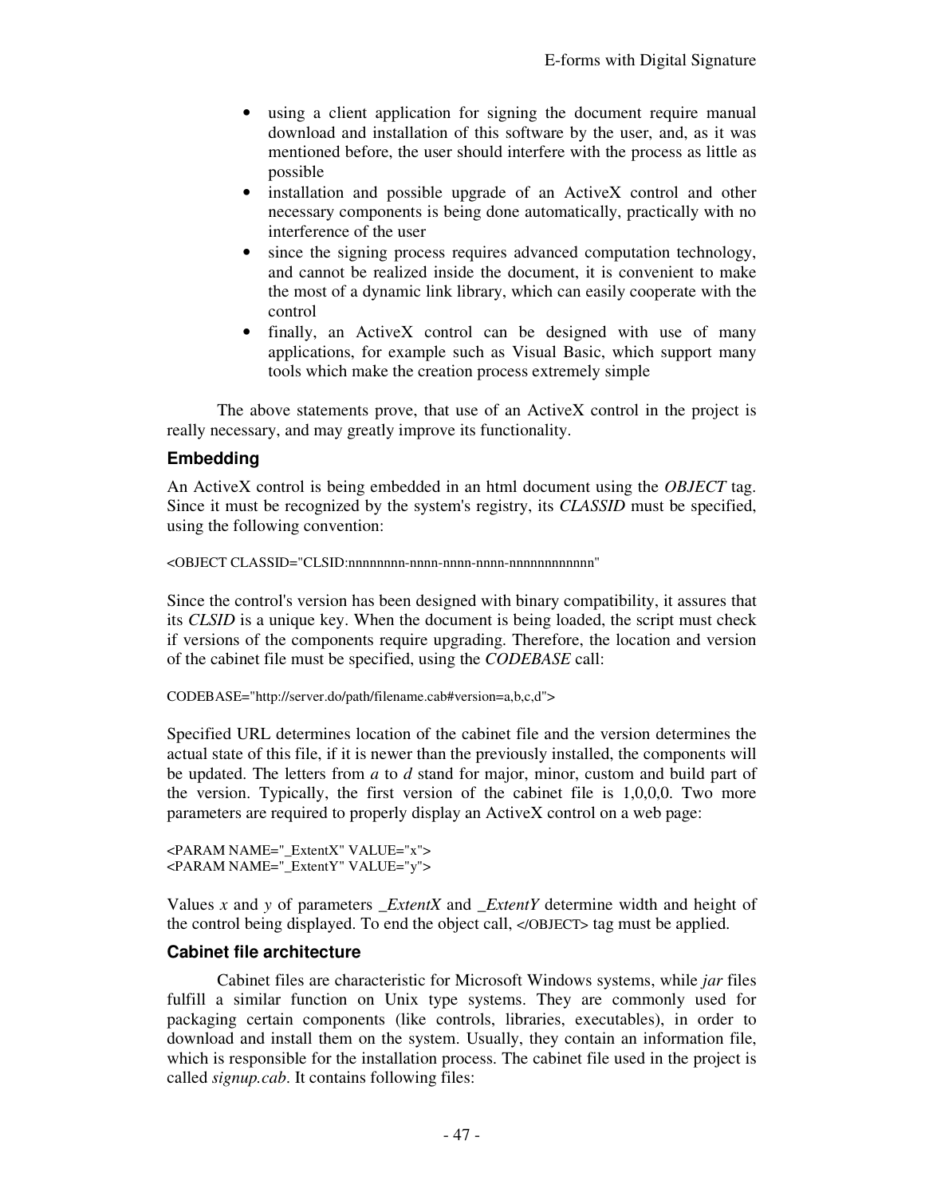- using a client application for signing the document require manual download and installation of this software by the user, and, as it was mentioned before, the user should interfere with the process as little as possible
- installation and possible upgrade of an ActiveX control and other necessary components is being done automatically, practically with no interference of the user
- since the signing process requires advanced computation technology, and cannot be realized inside the document, it is convenient to make the most of a dynamic link library, which can easily cooperate with the control
- finally, an ActiveX control can be designed with use of many applications, for example such as Visual Basic, which support many tools which make the creation process extremely simple

The above statements prove, that use of an ActiveX control in the project is really necessary, and may greatly improve its functionality.

### Embedding

An ActiveX control is being embedded in an html document using the *OBJECT* tag. Since it must be recognized by the system's registry, its *CLASSID* must be specified, using the following convention:

```
<OBJECT CLASSID="CLSID:nnnnnnnn-nnnn-nnnn-nnnn-nnnnnnnnnnnn"
```

Since the control's version has been designed with binary compatibility, it assures that its *CLSID* is a unique key. When the document is being loaded, the script must check if versions of the components require upgrading. Therefore, the location and version of the cabinet file must be specified, using the *CODEBASE* call:

```
CODEBASE="http://server.do/path/filename.cab#version=a,b,c,d">
```

Specified URL determines location of the cabinet file and the version determines the actual state of this file, if it is newer than the previously installed, the components will be updated. The letters from *a* to *d* stand for major, minor, custom and build part of the version. Typically, the first version of the cabinet file is 1,0,0,0. Two more parameters are required to properly display an ActiveX control on a web page:

```
<PARAM NAME="_ExtentX" VALUE="x">
<PARAM NAME="_ExtentY" VALUE="y">
```

Values *x* and *y* of parameters *_ExtentX* and *_ExtentY* determine width and height of the control being displayed. To end the object call, </OBJECT> tag must be applied.

### Cabinet file architecture

Cabinet files are characteristic for Microsoft Windows systems, while *jar* files fulfill a similar function on Unix type systems. They are commonly used for packaging certain components (like controls, libraries, executables), in order to download and install them on the system. Usually, they contain an information file, which is responsible for the installation process. The cabinet file used in the project is called *signup.cab*. It contains following files: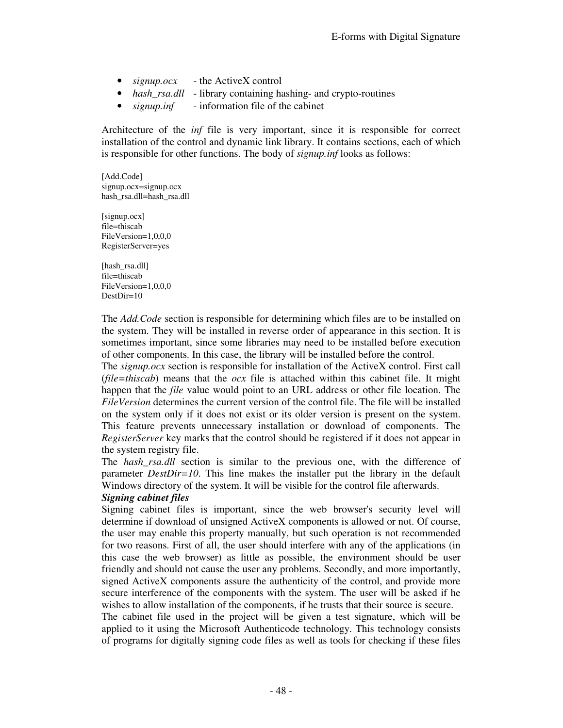- *signup.ocx* - the ActiveX control
- *hash_rsa.dll* - library containing hashing- and crypto-routines
- *signup.inf* - information file of the cabinet

Architecture of the *inf* file is very important, since it is responsible for correct installation of the control and dynamic link library. It contains sections, each of which is responsible for other functions. The body of *signup.inf* looks as follows:

```
[Add.Code]
signup.ocx=signup.ocx
hash_rsa.dll=hash_rsa.dll

[signup.ocx]
file=thiscab
FileVersion=1,0,0,0
RegisterServer=yes

[hash_rsa.dll]
file=thiscab
FileVersion=1,0,0,0
DestDir=10
```

The *Add.Code* section is responsible for determining which files are to be installed on the system. They will be installed in reverse order of appearance in this section. It is sometimes important, since some libraries may need to be installed before execution of other components. In this case, the library will be installed before the control.
The *signup.ocx* section is responsible for installation of the ActiveX control. First call (*file=thiscab*) means that the *ocx* file is attached within this cabinet file. It might happen that the *file* value would point to an URL address or other file location. The *FileVersion* determines the current version of the control file. The file will be installed on the system only if it does not exist or its older version is present on the system. This feature prevents unnecessary installation or download of components. The *RegisterServer* key marks that the control should be registered if it does not appear in the system registry file.
The *hash_rsa.dll* section is similar to the previous one, with the difference of parameter *DestDir=10*. This line makes the installer put the library in the default Windows directory of the system. It will be visible for the control file afterwards.

***Signing cabinet files***

Signing cabinet files is important, since the web browser's security level will determine if download of unsigned ActiveX components is allowed or not. Of course, the user may enable this property manually, but such operation is not recommended for two reasons. First of all, the user should interfere with any of the applications (in this case the web browser) as little as possible, the environment should be user friendly and should not cause the user any problems. Secondly, and more importantly, signed ActiveX components assure the authenticity of the control, and provide more secure interference of the components with the system. The user will be asked if he wishes to allow installation of the components, if he trusts that their source is secure.
The cabinet file used in the project will be given a test signature, which will be applied to it using the Microsoft Authenticode technology. This technology consists of programs for digitally signing code files as well as tools for checking if these files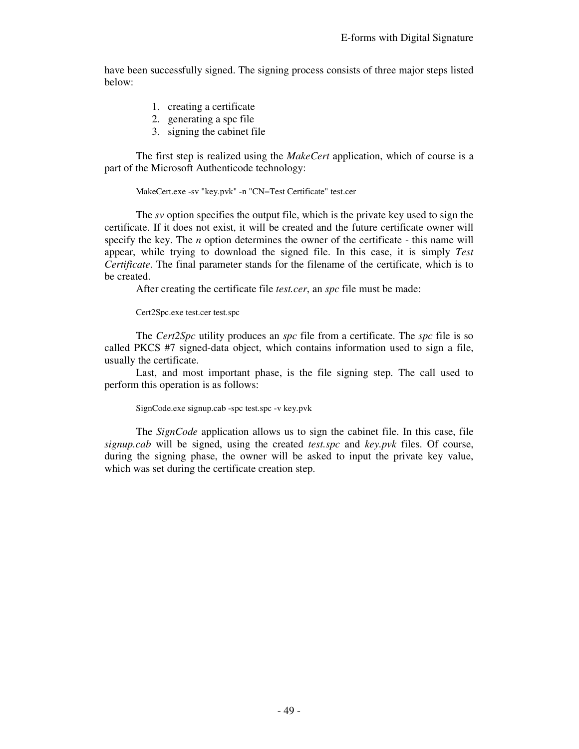have been successfully signed. The signing process consists of three major steps listed below:

1. creating a certificate
2. generating a spc file
3. signing the cabinet file

The first step is realized using the *MakeCert* application, which of course is a part of the Microsoft Authenticode technology:

```
MakeCert.exe -sv "key.pvk" -n "CN=Test Certificate" test.cer
```

The *sv* option specifies the output file, which is the private key used to sign the certificate. If it does not exist, it will be created and the future certificate owner will specify the key. The *n* option determines the owner of the certificate - this name will appear, while trying to download the signed file. In this case, it is simply *Test Certificate*. The final parameter stands for the filename of the certificate, which is to be created.

After creating the certificate file *test.cer*, an *spc* file must be made:

```
Cert2Spc.exe test.cer test.spc
```

The *Cert2Spc* utility produces an *spc* file from a certificate. The *spc* file is so called PKCS #7 signed-data object, which contains information used to sign a file, usually the certificate.

Last, and most important phase, is the file signing step. The call used to perform this operation is as follows:

```
SignCode.exe signup.cab -spc test.spc -v key.pvk
```

The *SignCode* application allows us to sign the cabinet file. In this case, file *signup.cab* will be signed, using the created *test.spc* and *key.pvk* files. Of course, during the signing phase, the owner will be asked to input the private key value, which was set during the certificate creation step.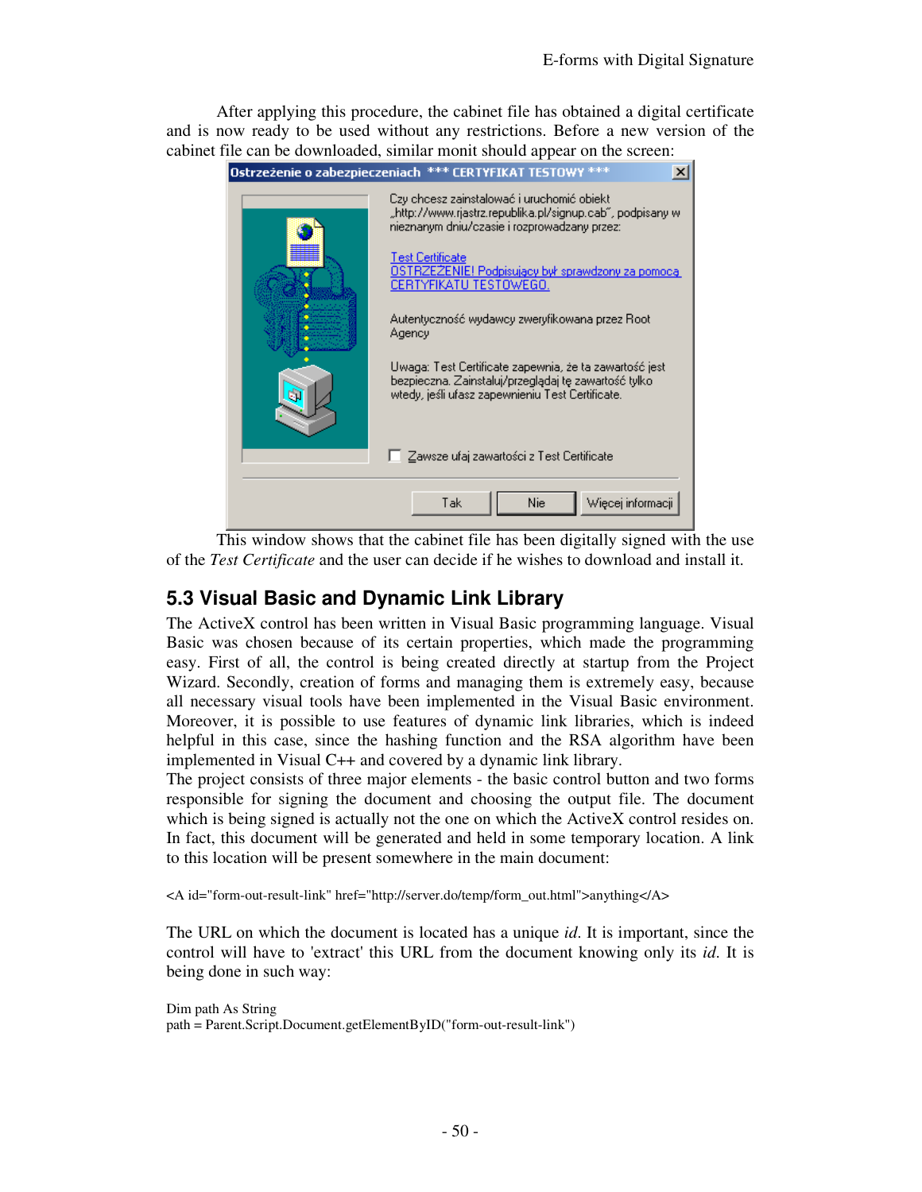After applying this procedure, the cabinet file has obtained a digital certificate and is now ready to be used without any restrictions. Before a new version of the cabinet file can be downloaded, similar monit should appear on the screen:

This window shows that the cabinet file has been digitally signed with the use of the *Test Certificate* and the user can decide if he wishes to download and install it.

## 5.3 Visual Basic and Dynamic Link Library

The ActiveX control has been written in Visual Basic programming language. Visual Basic was chosen because of its certain properties, which made the programming easy. First of all, the control is being created directly at startup from the Project Wizard. Secondly, creation of forms and managing them is extremely easy, because all necessary visual tools have been implemented in the Visual Basic environment. Moreover, it is possible to use features of dynamic link libraries, which is indeed helpful in this case, since the hashing function and the RSA algorithm have been implemented in Visual C++ and covered by a dynamic link library.

The project consists of three major elements - the basic control button and two forms responsible for signing the document and choosing the output file. The document which is being signed is actually not the one on which the ActiveX control resides on. In fact, this document will be generated and held in some temporary location. A link to this location will be present somewhere in the main document:

```
<A id="form-out-result-link" href="http://server.do/temp/form_out.html">anything</A>
```

The URL on which the document is located has a unique *id*. It is important, since the control will have to 'extract' this URL from the document knowing only its *id*. It is being done in such way:

```
Dim path As String
path = Parent.Script.Document.getElementByID("form-out-result-link")
```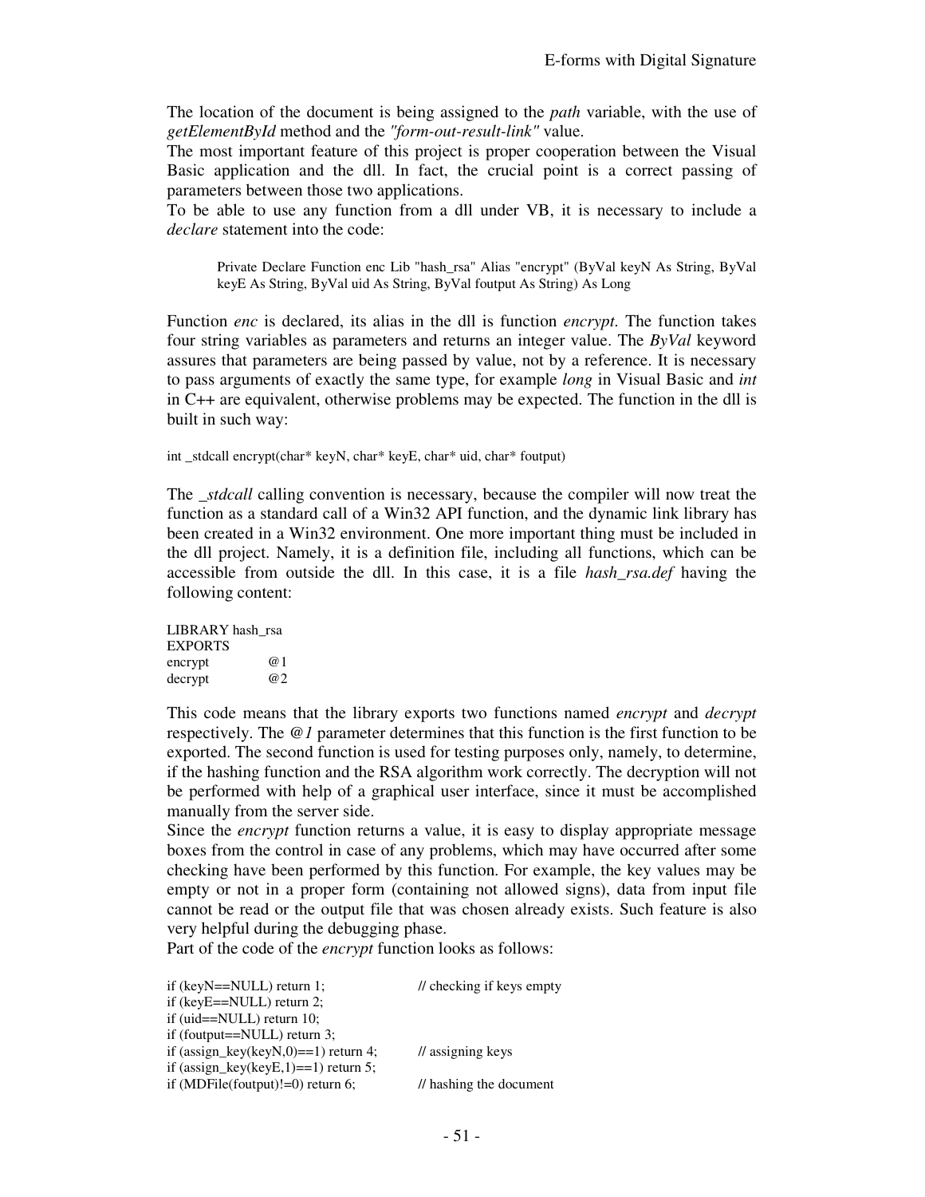The location of the document is being assigned to the *path* variable, with the use of *getElementById* method and the *"form-out-result-link"* value.
The most important feature of this project is proper cooperation between the Visual Basic application and the dll. In fact, the crucial point is a correct passing of parameters between those two applications.
To be able to use any function from a dll under VB, it is necessary to include a *declare* statement into the code:

```
Private Declare Function enc Lib "hash_rsa" Alias "encrypt" (ByVal keyN As String, ByVal keyE As String, ByVal uid As String, ByVal foutput As String) As Long
```

Function *enc* is declared, its alias in the dll is function *encrypt*. The function takes four string variables as parameters and returns an integer value. The *ByVal* keyword assures that parameters are being passed by value, not by a reference. It is necessary to pass arguments of exactly the same type, for example *long* in Visual Basic and *int* in C++ are equivalent, otherwise problems may be expected. The function in the dll is built in such way:

```
int _stdcall encrypt(char* keyN, char* keyE, char* uid, char* foutput)
```

The *_stdcall* calling convention is necessary, because the compiler will now treat the function as a standard call of a Win32 API function, and the dynamic link library has been created in a Win32 environment. One more important thing must be included in the dll project. Namely, it is a definition file, including all functions, which can be accessible from outside the dll. In this case, it is a file *hash_rsa.def* having the following content:

```
LIBRARY hash_rsa
EXPORTS
encrypt         @1
decrypt         @2
```

This code means that the library exports two functions named *encrypt* and *decrypt* respectively. The *@1* parameter determines that this function is the first function to be exported. The second function is used for testing purposes only, namely, to determine, if the hashing function and the RSA algorithm work correctly. The decryption will not be performed with help of a graphical user interface, since it must be accomplished manually from the server side.
Since the *encrypt* function returns a value, it is easy to display appropriate message boxes from the control in case of any problems, which may have occurred after some checking have been performed by this function. For example, the key values may be empty or not in a proper form (containing not allowed signs), data from input file cannot be read or the output file that was chosen already exists. Such feature is also very helpful during the debugging phase.
Part of the code of the *encrypt* function looks as follows:

```
if (keyN==NULL) return 1;               // checking if keys empty
if (keyE==NULL) return 2;
if (uid==NULL) return 10;
if (foutput==NULL) return 3;
if (assign_key(keyN,0)==1) return 4;    // assigning keys
if (assign_key(keyE,1)==1) return 5;
if (MDFile(foutput)!=0) return 6;       // hashing the document
```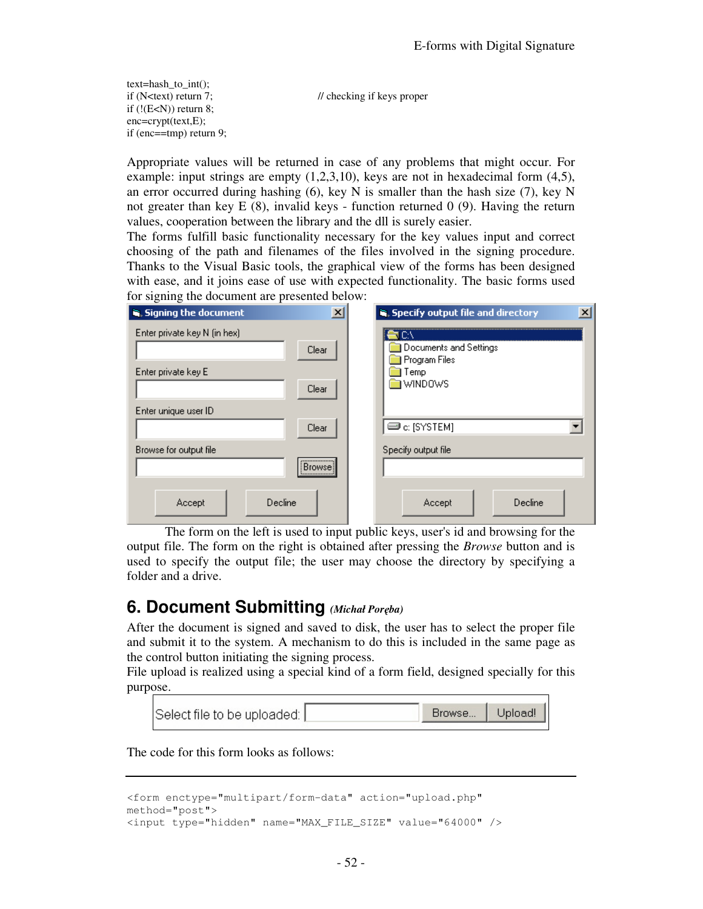```
text=hash_to_int();
if (N<text) return 7;          // checking if keys proper
if (!(E<N)) return 8;
enc=crypt(text,E);
if (enc==tmp) return 9;
```

Appropriate values will be returned in case of any problems that might occur. For example: input strings are empty (1,2,3,10), keys are not in hexadecimal form (4,5), an error occurred during hashing (6), key N is smaller than the hash size (7), key N not greater than key E (8), invalid keys - function returned 0 (9). Having the return values, cooperation between the library and the dll is surely easier.

The forms fulfill basic functionality necessary for the key values input and correct choosing of the path and filenames of the files involved in the signing procedure. Thanks to the Visual Basic tools, the graphical view of the forms has been designed with ease, and it joins ease of use with expected functionality. The basic forms used for signing the document are presented below:

The form on the left is used to input public keys, user's id and browsing for the output file. The form on the right is obtained after pressing the *Browse* button and is used to specify the output file; the user may choose the directory by specifying a folder and a drive.

## 6. Document Submitting *(Michał Poręba)*

After the document is signed and saved to disk, the user has to select the proper file and submit it to the system. A mechanism to do this is included in the same page as the control button initiating the signing process.

File upload is realized using a special kind of a form field, designed specially for this purpose.

The code for this form looks as follows:

```
<form enctype="multipart/form-data" action="upload.php"
method="post">
<input type="hidden" name="MAX_FILE_SIZE" value="64000" />
```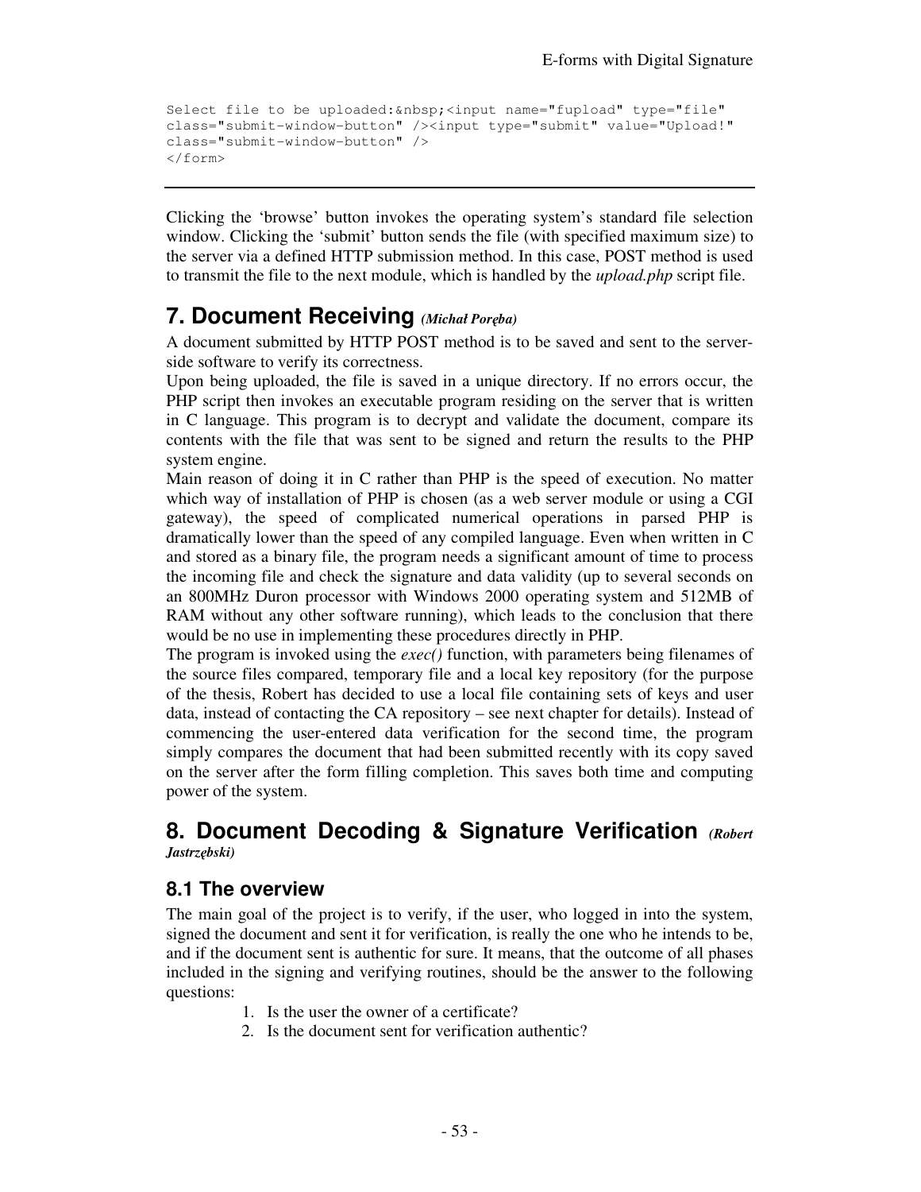```
Select file to be uploaded:&nbsp;<input name="fupload" type="file"
class="submit-window-button" /><input type="submit" value="Upload!"
class="submit-window-button" />
</form>
```

Clicking the ‘browse’ button invokes the operating system’s standard file selection window. Clicking the ‘submit’ button sends the file (with specified maximum size) to the server via a defined HTTP submission method. In this case, POST method is used to transmit the file to the next module, which is handled by the *upload.php* script file.

# 7. Document Receiving *(Michał Poręba)*

A document submitted by HTTP POST method is to be saved and sent to the server-side software to verify its correctness.

Upon being uploaded, the file is saved in a unique directory. If no errors occur, the PHP script then invokes an executable program residing on the server that is written in C language. This program is to decrypt and validate the document, compare its contents with the file that was sent to be signed and return the results to the PHP system engine.

Main reason of doing it in C rather than PHP is the speed of execution. No matter which way of installation of PHP is chosen (as a web server module or using a CGI gateway), the speed of complicated numerical operations in parsed PHP is dramatically lower than the speed of any compiled language. Even when written in C and stored as a binary file, the program needs a significant amount of time to process the incoming file and check the signature and data validity (up to several seconds on an 800MHz Duron processor with Windows 2000 operating system and 512MB of RAM without any other software running), which leads to the conclusion that there would be no use in implementing these procedures directly in PHP.

The program is invoked using the *exec()* function, with parameters being filenames of the source files compared, temporary file and a local key repository (for the purpose of the thesis, Robert has decided to use a local file containing sets of keys and user data, instead of contacting the CA repository – see next chapter for details). Instead of commencing the user-entered data verification for the second time, the program simply compares the document that had been submitted recently with its copy saved on the server after the form filling completion. This saves both time and computing power of the system.

# 8. Document Decoding & Signature Verification *(Robert Jastrzębski)*

## 8.1 The overview

The main goal of the project is to verify, if the user, who logged in into the system, signed the document and sent it for verification, is really the one who he intends to be, and if the document sent is authentic for sure. It means, that the outcome of all phases included in the signing and verifying routines, should be the answer to the following questions:

1. Is the user the owner of a certificate?
2. Is the document sent for verification authentic?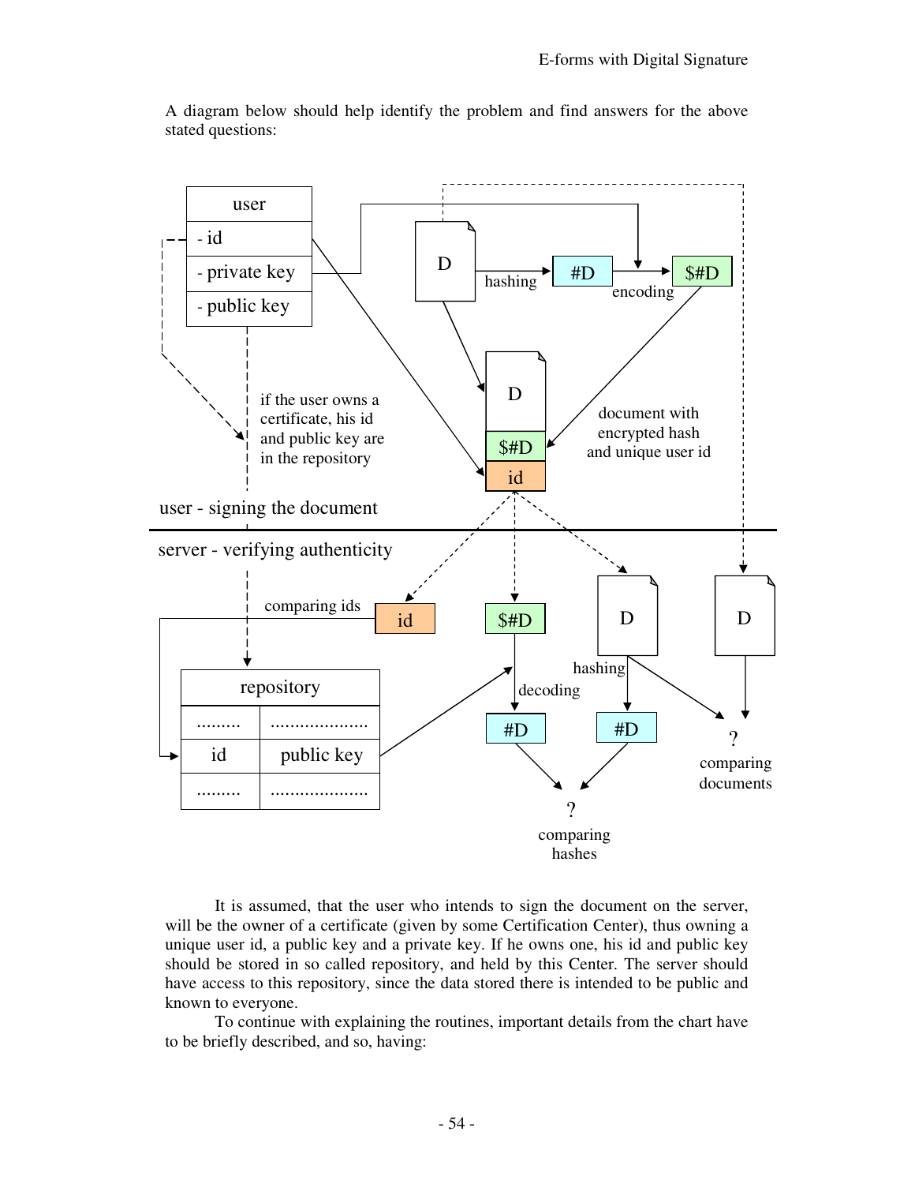A diagram below should help identify the problem and find answers for the above stated questions:

user - signing the document

if the user owns a certificate, his id and public key are in the repository

document with encrypted hash and unique user id

server - verifying authenticity

comparing ids

decoding

hashing

comparing hashes

comparing documents

It is assumed, that the user who intends to sign the document on the server, will be the owner of a certificate (given by some Certification Center), thus owning a unique user id, a public key and a private key. If he owns one, his id and public key should be stored in so called repository, and held by this Center. The server should have access to this repository, since the data stored there is intended to be public and known to everyone.

To continue with explaining the routines, important details from the chart have to be briefly described, and so, having: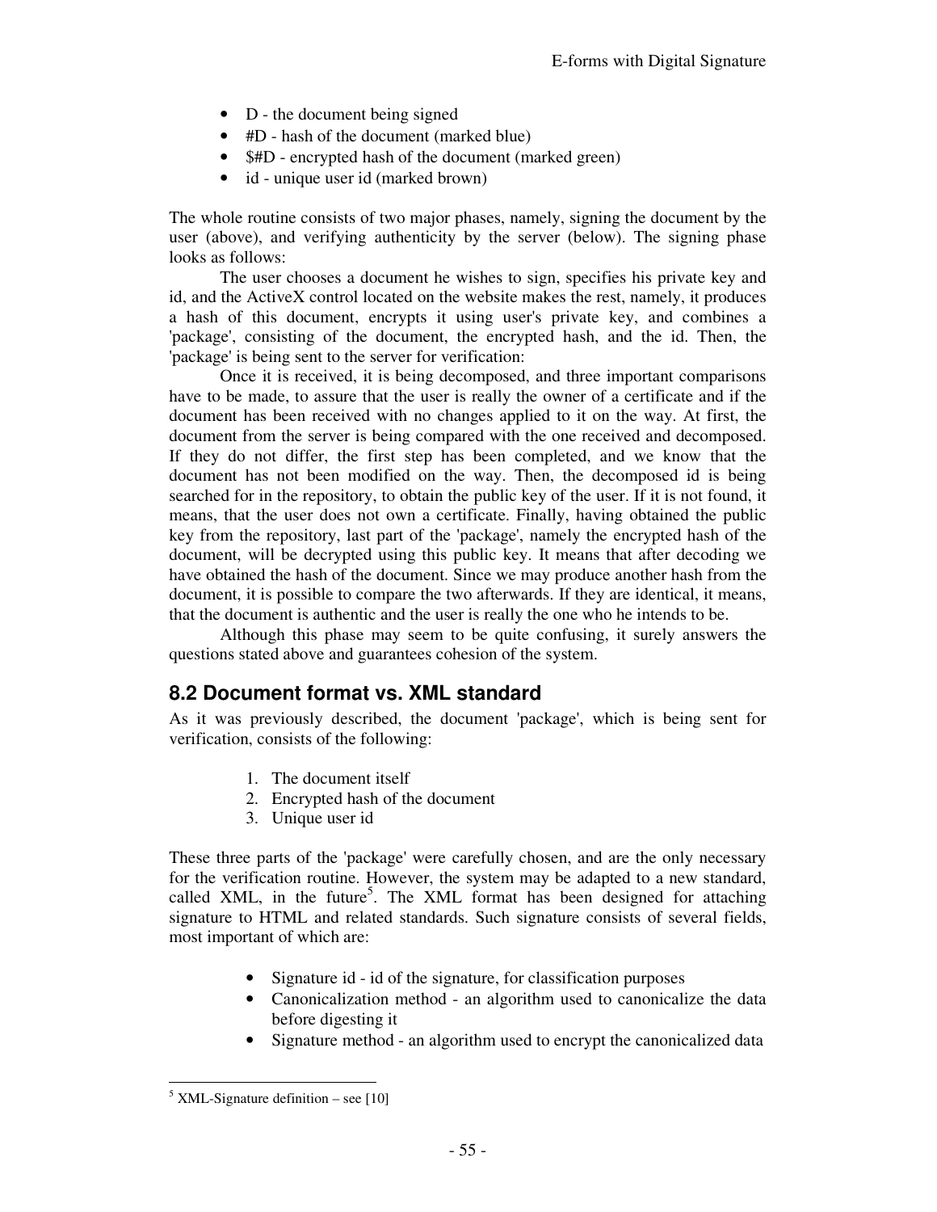- D - the document being signed
- #D - hash of the document (marked blue)
- $#D - encrypted hash of the document (marked green)
- id - unique user id (marked brown)

The whole routine consists of two major phases, namely, signing the document by the user (above), and verifying authenticity by the server (below). The signing phase looks as follows:

The user chooses a document he wishes to sign, specifies his private key and id, and the ActiveX control located on the website makes the rest, namely, it produces a hash of this document, encrypts it using user's private key, and combines a 'package', consisting of the document, the encrypted hash, and the id. Then, the 'package' is being sent to the server for verification:

Once it is received, it is being decomposed, and three important comparisons have to be made, to assure that the user is really the owner of a certificate and if the document has been received with no changes applied to it on the way. At first, the document from the server is being compared with the one received and decomposed. If they do not differ, the first step has been completed, and we know that the document has not been modified on the way. Then, the decomposed id is being searched for in the repository, to obtain the public key of the user. If it is not found, it means, that the user does not own a certificate. Finally, having obtained the public key from the repository, last part of the 'package', namely the encrypted hash of the document, will be decrypted using this public key. It means that after decoding we have obtained the hash of the document. Since we may produce another hash from the document, it is possible to compare the two afterwards. If they are identical, it means, that the document is authentic and the user is really the one who he intends to be.

Although this phase may seem to be quite confusing, it surely answers the questions stated above and guarantees cohesion of the system.

## 8.2 Document format vs. XML standard

As it was previously described, the document 'package', which is being sent for verification, consists of the following:

1. The document itself
2. Encrypted hash of the document
3. Unique user id

These three parts of the 'package' were carefully chosen, and are the only necessary for the verification routine. However, the system may be adapted to a new standard, called XML, in the future[5]. The XML format has been designed for attaching signature to HTML and related standards. Such signature consists of several fields, most important of which are:

- Signature id - id of the signature, for classification purposes
- Canonicalization method - an algorithm used to canonicalize the data before digesting it
- Signature method - an algorithm used to encrypt the canonicalized data

[5] XML-Signature definition – see [10]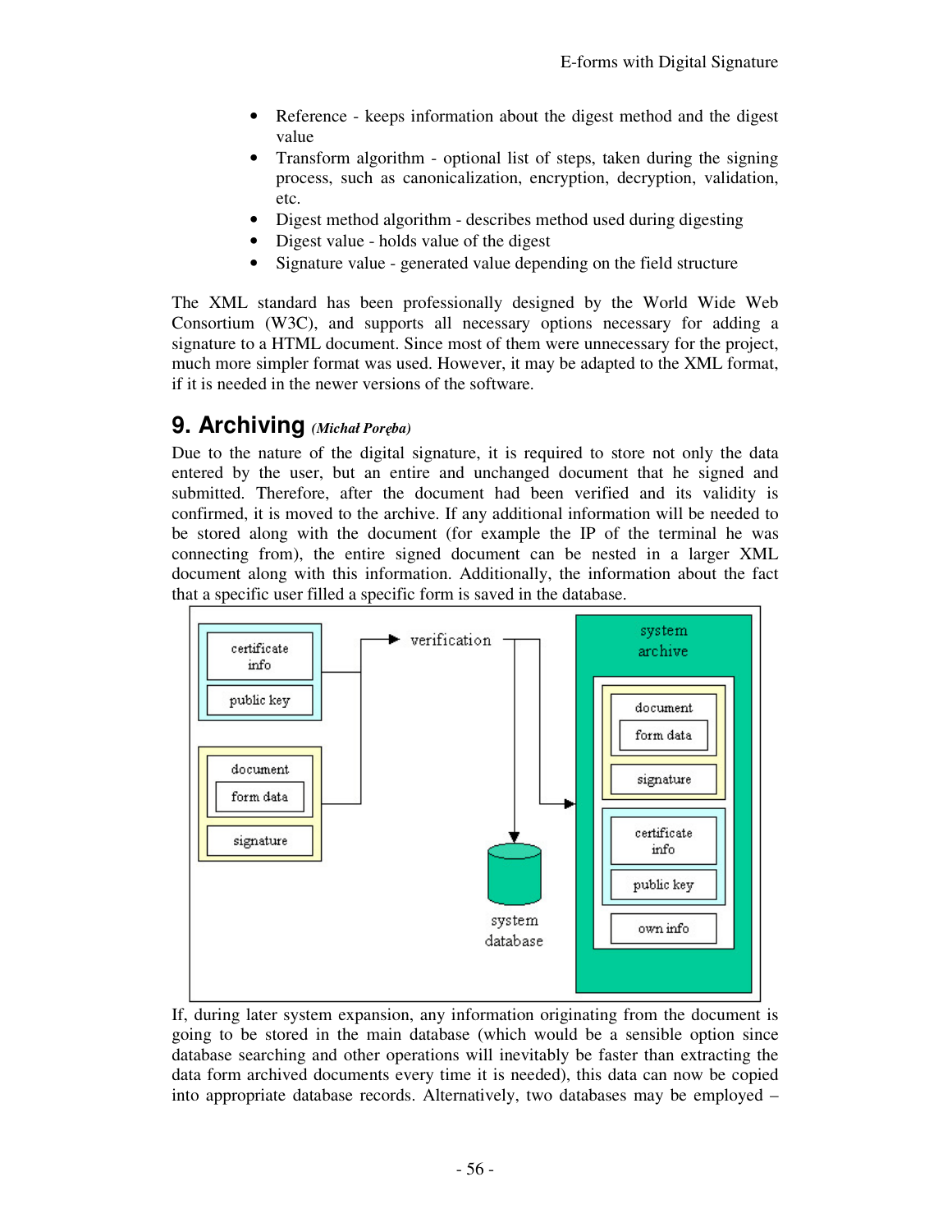- Reference - keeps information about the digest method and the digest value
- Transform algorithm - optional list of steps, taken during the signing process, such as canonicalization, encryption, decryption, validation, etc.
- Digest method algorithm - describes method used during digesting
- Digest value - holds value of the digest
- Signature value - generated value depending on the field structure

The XML standard has been professionally designed by the World Wide Web Consortium (W3C), and supports all necessary options necessary for adding a signature to a HTML document. Since most of them were unnecessary for the project, much more simpler format was used. However, it may be adapted to the XML format, if it is needed in the newer versions of the software.

## 9. Archiving *(Michał Poręba)*

Due to the nature of the digital signature, it is required to store not only the data entered by the user, but an entire and unchanged document that he signed and submitted. Therefore, after the document had been verified and its validity is confirmed, it is moved to the archive. If any additional information will be needed to be stored along with the document (for example the IP of the terminal he was connecting from), the entire signed document can be nested in a larger XML document along with this information. Additionally, the information about the fact that a specific user filled a specific form is saved in the database.

If, during later system expansion, any information originating from the document is going to be stored in the main database (which would be a sensible option since database searching and other operations will inevitably be faster than extracting the data form archived documents every time it is needed), this data can now be copied into appropriate database records. Alternatively, two databases may be employed –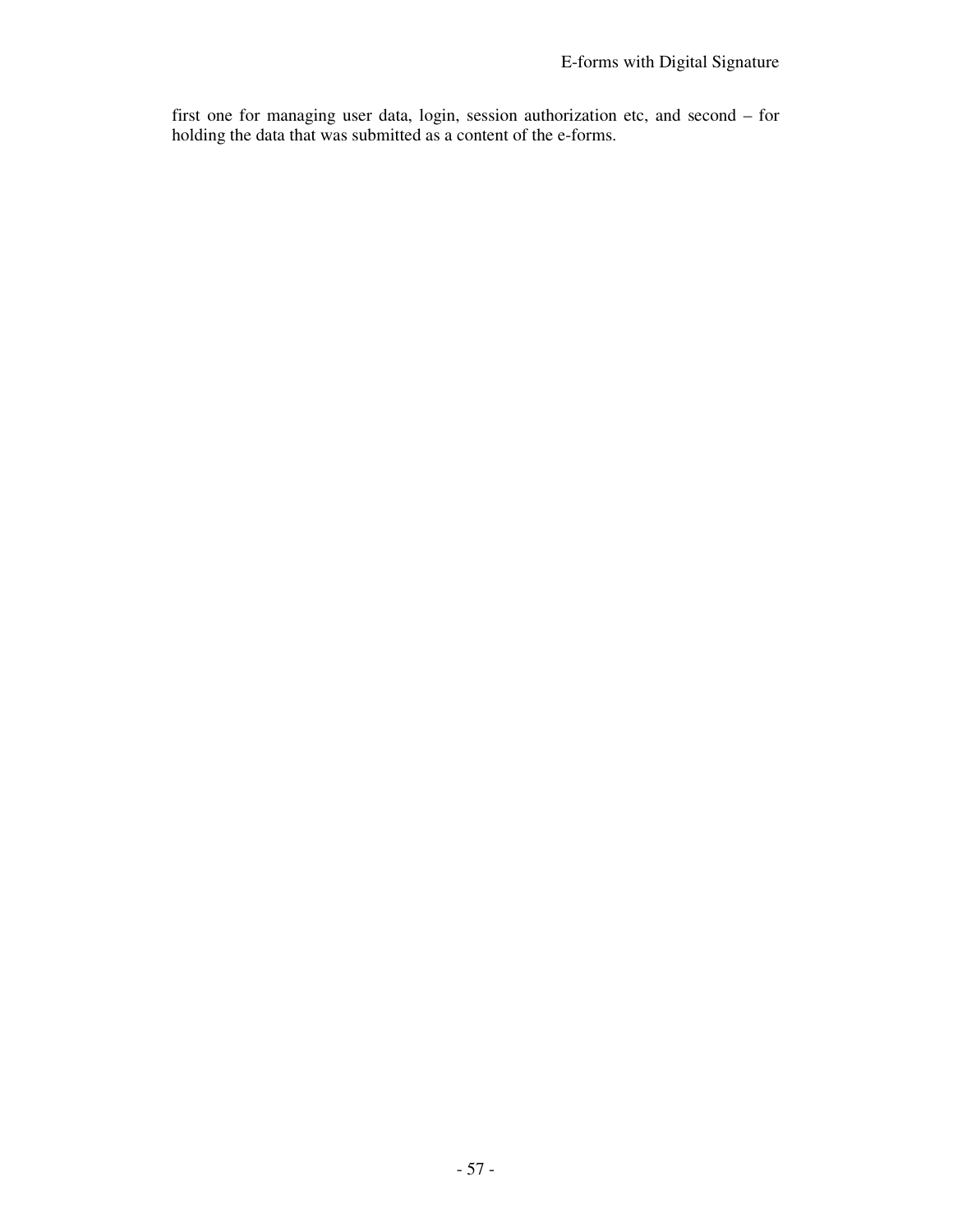first one for managing user data, login, session authorization etc, and second – for holding the data that was submitted as a content of the e-forms.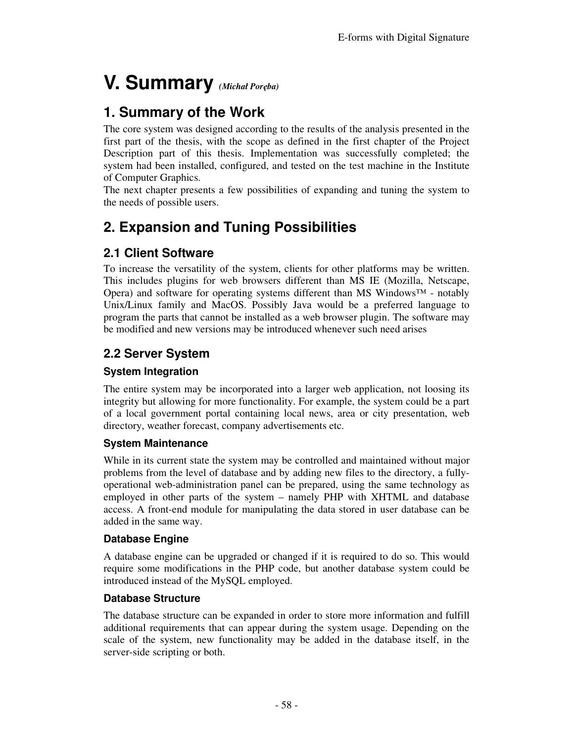# V. Summary *(Michał Poręba)*

## 1. Summary of the Work

The core system was designed according to the results of the analysis presented in the first part of the thesis, with the scope as defined in the first chapter of the Project Description part of this thesis. Implementation was successfully completed; the system had been installed, configured, and tested on the test machine in the Institute of Computer Graphics.

The next chapter presents a few possibilities of expanding and tuning the system to the needs of possible users.

## 2. Expansion and Tuning Possibilities

### 2.1 Client Software

To increase the versatility of the system, clients for other platforms may be written. This includes plugins for web browsers different than MS IE (Mozilla, Netscape, Opera) and software for operating systems different than MS Windows™ - notably Unix/Linux family and MacOS. Possibly Java would be a preferred language to program the parts that cannot be installed as a web browser plugin. The software may be modified and new versions may be introduced whenever such need arises

### 2.2 Server System

#### System Integration

The entire system may be incorporated into a larger web application, not loosing its integrity but allowing for more functionality. For example, the system could be a part of a local government portal containing local news, area or city presentation, web directory, weather forecast, company advertisements etc.

#### System Maintenance

While in its current state the system may be controlled and maintained without major problems from the level of database and by adding new files to the directory, a fully-operational web-administration panel can be prepared, using the same technology as employed in other parts of the system – namely PHP with XHTML and database access. A front-end module for manipulating the data stored in user database can be added in the same way.

#### Database Engine

A database engine can be upgraded or changed if it is required to do so. This would require some modifications in the PHP code, but another database system could be introduced instead of the MySQL employed.

#### Database Structure

The database structure can be expanded in order to store more information and fulfill additional requirements that can appear during the system usage. Depending on the scale of the system, new functionality may be added in the database itself, in the server-side scripting or both.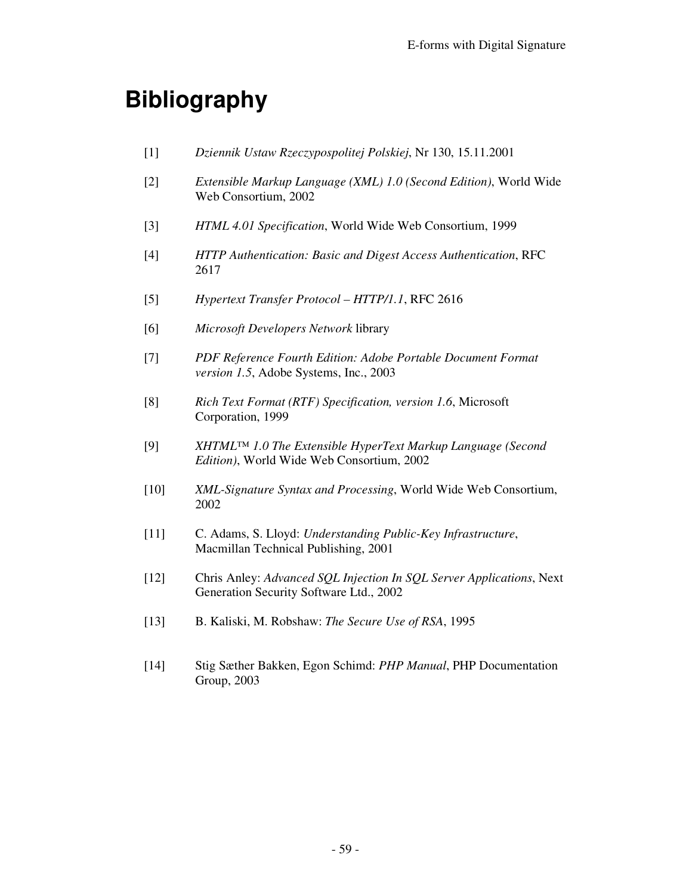# Bibliography

[1] *Dziennik Ustaw Rzeczypospolitej Polskiej*, Nr 130, 15.11.2001

[2] *Extensible Markup Language (XML) 1.0 (Second Edition)*, World Wide Web Consortium, 2002

[3] *HTML 4.01 Specification*, World Wide Web Consortium, 1999

[4] *HTTP Authentication: Basic and Digest Access Authentication*, RFC 2617

[5] *Hypertext Transfer Protocol – HTTP/1.1*, RFC 2616

[6] *Microsoft Developers Network* library

[7] *PDF Reference Fourth Edition: Adobe Portable Document Format version 1.5*, Adobe Systems, Inc., 2003

[8] *Rich Text Format (RTF) Specification, version 1.6*, Microsoft Corporation, 1999

[9] *XHTML™ 1.0 The Extensible HyperText Markup Language (Second Edition)*, World Wide Web Consortium, 2002

[10] *XML-Signature Syntax and Processing*, World Wide Web Consortium, 2002

[11] C. Adams, S. Lloyd: *Understanding Public-Key Infrastructure*, Macmillan Technical Publishing, 2001

[12] Chris Anley: *Advanced SQL Injection In SQL Server Applications*, Next Generation Security Software Ltd., 2002

[13] B. Kaliski, M. Robshaw: *The Secure Use of RSA*, 1995

[14] Stig Sæther Bakken, Egon Schimd: *PHP Manual*, PHP Documentation Group, 2003